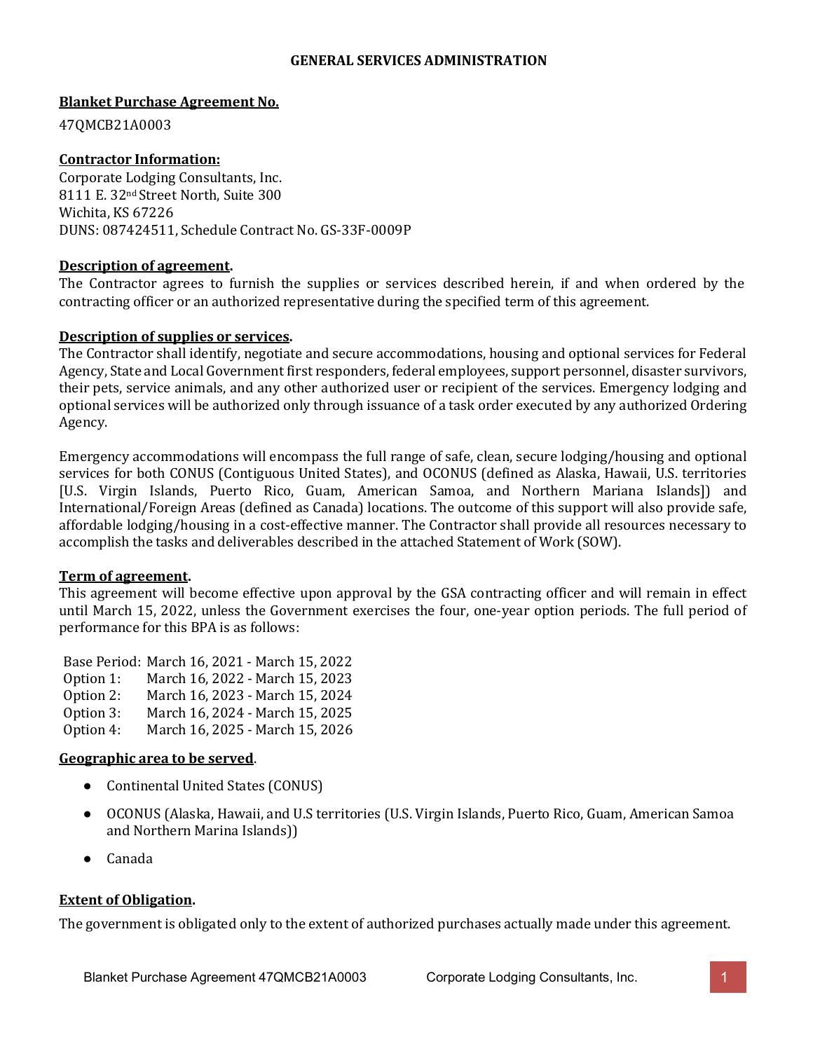# GENERAL SERVICES ADMINISTRATION

**Blanket Purchase Agreement No.**

47QMCB21A0003

**Contractor Information:**

Corporate Lodging Consultants, Inc.
8111 E. 32nd Street North, Suite 300
Wichita, KS 67226
DUNS: 087424511, Schedule Contract No. GS-33F-0009P

**Description of agreement.**

The Contractor agrees to furnish the supplies or services described herein, if and when ordered by the contracting officer or an authorized representative during the specified term of this agreement.

**Description of supplies or services.**

The Contractor shall identify, negotiate and secure accommodations, housing and optional services for Federal Agency, State and Local Government first responders, federal employees, support personnel, disaster survivors, their pets, service animals, and any other authorized user or recipient of the services. Emergency lodging and optional services will be authorized only through issuance of a task order executed by any authorized Ordering Agency.

Emergency accommodations will encompass the full range of safe, clean, secure lodging/housing and optional services for both CONUS (Contiguous United States), and OCONUS (defined as Alaska, Hawaii, U.S. territories [U.S. Virgin Islands, Puerto Rico, Guam, American Samoa, and Northern Mariana Islands]) and International/Foreign Areas (defined as Canada) locations. The outcome of this support will also provide safe, affordable lodging/housing in a cost-effective manner. The Contractor shall provide all resources necessary to accomplish the tasks and deliverables described in the attached Statement of Work (SOW).

**Term of agreement.**

This agreement will become effective upon approval by the GSA contracting officer and will remain in effect until March 15, 2022, unless the Government exercises the four, one-year option periods. The full period of performance for this BPA is as follows:

| | |
|---|---|
| Base Period: | March 16, 2021 - March 15, 2022 |
| Option 1: | March 16, 2022 - March 15, 2023 |
| Option 2: | March 16, 2023 - March 15, 2024 |
| Option 3: | March 16, 2024 - March 15, 2025 |
| Option 4: | March 16, 2025 - March 15, 2026 |

**Geographic area to be served.**

- Continental United States (CONUS)
- OCONUS (Alaska, Hawaii, and U.S territories (U.S. Virgin Islands, Puerto Rico, Guam, American Samoa and Northern Marina Islands))
- Canada

**Extent of Obligation.**

The government is obligated only to the extent of authorized purchases actually made under this agreement.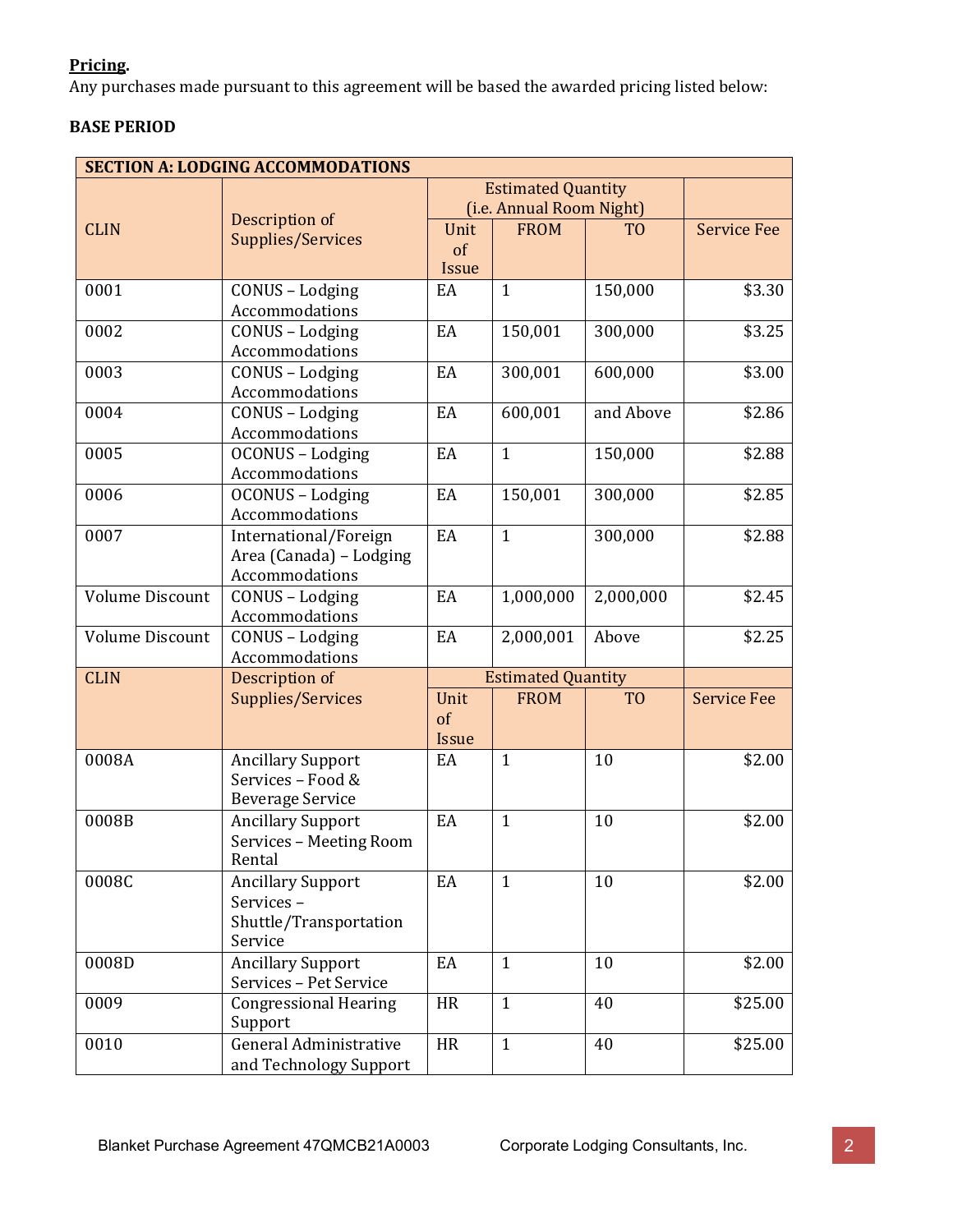**Pricing.**
Any purchases made pursuant to this agreement will be based the awarded pricing listed below:

**BASE PERIOD**

| SECTION A: LODGING ACCOMMODATIONS | | | | | |
|---|---|---|---|---|---|
| CLIN | Description of Supplies/Services | Estimated Quantity (i.e. Annual Room Night) | | | Service Fee |
| | | Unit of Issue | FROM | TO | |
| 0001 | CONUS – Lodging Accommodations | EA | 1 | 150,000 | $3.30 |
| 0002 | CONUS – Lodging Accommodations | EA | 150,001 | 300,000 | $3.25 |
| 0003 | CONUS – Lodging Accommodations | EA | 300,001 | 600,000 | $3.00 |
| 0004 | CONUS – Lodging Accommodations | EA | 600,001 | and Above | $2.86 |
| 0005 | OCONUS – Lodging Accommodations | EA | 1 | 150,000 | $2.88 |
| 0006 | OCONUS – Lodging Accommodations | EA | 150,001 | 300,000 | $2.85 |
| 0007 | International/Foreign Area (Canada) – Lodging Accommodations | EA | 1 | 300,000 | $2.88 |
| Volume Discount | CONUS – Lodging Accommodations | EA | 1,000,000 | 2,000,000 | $2.45 |
| Volume Discount | CONUS – Lodging Accommodations | EA | 2,000,001 | Above | $2.25 |
| CLIN | Description of Supplies/Services | Estimated Quantity | | | |
| | | Unit of Issue | FROM | TO | Service Fee |
| 0008A | Ancillary Support Services – Food & Beverage Service | EA | 1 | 10 | $2.00 |
| 0008B | Ancillary Support Services – Meeting Room Rental | EA | 1 | 10 | $2.00 |
| 0008C | Ancillary Support Services – Shuttle/Transportation Service | EA | 1 | 10 | $2.00 |
| 0008D | Ancillary Support Services – Pet Service | EA | 1 | 10 | $2.00 |
| 0009 | Congressional Hearing Support | HR | 1 | 40 | $25.00 |
| 0010 | General Administrative and Technology Support | HR | 1 | 40 | $25.00 |

Blanket Purchase Agreement 47QMCB21A0003 Corporate Lodging Consultants, Inc.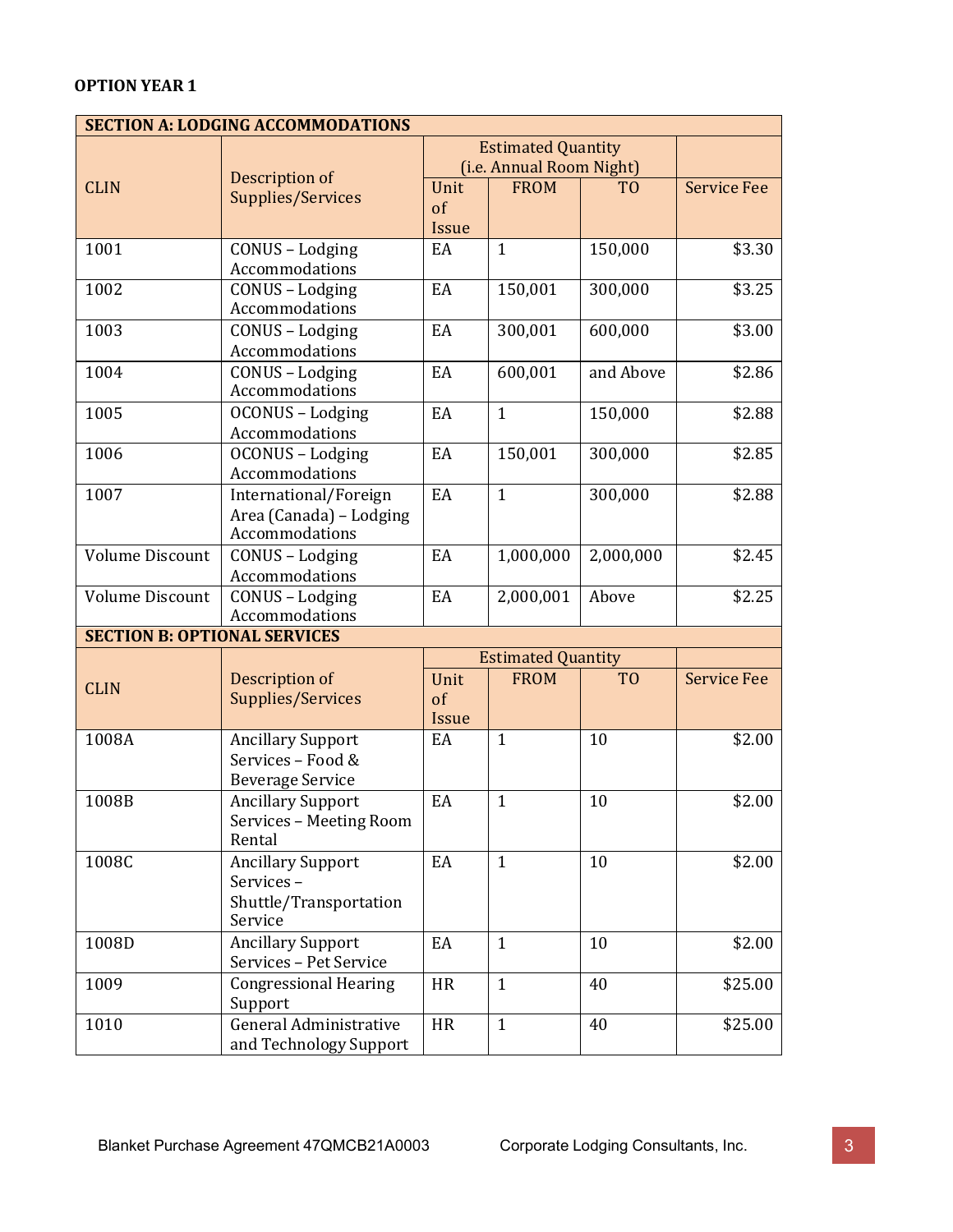**OPTION YEAR 1**

| **SECTION A: LODGING ACCOMMODATIONS** | | | | | |
|---|---|---|---|---|---|
| CLIN | Description of Supplies/Services | Estimated Quantity (i.e. Annual Room Night) | | | Service Fee |
| | | Unit of Issue | FROM | TO | |
| 1001 | CONUS – Lodging Accommodations | EA | 1 | 150,000 | $3.30 |
| 1002 | CONUS – Lodging Accommodations | EA | 150,001 | 300,000 | $3.25 |
| 1003 | CONUS – Lodging Accommodations | EA | 300,001 | 600,000 | $3.00 |
| 1004 | CONUS – Lodging Accommodations | EA | 600,001 | and Above | $2.86 |
| 1005 | OCONUS – Lodging Accommodations | EA | 1 | 150,000 | $2.88 |
| 1006 | OCONUS – Lodging Accommodations | EA | 150,001 | 300,000 | $2.85 |
| 1007 | International/Foreign Area (Canada) – Lodging Accommodations | EA | 1 | 300,000 | $2.88 |
| Volume Discount | CONUS – Lodging Accommodations | EA | 1,000,000 | 2,000,000 | $2.45 |
| Volume Discount | CONUS – Lodging Accommodations | EA | 2,000,001 | Above | $2.25 |

| **SECTION B: OPTIONAL SERVICES** | | | | | |
|---|---|---|---|---|---|
| CLIN | Description of Supplies/Services | Estimated Quantity | | | Service Fee |
| | | Unit of Issue | FROM | TO | |
| 1008A | Ancillary Support Services – Food & Beverage Service | EA | 1 | 10 | $2.00 |
| 1008B | Ancillary Support Services – Meeting Room Rental | EA | 1 | 10 | $2.00 |
| 1008C | Ancillary Support Services – Shuttle/Transportation Service | EA | 1 | 10 | $2.00 |
| 1008D | Ancillary Support Services – Pet Service | EA | 1 | 10 | $2.00 |
| 1009 | Congressional Hearing Support | HR | 1 | 40 | $25.00 |
| 1010 | General Administrative and Technology Support | HR | 1 | 40 | $25.00 |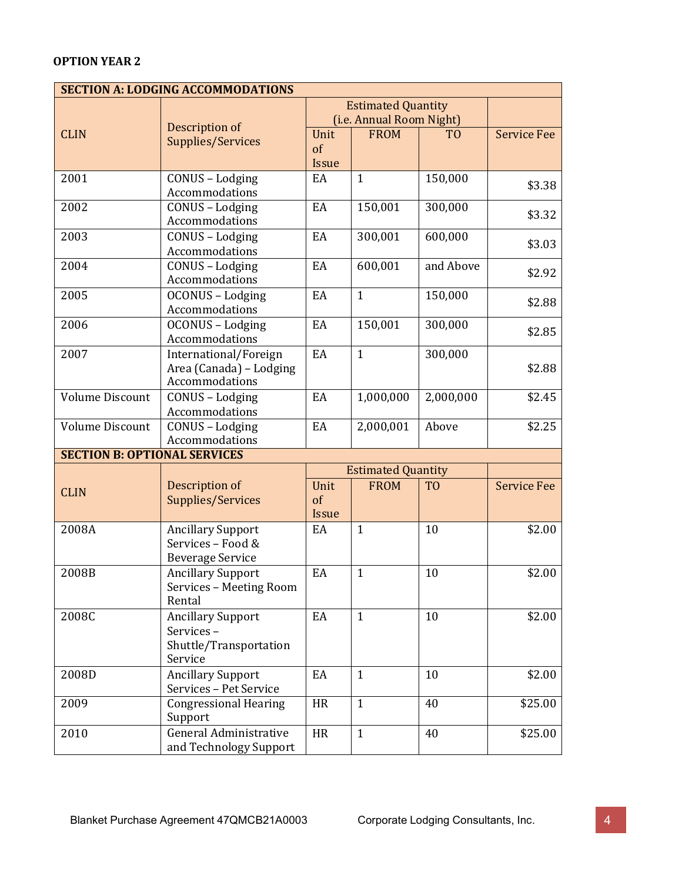**OPTION YEAR 2**

| SECTION A: LODGING ACCOMMODATIONS | | | | | |
|---|---|---|---|---|---|
| CLIN | Description of Supplies/Services | Estimated Quantity (i.e. Annual Room Night) | | | Service Fee |
| | | Unit of Issue | FROM | TO | |
| 2001 | CONUS – Lodging Accommodations | EA | 1 | 150,000 | $3.38 |
| 2002 | CONUS – Lodging Accommodations | EA | 150,001 | 300,000 | $3.32 |
| 2003 | CONUS – Lodging Accommodations | EA | 300,001 | 600,000 | $3.03 |
| 2004 | CONUS – Lodging Accommodations | EA | 600,001 | and Above | $2.92 |
| 2005 | OCONUS – Lodging Accommodations | EA | 1 | 150,000 | $2.88 |
| 2006 | OCONUS – Lodging Accommodations | EA | 150,001 | 300,000 | $2.85 |
| 2007 | International/Foreign Area (Canada) – Lodging Accommodations | EA | 1 | 300,000 | $2.88 |
| Volume Discount | CONUS – Lodging Accommodations | EA | 1,000,000 | 2,000,000 | $2.45 |
| Volume Discount | CONUS – Lodging Accommodations | EA | 2,000,001 | Above | $2.25 |
| **SECTION B: OPTIONAL SERVICES** | | | | | |
| CLIN | Description of Supplies/Services | Estimated Quantity | | | Service Fee |
| | | Unit of Issue | FROM | TO | |
| 2008A | Ancillary Support Services – Food & Beverage Service | EA | 1 | 10 | $2.00 |
| 2008B | Ancillary Support Services – Meeting Room Rental | EA | 1 | 10 | $2.00 |
| 2008C | Ancillary Support Services – Shuttle/Transportation Service | EA | 1 | 10 | $2.00 |
| 2008D | Ancillary Support Services – Pet Service | EA | 1 | 10 | $2.00 |
| 2009 | Congressional Hearing Support | HR | 1 | 40 | $25.00 |
| 2010 | General Administrative and Technology Support | HR | 1 | 40 | $25.00 |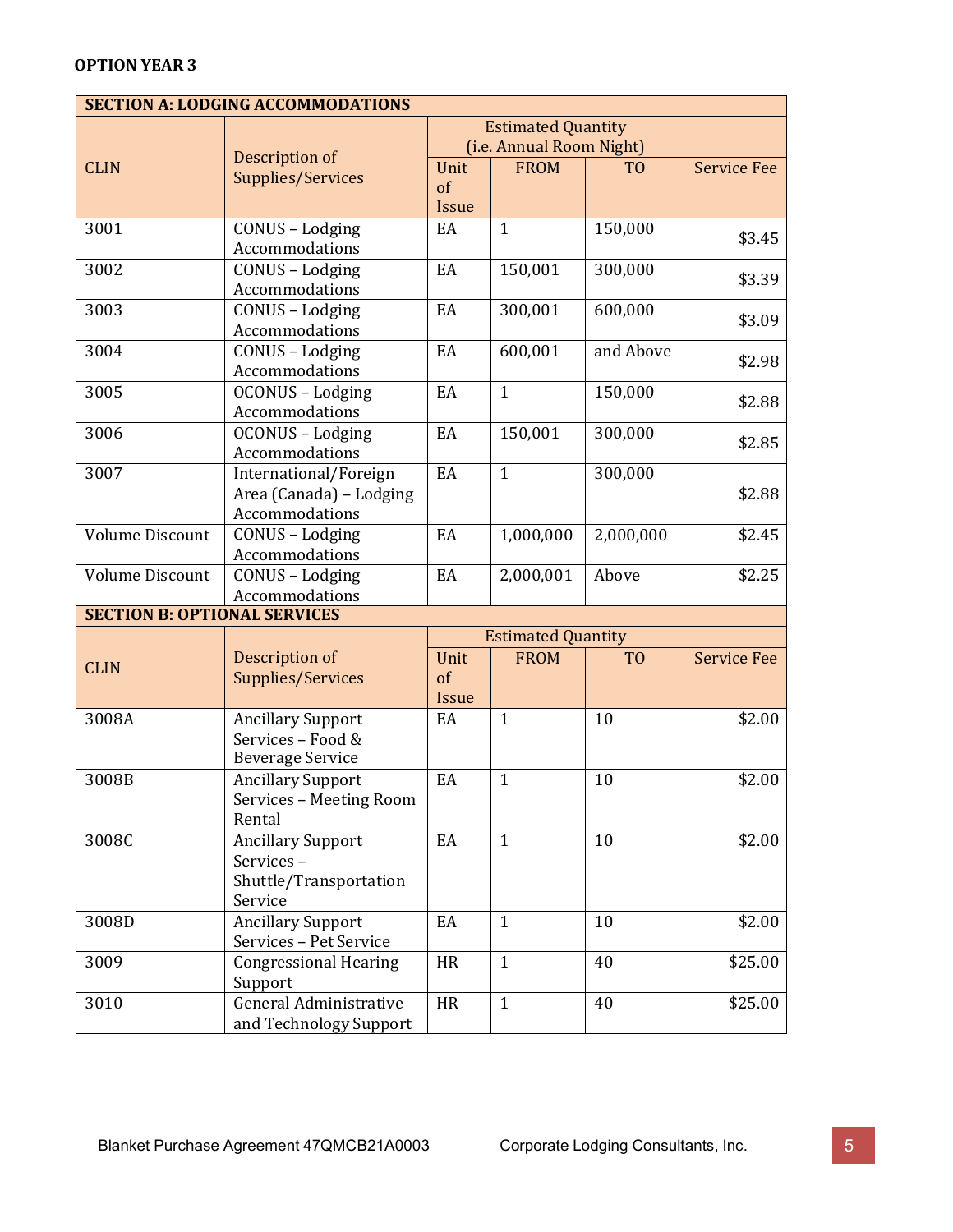**OPTION YEAR 3**

| SECTION A: LODGING ACCOMMODATIONS | | | | | |
|---|---|---|---|---|---|
| CLIN | Description of Supplies/Services | Estimated Quantity (i.e. Annual Room Night) | | | Service Fee |
| | | Unit of Issue | FROM | TO | |
| 3001 | CONUS – Lodging Accommodations | EA | 1 | 150,000 | $3.45 |
| 3002 | CONUS – Lodging Accommodations | EA | 150,001 | 300,000 | $3.39 |
| 3003 | CONUS – Lodging Accommodations | EA | 300,001 | 600,000 | $3.09 |
| 3004 | CONUS – Lodging Accommodations | EA | 600,001 | and Above | $2.98 |
| 3005 | OCONUS – Lodging Accommodations | EA | 1 | 150,000 | $2.88 |
| 3006 | OCONUS – Lodging Accommodations | EA | 150,001 | 300,000 | $2.85 |
| 3007 | International/Foreign Area (Canada) – Lodging Accommodations | EA | 1 | 300,000 | $2.88 |
| Volume Discount | CONUS – Lodging Accommodations | EA | 1,000,000 | 2,000,000 | $2.45 |
| Volume Discount | CONUS – Lodging Accommodations | EA | 2,000,001 | Above | $2.25 |
| **SECTION B: OPTIONAL SERVICES** | | | | | |
| CLIN | Description of Supplies/Services | Estimated Quantity | | | Service Fee |
| | | Unit of Issue | FROM | TO | |
| 3008A | Ancillary Support Services – Food & Beverage Service | EA | 1 | 10 | $2.00 |
| 3008B | Ancillary Support Services – Meeting Room Rental | EA | 1 | 10 | $2.00 |
| 3008C | Ancillary Support Services – Shuttle/Transportation Service | EA | 1 | 10 | $2.00 |
| 3008D | Ancillary Support Services – Pet Service | EA | 1 | 10 | $2.00 |
| 3009 | Congressional Hearing Support | HR | 1 | 40 | $25.00 |
| 3010 | General Administrative and Technology Support | HR | 1 | 40 | $25.00 |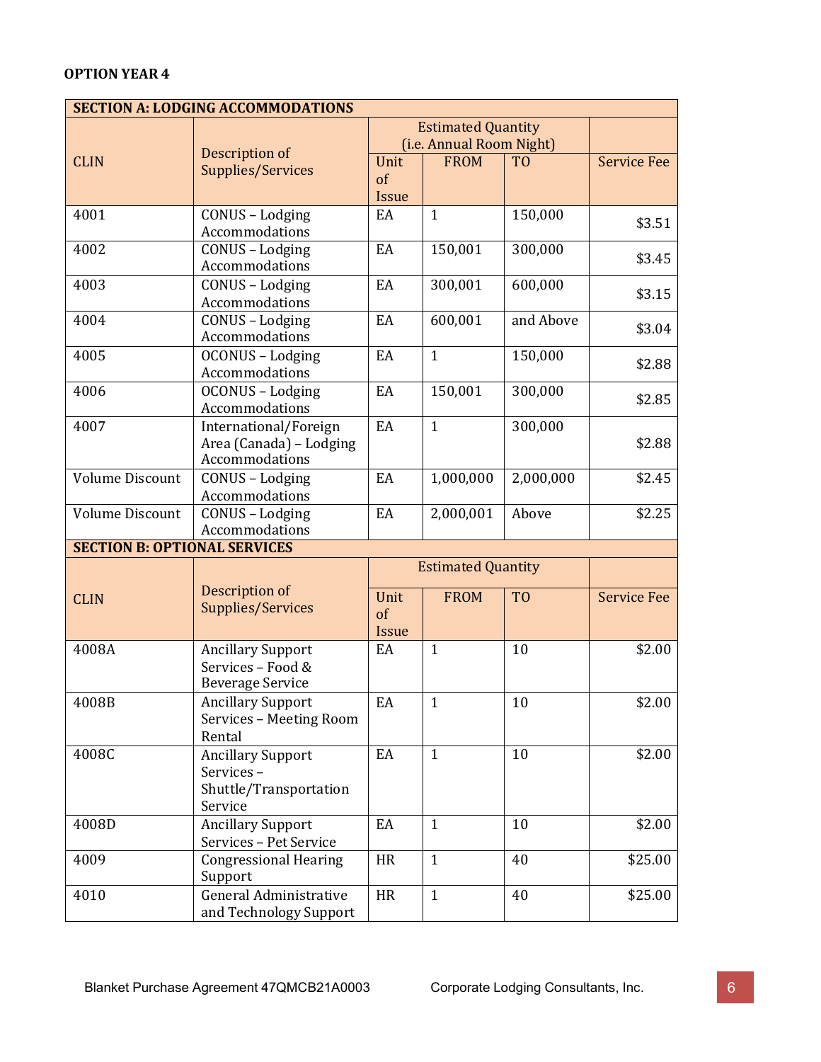**OPTION YEAR 4**

| SECTION A: LODGING ACCOMMODATIONS | | | | | |
|---|---|---|---|---|---|
| CLIN | Description of Supplies/Services | Estimated Quantity (i.e. Annual Room Night) | | | Service Fee |
| | | Unit of Issue | FROM | TO | |
| 4001 | CONUS – Lodging Accommodations | EA | 1 | 150,000 | $3.51 |
| 4002 | CONUS – Lodging Accommodations | EA | 150,001 | 300,000 | $3.45 |
| 4003 | CONUS – Lodging Accommodations | EA | 300,001 | 600,000 | $3.15 |
| 4004 | CONUS – Lodging Accommodations | EA | 600,001 | and Above | $3.04 |
| 4005 | OCONUS – Lodging Accommodations | EA | 1 | 150,000 | $2.88 |
| 4006 | OCONUS – Lodging Accommodations | EA | 150,001 | 300,000 | $2.85 |
| 4007 | International/Foreign Area (Canada) – Lodging Accommodations | EA | 1 | 300,000 | $2.88 |
| Volume Discount | CONUS – Lodging Accommodations | EA | 1,000,000 | 2,000,000 | $2.45 |
| Volume Discount | CONUS – Lodging Accommodations | EA | 2,000,001 | Above | $2.25 |
| **SECTION B: OPTIONAL SERVICES** | | | | | |
| CLIN | Description of Supplies/Services | Estimated Quantity | | | Service Fee |
| | | Unit of Issue | FROM | TO | |
| 4008A | Ancillary Support Services – Food & Beverage Service | EA | 1 | 10 | $2.00 |
| 4008B | Ancillary Support Services – Meeting Room Rental | EA | 1 | 10 | $2.00 |
| 4008C | Ancillary Support Services – Shuttle/Transportation Service | EA | 1 | 10 | $2.00 |
| 4008D | Ancillary Support Services – Pet Service | EA | 1 | 10 | $2.00 |
| 4009 | Congressional Hearing Support | HR | 1 | 40 | $25.00 |
| 4010 | General Administrative and Technology Support | HR | 1 | 40 | $25.00 |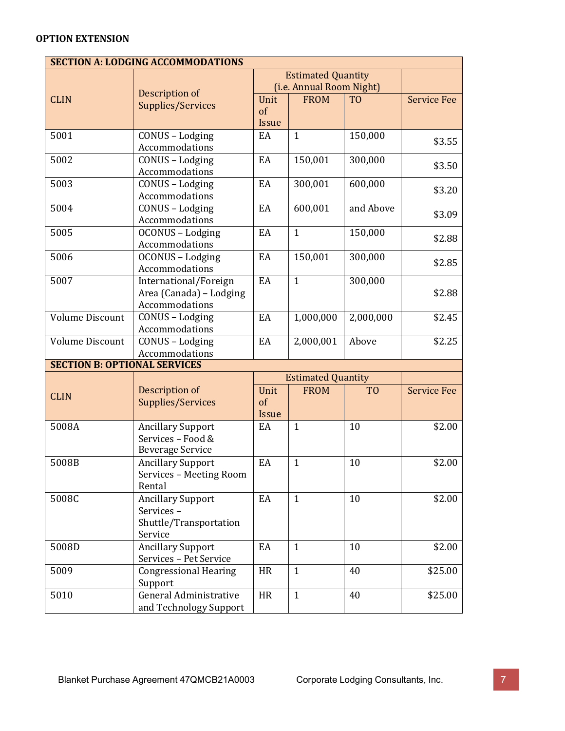**OPTION EXTENSION**

| SECTION A: LODGING ACCOMMODATIONS | | | | | |
|---|---|---|---|---|---|
| CLIN | Description of Supplies/Services | Estimated Quantity (i.e. Annual Room Night) | | | Service Fee |
| | | Unit of Issue | FROM | TO | |
| 5001 | CONUS – Lodging Accommodations | EA | 1 | 150,000 | $3.55 |
| 5002 | CONUS – Lodging Accommodations | EA | 150,001 | 300,000 | $3.50 |
| 5003 | CONUS – Lodging Accommodations | EA | 300,001 | 600,000 | $3.20 |
| 5004 | CONUS – Lodging Accommodations | EA | 600,001 | and Above | $3.09 |
| 5005 | OCONUS – Lodging Accommodations | EA | 1 | 150,000 | $2.88 |
| 5006 | OCONUS – Lodging Accommodations | EA | 150,001 | 300,000 | $2.85 |
| 5007 | International/Foreign Area (Canada) – Lodging Accommodations | EA | 1 | 300,000 | $2.88 |
| Volume Discount | CONUS – Lodging Accommodations | EA | 1,000,000 | 2,000,000 | $2.45 |
| Volume Discount | CONUS – Lodging Accommodations | EA | 2,000,001 | Above | $2.25 |

| SECTION B: OPTIONAL SERVICES | | | | | |
|---|---|---|---|---|---|
| CLIN | Description of Supplies/Services | Estimated Quantity | | | Service Fee |
| | | Unit of Issue | FROM | TO | |
| 5008A | Ancillary Support Services – Food & Beverage Service | EA | 1 | 10 | $2.00 |
| 5008B | Ancillary Support Services – Meeting Room Rental | EA | 1 | 10 | $2.00 |
| 5008C | Ancillary Support Services – Shuttle/Transportation Service | EA | 1 | 10 | $2.00 |
| 5008D | Ancillary Support Services – Pet Service | EA | 1 | 10 | $2.00 |
| 5009 | Congressional Hearing Support | HR | 1 | 40 | $25.00 |
| 5010 | General Administrative and Technology Support | HR | 1 | 40 | $25.00 |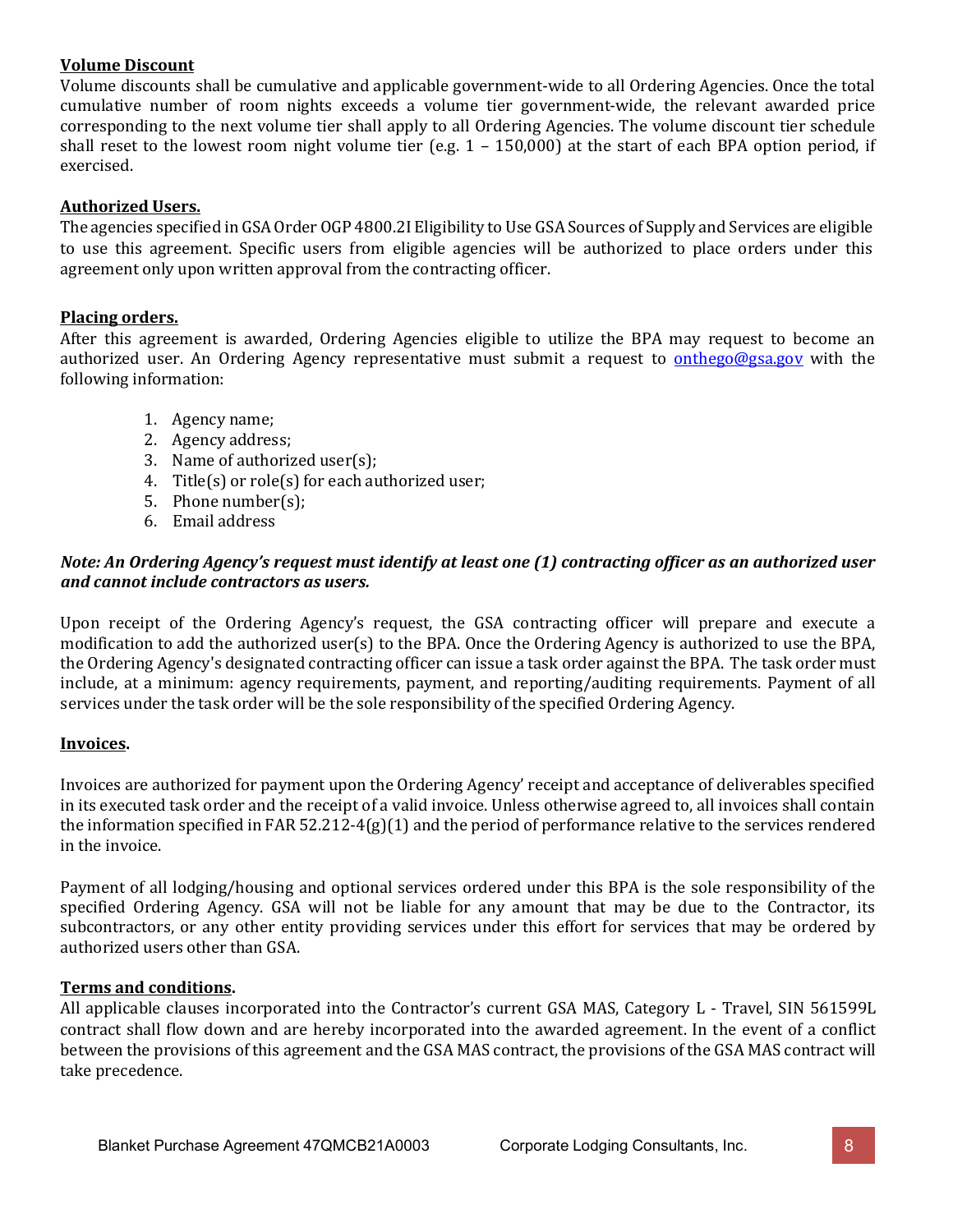**Volume Discount**

Volume discounts shall be cumulative and applicable government-wide to all Ordering Agencies. Once the total cumulative number of room nights exceeds a volume tier government-wide, the relevant awarded price corresponding to the next volume tier shall apply to all Ordering Agencies. The volume discount tier schedule shall reset to the lowest room night volume tier (e.g. 1 – 150,000) at the start of each BPA option period, if exercised.

**Authorized Users.**

The agencies specified in GSA Order OGP 4800.2I Eligibility to Use GSA Sources of Supply and Services are eligible to use this agreement. Specific users from eligible agencies will be authorized to place orders under this agreement only upon written approval from the contracting officer.

**Placing orders.**

After this agreement is awarded, Ordering Agencies eligible to utilize the BPA may request to become an authorized user. An Ordering Agency representative must submit a request to onthego@gsa.gov with the following information:

1. Agency name;
2. Agency address;
3. Name of authorized user(s);
4. Title(s) or role(s) for each authorized user;
5. Phone number(s);
6. Email address

***Note: An Ordering Agency's request must identify at least one (1) contracting officer as an authorized user and cannot include contractors as users.***

Upon receipt of the Ordering Agency's request, the GSA contracting officer will prepare and execute a modification to add the authorized user(s) to the BPA. Once the Ordering Agency is authorized to use the BPA, the Ordering Agency's designated contracting officer can issue a task order against the BPA. The task order must include, at a minimum: agency requirements, payment, and reporting/auditing requirements. Payment of all services under the task order will be the sole responsibility of the specified Ordering Agency.

**Invoices.**

Invoices are authorized for payment upon the Ordering Agency' receipt and acceptance of deliverables specified in its executed task order and the receipt of a valid invoice. Unless otherwise agreed to, all invoices shall contain the information specified in FAR 52.212-4(g)(1) and the period of performance relative to the services rendered in the invoice.

Payment of all lodging/housing and optional services ordered under this BPA is the sole responsibility of the specified Ordering Agency. GSA will not be liable for any amount that may be due to the Contractor, its subcontractors, or any other entity providing services under this effort for services that may be ordered by authorized users other than GSA.

**Terms and conditions.**

All applicable clauses incorporated into the Contractor's current GSA MAS, Category L - Travel, SIN 561599L contract shall flow down and are hereby incorporated into the awarded agreement. In the event of a conflict between the provisions of this agreement and the GSA MAS contract, the provisions of the GSA MAS contract will take precedence.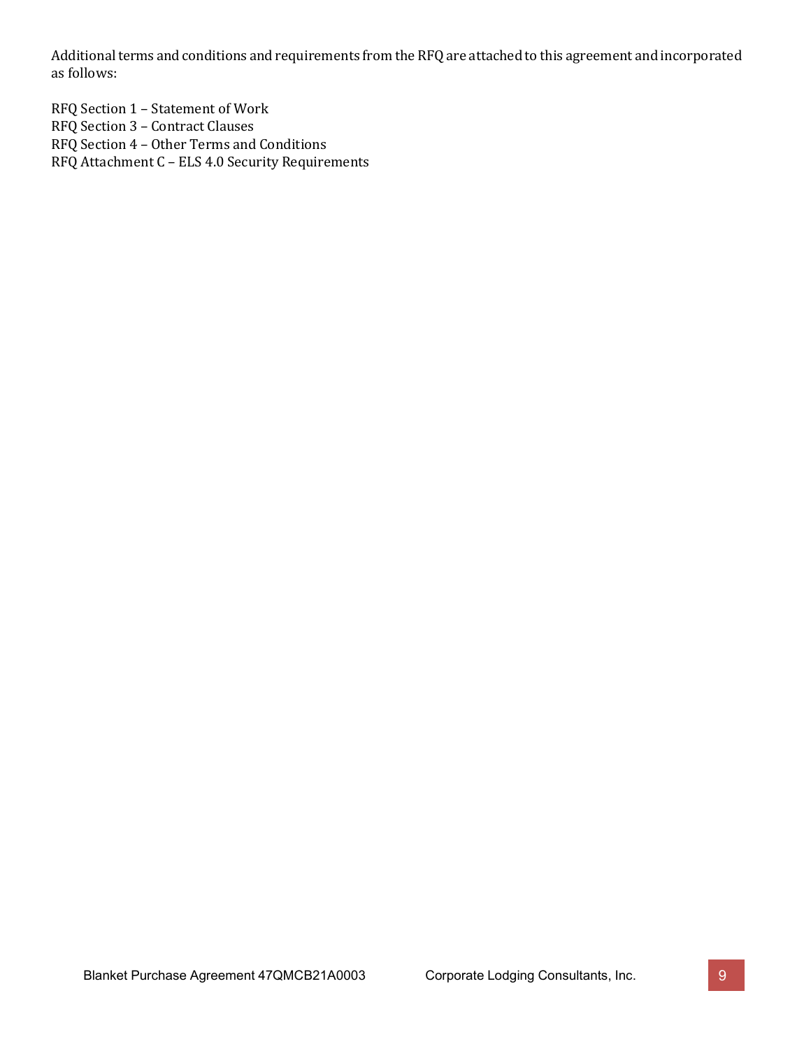Additional terms and conditions and requirements from the RFQ are attached to this agreement and incorporated as follows:

RFQ Section 1 – Statement of Work
RFQ Section 3 – Contract Clauses
RFQ Section 4 – Other Terms and Conditions
RFQ Attachment C – ELS 4.0 Security Requirements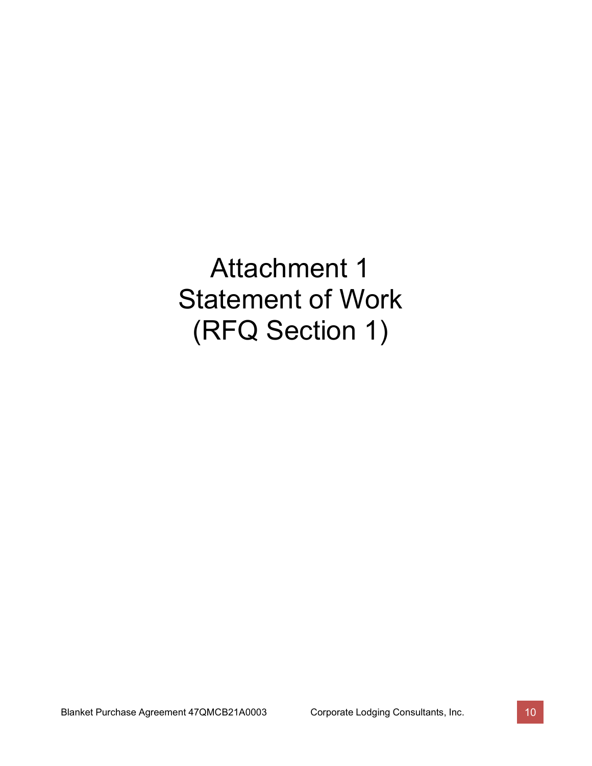# Attachment 1
# Statement of Work
# (RFQ Section 1)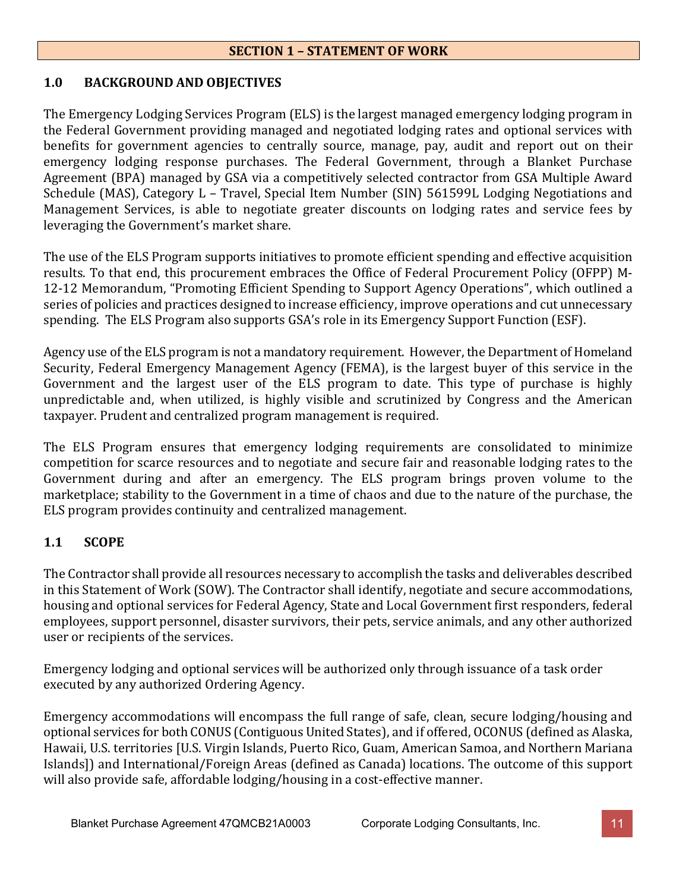# SECTION 1 – STATEMENT OF WORK

## 1.0 BACKGROUND AND OBJECTIVES

The Emergency Lodging Services Program (ELS) is the largest managed emergency lodging program in the Federal Government providing managed and negotiated lodging rates and optional services with benefits for government agencies to centrally source, manage, pay, audit and report out on their emergency lodging response purchases. The Federal Government, through a Blanket Purchase Agreement (BPA) managed by GSA via a competitively selected contractor from GSA Multiple Award Schedule (MAS), Category L – Travel, Special Item Number (SIN) 561599L Lodging Negotiations and Management Services, is able to negotiate greater discounts on lodging rates and service fees by leveraging the Government's market share.

The use of the ELS Program supports initiatives to promote efficient spending and effective acquisition results. To that end, this procurement embraces the Office of Federal Procurement Policy (OFPP) M-12-12 Memorandum, "Promoting Efficient Spending to Support Agency Operations", which outlined a series of policies and practices designed to increase efficiency, improve operations and cut unnecessary spending. The ELS Program also supports GSA's role in its Emergency Support Function (ESF).

Agency use of the ELS program is not a mandatory requirement. However, the Department of Homeland Security, Federal Emergency Management Agency (FEMA), is the largest buyer of this service in the Government and the largest user of the ELS program to date. This type of purchase is highly unpredictable and, when utilized, is highly visible and scrutinized by Congress and the American taxpayer. Prudent and centralized program management is required.

The ELS Program ensures that emergency lodging requirements are consolidated to minimize competition for scarce resources and to negotiate and secure fair and reasonable lodging rates to the Government during and after an emergency. The ELS program brings proven volume to the marketplace; stability to the Government in a time of chaos and due to the nature of the purchase, the ELS program provides continuity and centralized management.

## 1.1 SCOPE

The Contractor shall provide all resources necessary to accomplish the tasks and deliverables described in this Statement of Work (SOW). The Contractor shall identify, negotiate and secure accommodations, housing and optional services for Federal Agency, State and Local Government first responders, federal employees, support personnel, disaster survivors, their pets, service animals, and any other authorized user or recipients of the services.

Emergency lodging and optional services will be authorized only through issuance of a task order executed by any authorized Ordering Agency.

Emergency accommodations will encompass the full range of safe, clean, secure lodging/housing and optional services for both CONUS (Contiguous United States), and if offered, OCONUS (defined as Alaska, Hawaii, U.S. territories [U.S. Virgin Islands, Puerto Rico, Guam, American Samoa, and Northern Mariana Islands]) and International/Foreign Areas (defined as Canada) locations. The outcome of this support will also provide safe, affordable lodging/housing in a cost-effective manner.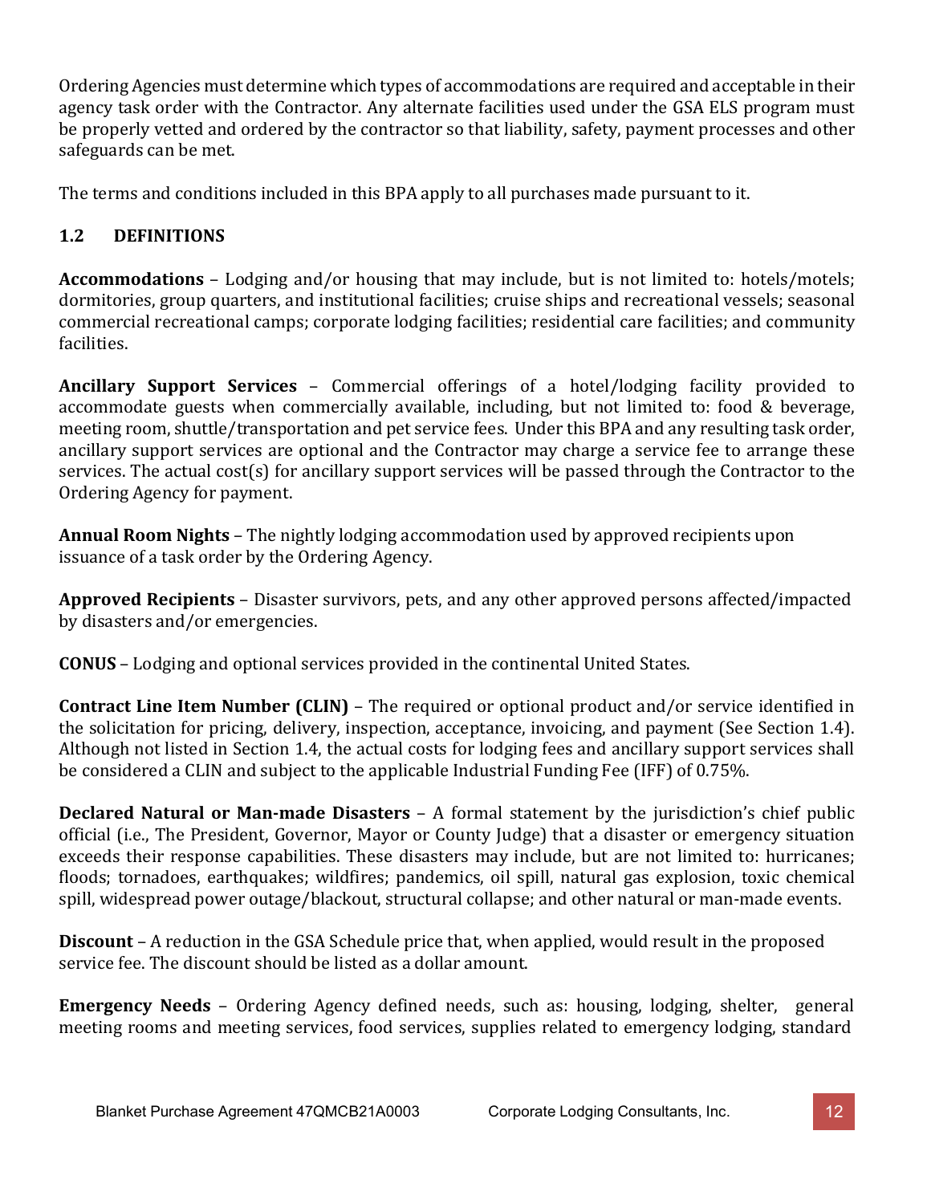Ordering Agencies must determine which types of accommodations are required and acceptable in their agency task order with the Contractor. Any alternate facilities used under the GSA ELS program must be properly vetted and ordered by the contractor so that liability, safety, payment processes and other safeguards can be met.

The terms and conditions included in this BPA apply to all purchases made pursuant to it.

### 1.2 DEFINITIONS

**Accommodations** – Lodging and/or housing that may include, but is not limited to: hotels/motels; dormitories, group quarters, and institutional facilities; cruise ships and recreational vessels; seasonal commercial recreational camps; corporate lodging facilities; residential care facilities; and community facilities.

**Ancillary Support Services** – Commercial offerings of a hotel/lodging facility provided to accommodate guests when commercially available, including, but not limited to: food & beverage, meeting room, shuttle/transportation and pet service fees. Under this BPA and any resulting task order, ancillary support services are optional and the Contractor may charge a service fee to arrange these services. The actual cost(s) for ancillary support services will be passed through the Contractor to the Ordering Agency for payment.

**Annual Room Nights** – The nightly lodging accommodation used by approved recipients upon issuance of a task order by the Ordering Agency.

**Approved Recipients** – Disaster survivors, pets, and any other approved persons affected/impacted by disasters and/or emergencies.

**CONUS** – Lodging and optional services provided in the continental United States.

**Contract Line Item Number (CLIN)** – The required or optional product and/or service identified in the solicitation for pricing, delivery, inspection, acceptance, invoicing, and payment (See Section 1.4). Although not listed in Section 1.4, the actual costs for lodging fees and ancillary support services shall be considered a CLIN and subject to the applicable Industrial Funding Fee (IFF) of 0.75%.

**Declared Natural or Man-made Disasters** – A formal statement by the jurisdiction's chief public official (i.e., The President, Governor, Mayor or County Judge) that a disaster or emergency situation exceeds their response capabilities. These disasters may include, but are not limited to: hurricanes; floods; tornadoes, earthquakes; wildfires; pandemics, oil spill, natural gas explosion, toxic chemical spill, widespread power outage/blackout, structural collapse; and other natural or man-made events.

**Discount** – A reduction in the GSA Schedule price that, when applied, would result in the proposed service fee. The discount should be listed as a dollar amount.

**Emergency Needs** – Ordering Agency defined needs, such as: housing, lodging, shelter, general meeting rooms and meeting services, food services, supplies related to emergency lodging, standard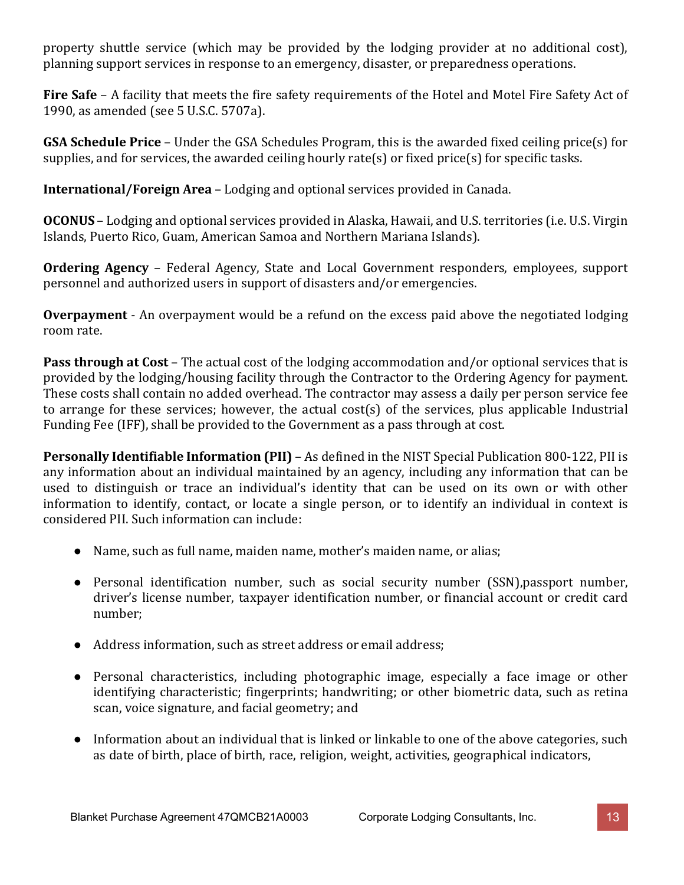property shuttle service (which may be provided by the lodging provider at no additional cost), planning support services in response to an emergency, disaster, or preparedness operations.

**Fire Safe** – A facility that meets the fire safety requirements of the Hotel and Motel Fire Safety Act of 1990, as amended (see 5 U.S.C. 5707a).

**GSA Schedule Price** – Under the GSA Schedules Program, this is the awarded fixed ceiling price(s) for supplies, and for services, the awarded ceiling hourly rate(s) or fixed price(s) for specific tasks.

**International/Foreign Area** – Lodging and optional services provided in Canada.

**OCONUS** – Lodging and optional services provided in Alaska, Hawaii, and U.S. territories (i.e. U.S. Virgin Islands, Puerto Rico, Guam, American Samoa and Northern Mariana Islands).

**Ordering Agency** – Federal Agency, State and Local Government responders, employees, support personnel and authorized users in support of disasters and/or emergencies.

**Overpayment** - An overpayment would be a refund on the excess paid above the negotiated lodging room rate.

**Pass through at Cost** – The actual cost of the lodging accommodation and/or optional services that is provided by the lodging/housing facility through the Contractor to the Ordering Agency for payment. These costs shall contain no added overhead. The contractor may assess a daily per person service fee to arrange for these services; however, the actual cost(s) of the services, plus applicable Industrial Funding Fee (IFF), shall be provided to the Government as a pass through at cost.

**Personally Identifiable Information (PII)** – As defined in the NIST Special Publication 800-122, PII is any information about an individual maintained by an agency, including any information that can be used to distinguish or trace an individual's identity that can be used on its own or with other information to identify, contact, or locate a single person, or to identify an individual in context is considered PII. Such information can include:

- Name, such as full name, maiden name, mother's maiden name, or alias;
- Personal identification number, such as social security number (SSN),passport number, driver's license number, taxpayer identification number, or financial account or credit card number;
- Address information, such as street address or email address;
- Personal characteristics, including photographic image, especially a face image or other identifying characteristic; fingerprints; handwriting; or other biometric data, such as retina scan, voice signature, and facial geometry; and
- Information about an individual that is linked or linkable to one of the above categories, such as date of birth, place of birth, race, religion, weight, activities, geographical indicators,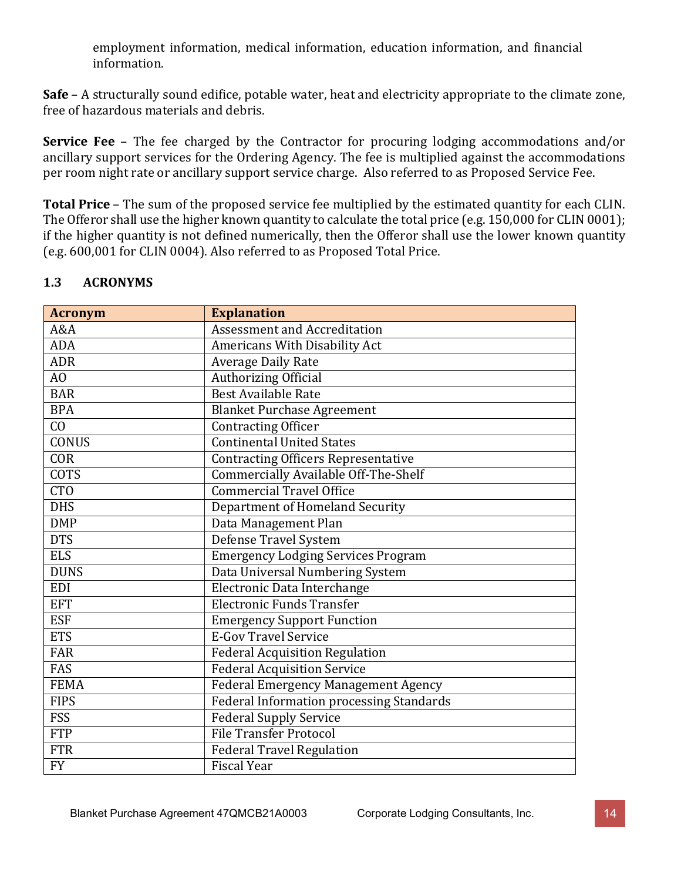employment information, medical information, education information, and financial information.

**Safe** – A structurally sound edifice, potable water, heat and electricity appropriate to the climate zone, free of hazardous materials and debris.

**Service Fee** – The fee charged by the Contractor for procuring lodging accommodations and/or ancillary support services for the Ordering Agency. The fee is multiplied against the accommodations per room night rate or ancillary support service charge. Also referred to as Proposed Service Fee.

**Total Price** – The sum of the proposed service fee multiplied by the estimated quantity for each CLIN. The Offeror shall use the higher known quantity to calculate the total price (e.g. 150,000 for CLIN 0001); if the higher quantity is not defined numerically, then the Offeror shall use the lower known quantity (e.g. 600,001 for CLIN 0004). Also referred to as Proposed Total Price.

### 1.3 ACRONYMS

| Acronym | Explanation |
|---|---|
| A&A | Assessment and Accreditation |
| ADA | Americans With Disability Act |
| ADR | Average Daily Rate |
| AO | Authorizing Official |
| BAR | Best Available Rate |
| BPA | Blanket Purchase Agreement |
| CO | Contracting Officer |
| CONUS | Continental United States |
| COR | Contracting Officers Representative |
| COTS | Commercially Available Off-The-Shelf |
| CTO | Commercial Travel Office |
| DHS | Department of Homeland Security |
| DMP | Data Management Plan |
| DTS | Defense Travel System |
| ELS | Emergency Lodging Services Program |
| DUNS | Data Universal Numbering System |
| EDI | Electronic Data Interchange |
| EFT | Electronic Funds Transfer |
| ESF | Emergency Support Function |
| ETS | E-Gov Travel Service |
| FAR | Federal Acquisition Regulation |
| FAS | Federal Acquisition Service |
| FEMA | Federal Emergency Management Agency |
| FIPS | Federal Information processing Standards |
| FSS | Federal Supply Service |
| FTP | File Transfer Protocol |
| FTR | Federal Travel Regulation |
| FY | Fiscal Year |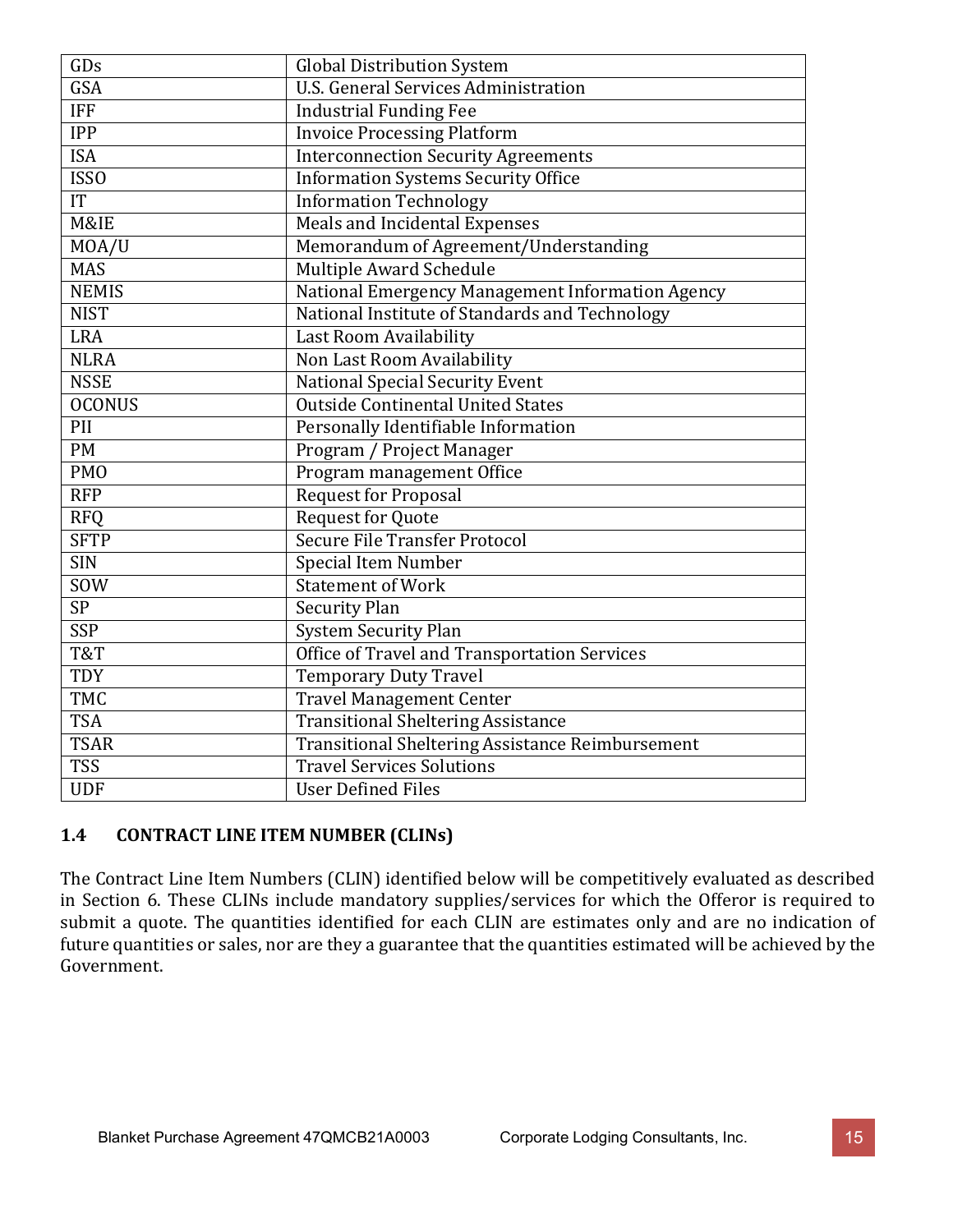| GDs | Global Distribution System |
|---|---|
| GSA | U.S. General Services Administration |
| IFF | Industrial Funding Fee |
| IPP | Invoice Processing Platform |
| ISA | Interconnection Security Agreements |
| ISSO | Information Systems Security Office |
| IT | Information Technology |
| M&IE | Meals and Incidental Expenses |
| MOA/U | Memorandum of Agreement/Understanding |
| MAS | Multiple Award Schedule |
| NEMIS | National Emergency Management Information Agency |
| NIST | National Institute of Standards and Technology |
| LRA | Last Room Availability |
| NLRA | Non Last Room Availability |
| NSSE | National Special Security Event |
| OCONUS | Outside Continental United States |
| PII | Personally Identifiable Information |
| PM | Program / Project Manager |
| PMO | Program management Office |
| RFP | Request for Proposal |
| RFQ | Request for Quote |
| SFTP | Secure File Transfer Protocol |
| SIN | Special Item Number |
| SOW | Statement of Work |
| SP | Security Plan |
| SSP | System Security Plan |
| T&T | Office of Travel and Transportation Services |
| TDY | Temporary Duty Travel |
| TMC | Travel Management Center |
| TSA | Transitional Sheltering Assistance |
| TSAR | Transitional Sheltering Assistance Reimbursement |
| TSS | Travel Services Solutions |
| UDF | User Defined Files |

### 1.4 CONTRACT LINE ITEM NUMBER (CLINs)

The Contract Line Item Numbers (CLIN) identified below will be competitively evaluated as described in Section 6. These CLINs include mandatory supplies/services for which the Offeror is required to submit a quote. The quantities identified for each CLIN are estimates only and are no indication of future quantities or sales, nor are they a guarantee that the quantities estimated will be achieved by the Government.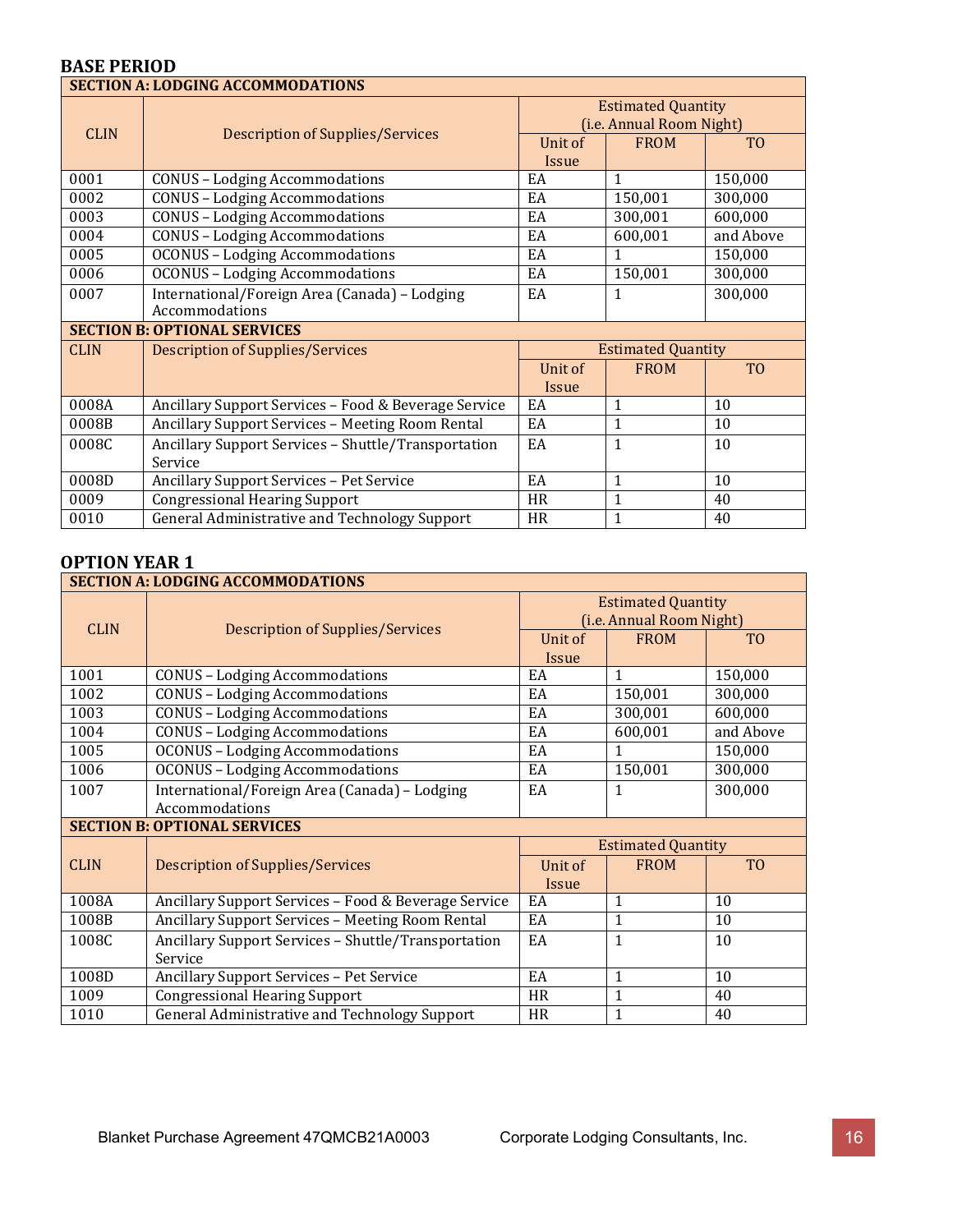**BASE PERIOD**

| **SECTION A: LODGING ACCOMMODATIONS** | | | | |
|---|---|---|---|---|
| CLIN | Description of Supplies/Services | Estimated Quantity (i.e. Annual Room Night) | | |
| | | Unit of Issue | FROM | TO |
| 0001 | CONUS – Lodging Accommodations | EA | 1 | 150,000 |
| 0002 | CONUS – Lodging Accommodations | EA | 150,001 | 300,000 |
| 0003 | CONUS – Lodging Accommodations | EA | 300,001 | 600,000 |
| 0004 | CONUS – Lodging Accommodations | EA | 600,001 | and Above |
| 0005 | OCONUS – Lodging Accommodations | EA | 1 | 150,000 |
| 0006 | OCONUS – Lodging Accommodations | EA | 150,001 | 300,000 |
| 0007 | International/Foreign Area (Canada) – Lodging Accommodations | EA | 1 | 300,000 |
| **SECTION B: OPTIONAL SERVICES** | | | | |
| CLIN | Description of Supplies/Services | Estimated Quantity | | |
| | | Unit of Issue | FROM | TO |
| 0008A | Ancillary Support Services – Food & Beverage Service | EA | 1 | 10 |
| 0008B | Ancillary Support Services – Meeting Room Rental | EA | 1 | 10 |
| 0008C | Ancillary Support Services – Shuttle/Transportation Service | EA | 1 | 10 |
| 0008D | Ancillary Support Services – Pet Service | EA | 1 | 10 |
| 0009 | Congressional Hearing Support | HR | 1 | 40 |
| 0010 | General Administrative and Technology Support | HR | 1 | 40 |

**OPTION YEAR 1**

| **SECTION A: LODGING ACCOMMODATIONS** | | | | |
|---|---|---|---|---|
| CLIN | Description of Supplies/Services | Estimated Quantity (i.e. Annual Room Night) | | |
| | | Unit of Issue | FROM | TO |
| 1001 | CONUS – Lodging Accommodations | EA | 1 | 150,000 |
| 1002 | CONUS – Lodging Accommodations | EA | 150,001 | 300,000 |
| 1003 | CONUS – Lodging Accommodations | EA | 300,001 | 600,000 |
| 1004 | CONUS – Lodging Accommodations | EA | 600,001 | and Above |
| 1005 | OCONUS – Lodging Accommodations | EA | 1 | 150,000 |
| 1006 | OCONUS – Lodging Accommodations | EA | 150,001 | 300,000 |
| 1007 | International/Foreign Area (Canada) – Lodging Accommodations | EA | 1 | 300,000 |
| **SECTION B: OPTIONAL SERVICES** | | | | |
| CLIN | Description of Supplies/Services | Estimated Quantity | | |
| | | Unit of Issue | FROM | TO |
| 1008A | Ancillary Support Services – Food & Beverage Service | EA | 1 | 10 |
| 1008B | Ancillary Support Services – Meeting Room Rental | EA | 1 | 10 |
| 1008C | Ancillary Support Services – Shuttle/Transportation Service | EA | 1 | 10 |
| 1008D | Ancillary Support Services – Pet Service | EA | 1 | 10 |
| 1009 | Congressional Hearing Support | HR | 1 | 40 |
| 1010 | General Administrative and Technology Support | HR | 1 | 40 |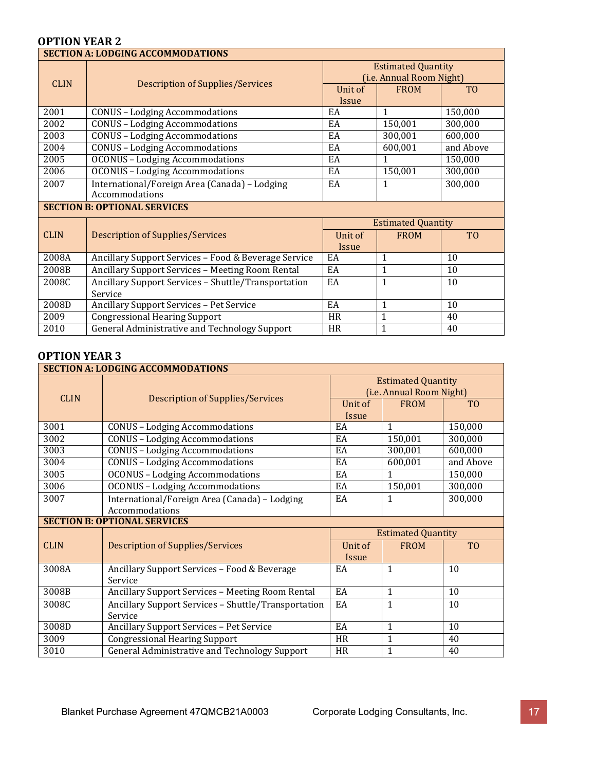## OPTION YEAR 2

| SECTION A: LODGING ACCOMMODATIONS | | | | |
|---|---|---|---|---|
| CLIN | Description of Supplies/Services | Estimated Quantity (i.e. Annual Room Night) | | |
| | | Unit of Issue | FROM | TO |
| 2001 | CONUS – Lodging Accommodations | EA | 1 | 150,000 |
| 2002 | CONUS – Lodging Accommodations | EA | 150,001 | 300,000 |
| 2003 | CONUS – Lodging Accommodations | EA | 300,001 | 600,000 |
| 2004 | CONUS – Lodging Accommodations | EA | 600,001 | and Above |
| 2005 | OCONUS – Lodging Accommodations | EA | 1 | 150,000 |
| 2006 | OCONUS – Lodging Accommodations | EA | 150,001 | 300,000 |
| 2007 | International/Foreign Area (Canada) – Lodging Accommodations | EA | 1 | 300,000 |
| **SECTION B: OPTIONAL SERVICES** | | | | |
| CLIN | Description of Supplies/Services | Estimated Quantity | | |
| | | Unit of Issue | FROM | TO |
| 2008A | Ancillary Support Services – Food & Beverage Service | EA | 1 | 10 |
| 2008B | Ancillary Support Services – Meeting Room Rental | EA | 1 | 10 |
| 2008C | Ancillary Support Services – Shuttle/Transportation Service | EA | 1 | 10 |
| 2008D | Ancillary Support Services – Pet Service | EA | 1 | 10 |
| 2009 | Congressional Hearing Support | HR | 1 | 40 |
| 2010 | General Administrative and Technology Support | HR | 1 | 40 |

## OPTION YEAR 3

| SECTION A: LODGING ACCOMMODATIONS | | | | |
|---|---|---|---|---|
| CLIN | Description of Supplies/Services | Estimated Quantity (i.e. Annual Room Night) | | |
| | | Unit of Issue | FROM | TO |
| 3001 | CONUS – Lodging Accommodations | EA | 1 | 150,000 |
| 3002 | CONUS – Lodging Accommodations | EA | 150,001 | 300,000 |
| 3003 | CONUS – Lodging Accommodations | EA | 300,001 | 600,000 |
| 3004 | CONUS – Lodging Accommodations | EA | 600,001 | and Above |
| 3005 | OCONUS – Lodging Accommodations | EA | 1 | 150,000 |
| 3006 | OCONUS – Lodging Accommodations | EA | 150,001 | 300,000 |
| 3007 | International/Foreign Area (Canada) – Lodging Accommodations | EA | 1 | 300,000 |
| **SECTION B: OPTIONAL SERVICES** | | | | |
| CLIN | Description of Supplies/Services | Estimated Quantity | | |
| | | Unit of Issue | FROM | TO |
| 3008A | Ancillary Support Services – Food & Beverage Service | EA | 1 | 10 |
| 3008B | Ancillary Support Services – Meeting Room Rental | EA | 1 | 10 |
| 3008C | Ancillary Support Services – Shuttle/Transportation Service | EA | 1 | 10 |
| 3008D | Ancillary Support Services – Pet Service | EA | 1 | 10 |
| 3009 | Congressional Hearing Support | HR | 1 | 40 |
| 3010 | General Administrative and Technology Support | HR | 1 | 40 |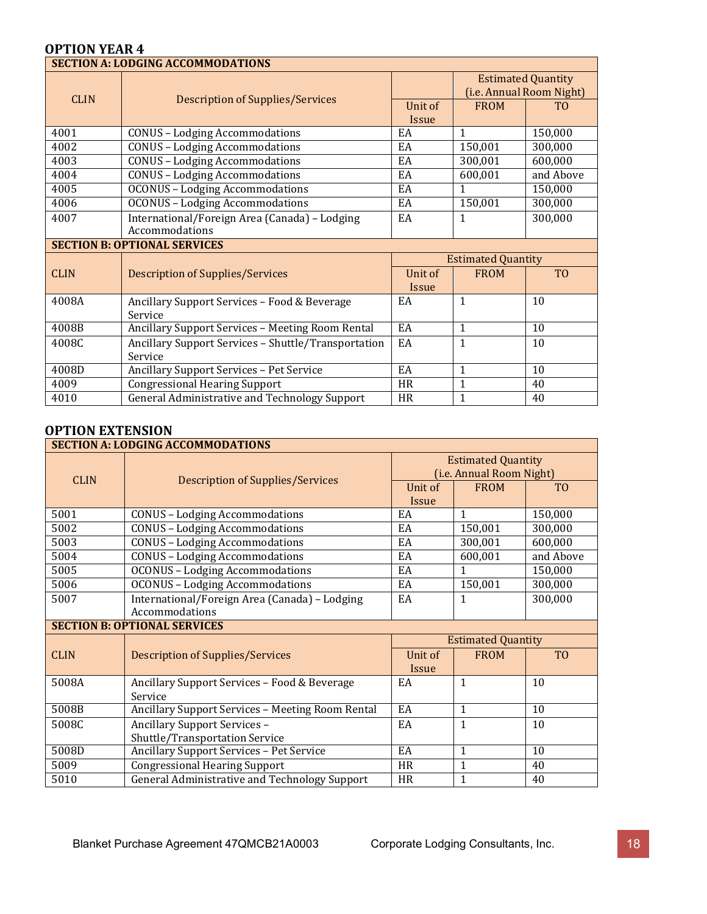## OPTION YEAR 4

| SECTION A: LODGING ACCOMMODATIONS | | | | |
|---|---|---|---|---|
| CLIN | Description of Supplies/Services | | Estimated Quantity (i.e. Annual Room Night) | |
| | | Unit of Issue | FROM | TO |
| 4001 | CONUS – Lodging Accommodations | EA | 1 | 150,000 |
| 4002 | CONUS – Lodging Accommodations | EA | 150,001 | 300,000 |
| 4003 | CONUS – Lodging Accommodations | EA | 300,001 | 600,000 |
| 4004 | CONUS – Lodging Accommodations | EA | 600,001 | and Above |
| 4005 | OCONUS – Lodging Accommodations | EA | 1 | 150,000 |
| 4006 | OCONUS – Lodging Accommodations | EA | 150,001 | 300,000 |
| 4007 | International/Foreign Area (Canada) – Lodging Accommodations | EA | 1 | 300,000 |

| SECTION B: OPTIONAL SERVICES | | | | |
|---|---|---|---|---|
| CLIN | Description of Supplies/Services | Estimated Quantity | | |
| | | Unit of Issue | FROM | TO |
| 4008A | Ancillary Support Services – Food & Beverage Service | EA | 1 | 10 |
| 4008B | Ancillary Support Services – Meeting Room Rental | EA | 1 | 10 |
| 4008C | Ancillary Support Services – Shuttle/Transportation Service | EA | 1 | 10 |
| 4008D | Ancillary Support Services – Pet Service | EA | 1 | 10 |
| 4009 | Congressional Hearing Support | HR | 1 | 40 |
| 4010 | General Administrative and Technology Support | HR | 1 | 40 |

## OPTION EXTENSION

| SECTION A: LODGING ACCOMMODATIONS | | | | |
|---|---|---|---|---|
| CLIN | Description of Supplies/Services | Estimated Quantity (i.e. Annual Room Night) | | |
| | | Unit of Issue | FROM | TO |
| 5001 | CONUS – Lodging Accommodations | EA | 1 | 150,000 |
| 5002 | CONUS – Lodging Accommodations | EA | 150,001 | 300,000 |
| 5003 | CONUS – Lodging Accommodations | EA | 300,001 | 600,000 |
| 5004 | CONUS – Lodging Accommodations | EA | 600,001 | and Above |
| 5005 | OCONUS – Lodging Accommodations | EA | 1 | 150,000 |
| 5006 | OCONUS – Lodging Accommodations | EA | 150,001 | 300,000 |
| 5007 | International/Foreign Area (Canada) – Lodging Accommodations | EA | 1 | 300,000 |

| SECTION B: OPTIONAL SERVICES | | | | |
|---|---|---|---|---|
| CLIN | Description of Supplies/Services | Estimated Quantity | | |
| | | Unit of Issue | FROM | TO |
| 5008A | Ancillary Support Services – Food & Beverage Service | EA | 1 | 10 |
| 5008B | Ancillary Support Services – Meeting Room Rental | EA | 1 | 10 |
| 5008C | Ancillary Support Services – Shuttle/Transportation Service | EA | 1 | 10 |
| 5008D | Ancillary Support Services – Pet Service | EA | 1 | 10 |
| 5009 | Congressional Hearing Support | HR | 1 | 40 |
| 5010 | General Administrative and Technology Support | HR | 1 | 40 |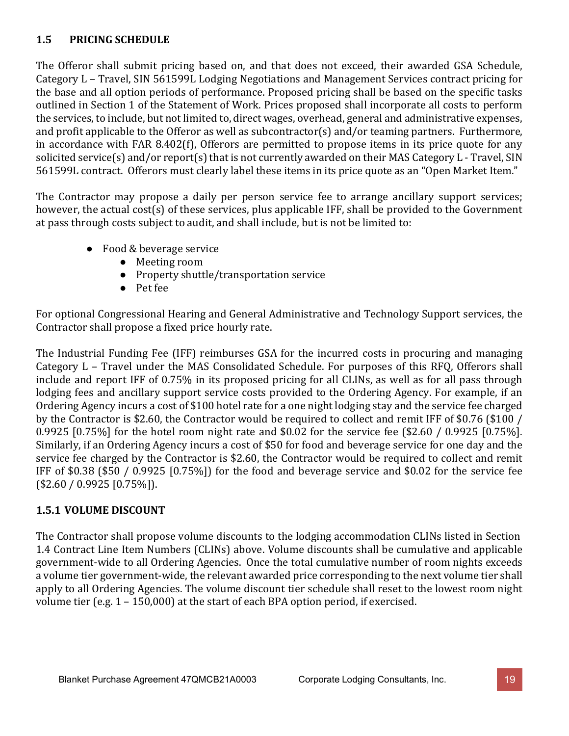## 1.5 PRICING SCHEDULE

The Offeror shall submit pricing based on, and that does not exceed, their awarded GSA Schedule, Category L – Travel, SIN 561599L Lodging Negotiations and Management Services contract pricing for the base and all option periods of performance. Proposed pricing shall be based on the specific tasks outlined in Section 1 of the Statement of Work. Prices proposed shall incorporate all costs to perform the services, to include, but not limited to, direct wages, overhead, general and administrative expenses, and profit applicable to the Offeror as well as subcontractor(s) and/or teaming partners. Furthermore, in accordance with FAR 8.402(f), Offerors are permitted to propose items in its price quote for any solicited service(s) and/or report(s) that is not currently awarded on their MAS Category L - Travel, SIN 561599L contract. Offerors must clearly label these items in its price quote as an "Open Market Item."

The Contractor may propose a daily per person service fee to arrange ancillary support services; however, the actual cost(s) of these services, plus applicable IFF, shall be provided to the Government at pass through costs subject to audit, and shall include, but is not be limited to:

- Food & beverage service
    - Meeting room
    - Property shuttle/transportation service
    - Pet fee

For optional Congressional Hearing and General Administrative and Technology Support services, the Contractor shall propose a fixed price hourly rate.

The Industrial Funding Fee (IFF) reimburses GSA for the incurred costs in procuring and managing Category L – Travel under the MAS Consolidated Schedule. For purposes of this RFQ, Offerors shall include and report IFF of 0.75% in its proposed pricing for all CLINs, as well as for all pass through lodging fees and ancillary support service costs provided to the Ordering Agency. For example, if an Ordering Agency incurs a cost of $100 hotel rate for a one night lodging stay and the service fee charged by the Contractor is $2.60, the Contractor would be required to collect and remit IFF of $0.76 ($100 / 0.9925 [0.75%] for the hotel room night rate and $0.02 for the service fee ($2.60 / 0.9925 [0.75%]. Similarly, if an Ordering Agency incurs a cost of $50 for food and beverage service for one day and the service fee charged by the Contractor is $2.60, the Contractor would be required to collect and remit IFF of $0.38 ($50 / 0.9925 [0.75%]) for the food and beverage service and $0.02 for the service fee ($2.60 / 0.9925 [0.75%]).

### 1.5.1 VOLUME DISCOUNT

The Contractor shall propose volume discounts to the lodging accommodation CLINs listed in Section 1.4 Contract Line Item Numbers (CLINs) above. Volume discounts shall be cumulative and applicable government-wide to all Ordering Agencies. Once the total cumulative number of room nights exceeds a volume tier government-wide, the relevant awarded price corresponding to the next volume tier shall apply to all Ordering Agencies. The volume discount tier schedule shall reset to the lowest room night volume tier (e.g. 1 – 150,000) at the start of each BPA option period, if exercised.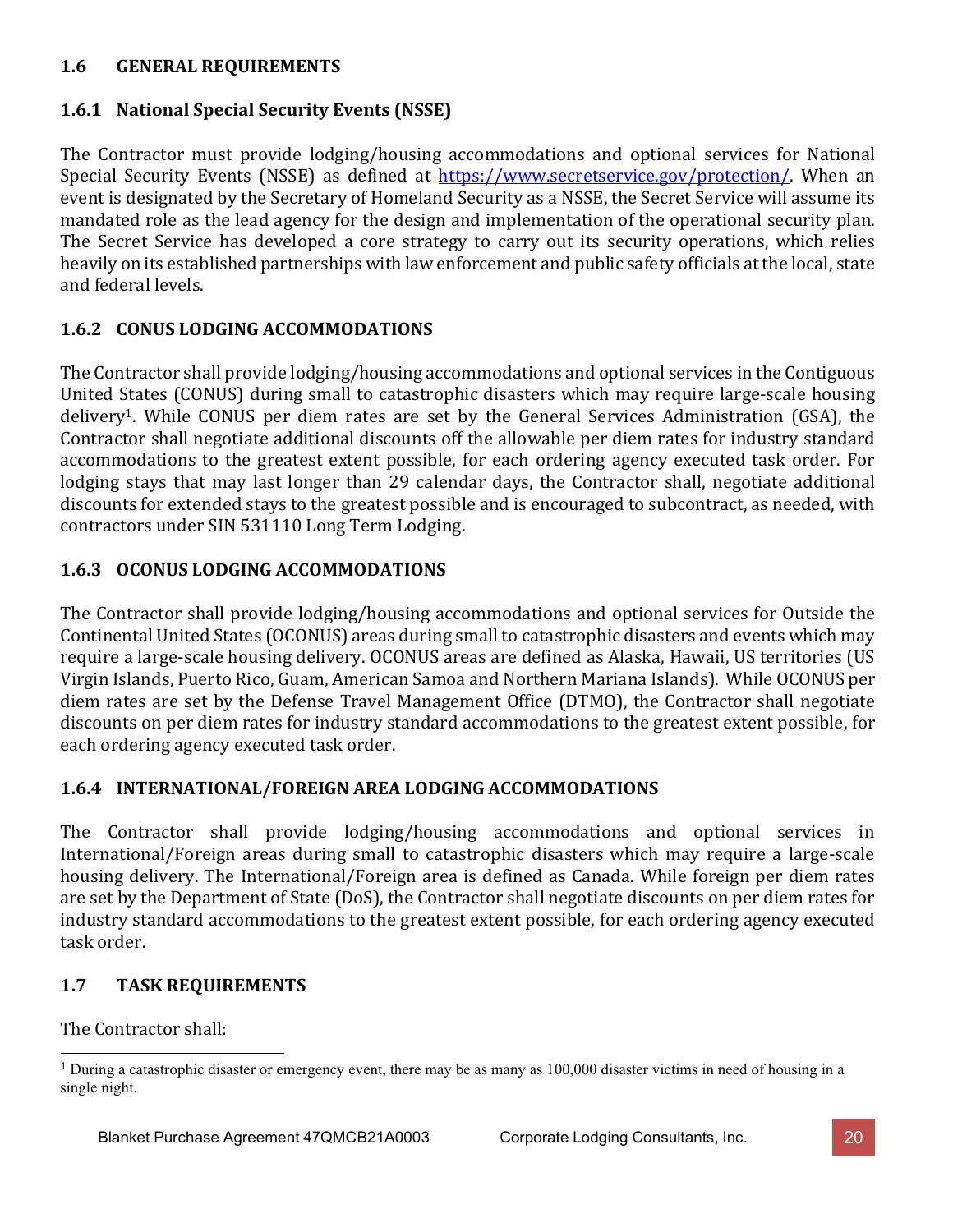## 1.6 GENERAL REQUIREMENTS

### 1.6.1 National Special Security Events (NSSE)

The Contractor must provide lodging/housing accommodations and optional services for National Special Security Events (NSSE) as defined at [https://www.secretservice.gov/protection/](https://www.secretservice.gov/protection/). When an event is designated by the Secretary of Homeland Security as a NSSE, the Secret Service will assume its mandated role as the lead agency for the design and implementation of the operational security plan. The Secret Service has developed a core strategy to carry out its security operations, which relies heavily on its established partnerships with law enforcement and public safety officials at the local, state and federal levels.

### 1.6.2 CONUS LODGING ACCOMMODATIONS

The Contractor shall provide lodging/housing accommodations and optional services in the Contiguous United States (CONUS) during small to catastrophic disasters which may require large-scale housing delivery[1]. While CONUS per diem rates are set by the General Services Administration (GSA), the Contractor shall negotiate additional discounts off the allowable per diem rates for industry standard accommodations to the greatest extent possible, for each ordering agency executed task order. For lodging stays that may last longer than 29 calendar days, the Contractor shall, negotiate additional discounts for extended stays to the greatest possible and is encouraged to subcontract, as needed, with contractors under SIN 531110 Long Term Lodging.

### 1.6.3 OCONUS LODGING ACCOMMODATIONS

The Contractor shall provide lodging/housing accommodations and optional services for Outside the Continental United States (OCONUS) areas during small to catastrophic disasters and events which may require a large-scale housing delivery. OCONUS areas are defined as Alaska, Hawaii, US territories (US Virgin Islands, Puerto Rico, Guam, American Samoa and Northern Mariana Islands). While OCONUS per diem rates are set by the Defense Travel Management Office (DTMO), the Contractor shall negotiate discounts on per diem rates for industry standard accommodations to the greatest extent possible, for each ordering agency executed task order.

### 1.6.4 INTERNATIONAL/FOREIGN AREA LODGING ACCOMMODATIONS

The Contractor shall provide lodging/housing accommodations and optional services in International/Foreign areas during small to catastrophic disasters which may require a large-scale housing delivery. The International/Foreign area is defined as Canada. While foreign per diem rates are set by the Department of State (DoS), the Contractor shall negotiate discounts on per diem rates for industry standard accommodations to the greatest extent possible, for each ordering agency executed task order.

## 1.7 TASK REQUIREMENTS

The Contractor shall:

---

[1] During a catastrophic disaster or emergency event, there may be as many as 100,000 disaster victims in need of housing in a single night.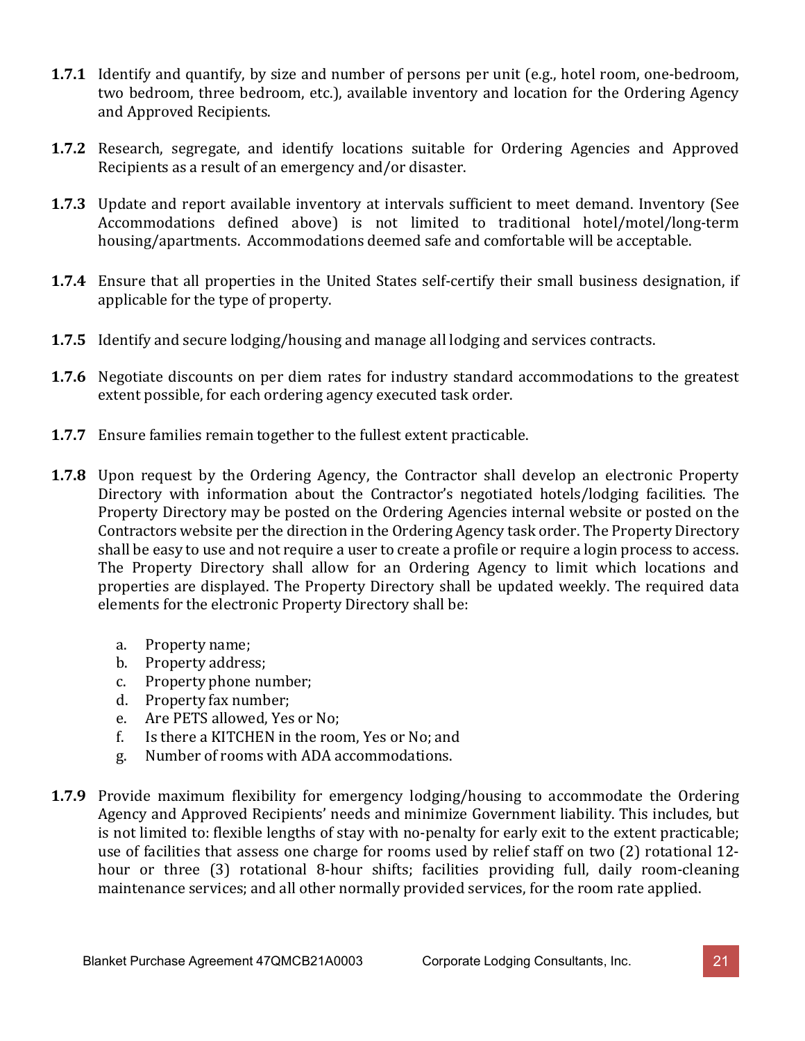**1.7.1** Identify and quantify, by size and number of persons per unit (e.g., hotel room, one-bedroom, two bedroom, three bedroom, etc.), available inventory and location for the Ordering Agency and Approved Recipients.

**1.7.2** Research, segregate, and identify locations suitable for Ordering Agencies and Approved Recipients as a result of an emergency and/or disaster.

**1.7.3** Update and report available inventory at intervals sufficient to meet demand. Inventory (See Accommodations defined above) is not limited to traditional hotel/motel/long-term housing/apartments. Accommodations deemed safe and comfortable will be acceptable.

**1.7.4** Ensure that all properties in the United States self-certify their small business designation, if applicable for the type of property.

**1.7.5** Identify and secure lodging/housing and manage all lodging and services contracts.

**1.7.6** Negotiate discounts on per diem rates for industry standard accommodations to the greatest extent possible, for each ordering agency executed task order.

**1.7.7** Ensure families remain together to the fullest extent practicable.

**1.7.8** Upon request by the Ordering Agency, the Contractor shall develop an electronic Property Directory with information about the Contractor's negotiated hotels/lodging facilities. The Property Directory may be posted on the Ordering Agencies internal website or posted on the Contractors website per the direction in the Ordering Agency task order. The Property Directory shall be easy to use and not require a user to create a profile or require a login process to access. The Property Directory shall allow for an Ordering Agency to limit which locations and properties are displayed. The Property Directory shall be updated weekly. The required data elements for the electronic Property Directory shall be:

a. Property name;
b. Property address;
c. Property phone number;
d. Property fax number;
e. Are PETS allowed, Yes or No;
f. Is there a KITCHEN in the room, Yes or No; and
g. Number of rooms with ADA accommodations.

**1.7.9** Provide maximum flexibility for emergency lodging/housing to accommodate the Ordering Agency and Approved Recipients' needs and minimize Government liability. This includes, but is not limited to: flexible lengths of stay with no-penalty for early exit to the extent practicable; use of facilities that assess one charge for rooms used by relief staff on two (2) rotational 12-hour or three (3) rotational 8-hour shifts; facilities providing full, daily room-cleaning maintenance services; and all other normally provided services, for the room rate applied.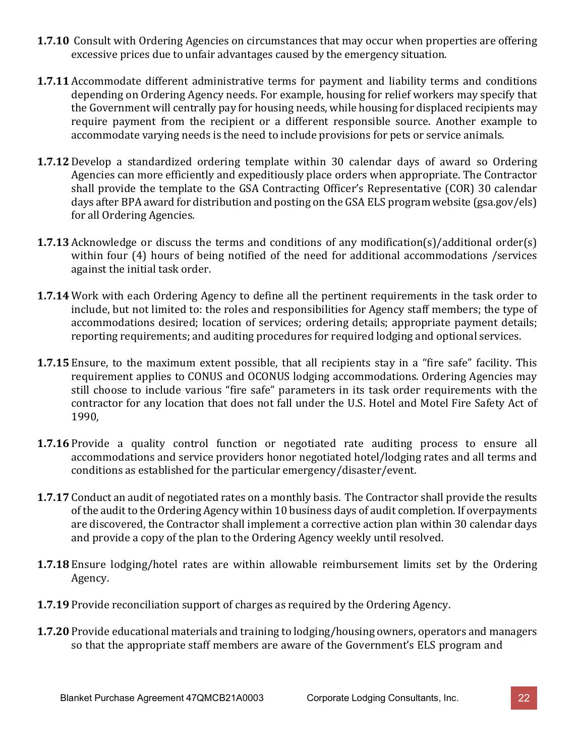**1.7.10** Consult with Ordering Agencies on circumstances that may occur when properties are offering excessive prices due to unfair advantages caused by the emergency situation.

**1.7.11** Accommodate different administrative terms for payment and liability terms and conditions depending on Ordering Agency needs. For example, housing for relief workers may specify that the Government will centrally pay for housing needs, while housing for displaced recipients may require payment from the recipient or a different responsible source. Another example to accommodate varying needs is the need to include provisions for pets or service animals.

**1.7.12** Develop a standardized ordering template within 30 calendar days of award so Ordering Agencies can more efficiently and expeditiously place orders when appropriate. The Contractor shall provide the template to the GSA Contracting Officer's Representative (COR) 30 calendar days after BPA award for distribution and posting on the GSA ELS program website (gsa.gov/els) for all Ordering Agencies.

**1.7.13** Acknowledge or discuss the terms and conditions of any modification(s)/additional order(s) within four (4) hours of being notified of the need for additional accommodations /services against the initial task order.

**1.7.14** Work with each Ordering Agency to define all the pertinent requirements in the task order to include, but not limited to: the roles and responsibilities for Agency staff members; the type of accommodations desired; location of services; ordering details; appropriate payment details; reporting requirements; and auditing procedures for required lodging and optional services.

**1.7.15** Ensure, to the maximum extent possible, that all recipients stay in a "fire safe" facility. This requirement applies to CONUS and OCONUS lodging accommodations. Ordering Agencies may still choose to include various "fire safe" parameters in its task order requirements with the contractor for any location that does not fall under the U.S. Hotel and Motel Fire Safety Act of 1990,

**1.7.16** Provide a quality control function or negotiated rate auditing process to ensure all accommodations and service providers honor negotiated hotel/lodging rates and all terms and conditions as established for the particular emergency/disaster/event.

**1.7.17** Conduct an audit of negotiated rates on a monthly basis. The Contractor shall provide the results of the audit to the Ordering Agency within 10 business days of audit completion. If overpayments are discovered, the Contractor shall implement a corrective action plan within 30 calendar days and provide a copy of the plan to the Ordering Agency weekly until resolved.

**1.7.18** Ensure lodging/hotel rates are within allowable reimbursement limits set by the Ordering Agency.

**1.7.19** Provide reconciliation support of charges as required by the Ordering Agency.

**1.7.20** Provide educational materials and training to lodging/housing owners, operators and managers so that the appropriate staff members are aware of the Government's ELS program and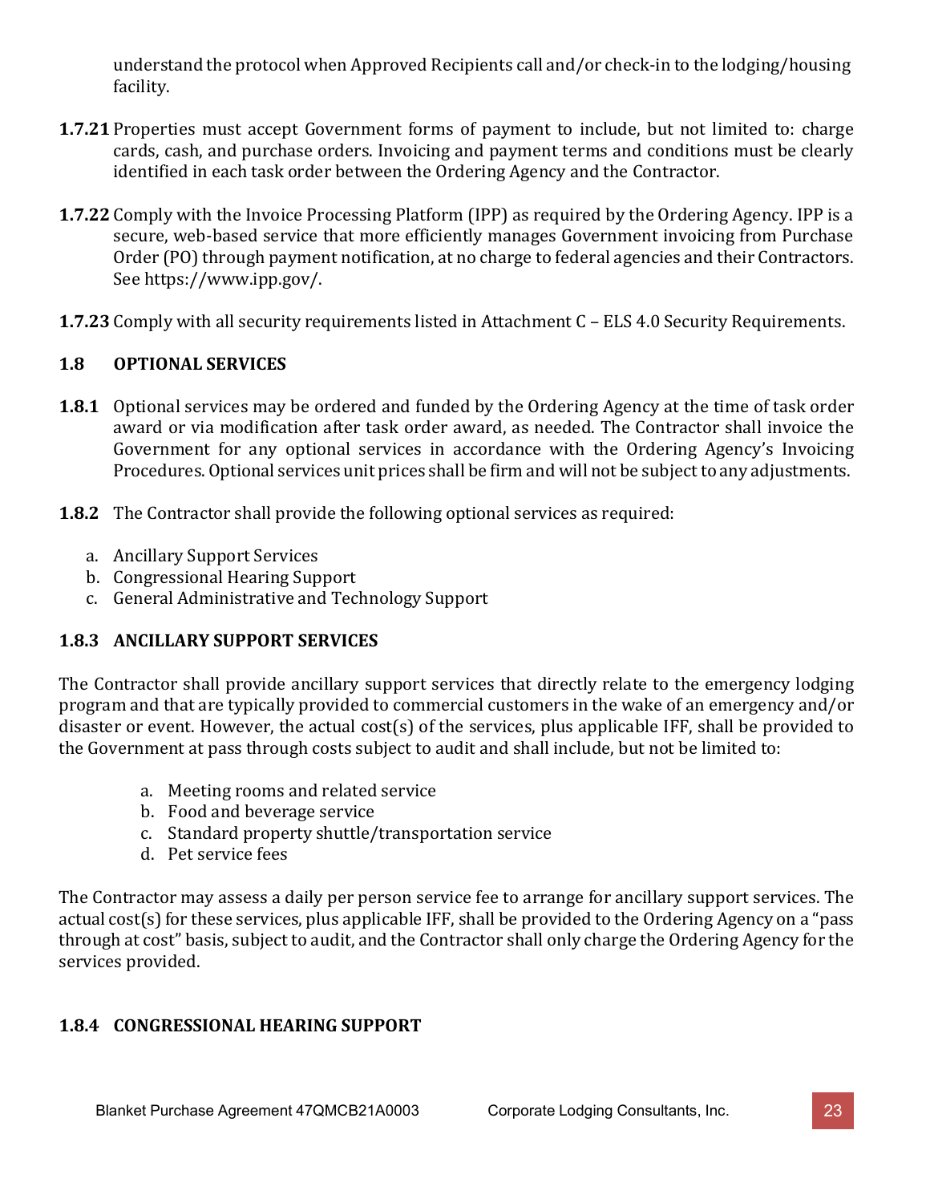understand the protocol when Approved Recipients call and/or check-in to the lodging/housing facility.

**1.7.21** Properties must accept Government forms of payment to include, but not limited to: charge cards, cash, and purchase orders. Invoicing and payment terms and conditions must be clearly identified in each task order between the Ordering Agency and the Contractor.

**1.7.22** Comply with the Invoice Processing Platform (IPP) as required by the Ordering Agency. IPP is a secure, web-based service that more efficiently manages Government invoicing from Purchase Order (PO) through payment notification, at no charge to federal agencies and their Contractors. See https://www.ipp.gov/.

**1.7.23** Comply with all security requirements listed in Attachment C – ELS 4.0 Security Requirements.

### 1.8 OPTIONAL SERVICES

**1.8.1** Optional services may be ordered and funded by the Ordering Agency at the time of task order award or via modification after task order award, as needed. The Contractor shall invoice the Government for any optional services in accordance with the Ordering Agency's Invoicing Procedures. Optional services unit prices shall be firm and will not be subject to any adjustments.

**1.8.2** The Contractor shall provide the following optional services as required:

a. Ancillary Support Services
b. Congressional Hearing Support
c. General Administrative and Technology Support

### 1.8.3 ANCILLARY SUPPORT SERVICES

The Contractor shall provide ancillary support services that directly relate to the emergency lodging program and that are typically provided to commercial customers in the wake of an emergency and/or disaster or event. However, the actual cost(s) of the services, plus applicable IFF, shall be provided to the Government at pass through costs subject to audit and shall include, but not be limited to:

a. Meeting rooms and related service
b. Food and beverage service
c. Standard property shuttle/transportation service
d. Pet service fees

The Contractor may assess a daily per person service fee to arrange for ancillary support services. The actual cost(s) for these services, plus applicable IFF, shall be provided to the Ordering Agency on a "pass through at cost" basis, subject to audit, and the Contractor shall only charge the Ordering Agency for the services provided.

### 1.8.4 CONGRESSIONAL HEARING SUPPORT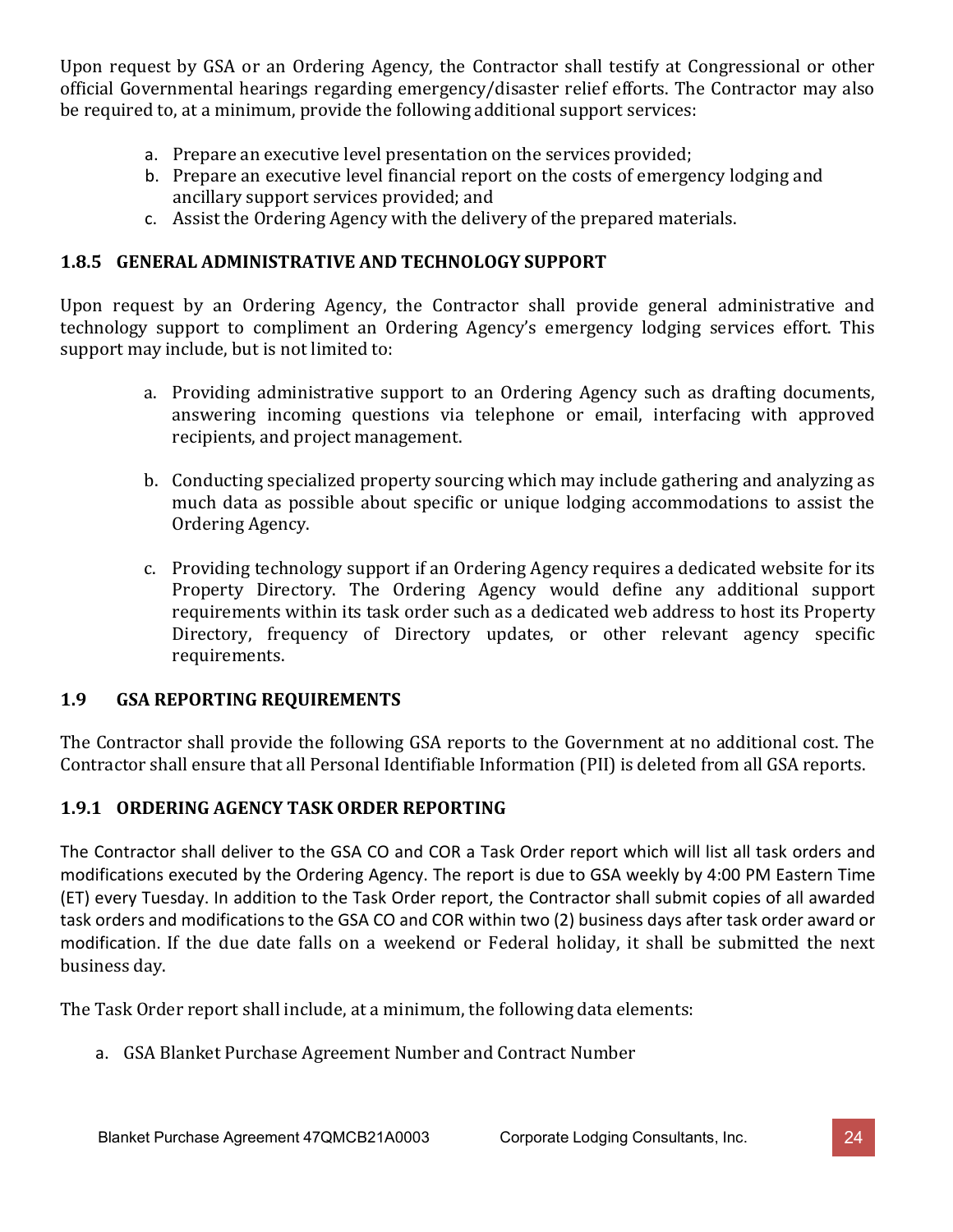Upon request by GSA or an Ordering Agency, the Contractor shall testify at Congressional or other official Governmental hearings regarding emergency/disaster relief efforts. The Contractor may also be required to, at a minimum, provide the following additional support services:

a. Prepare an executive level presentation on the services provided;
b. Prepare an executive level financial report on the costs of emergency lodging and ancillary support services provided; and
c. Assist the Ordering Agency with the delivery of the prepared materials.

### 1.8.5 GENERAL ADMINISTRATIVE AND TECHNOLOGY SUPPORT

Upon request by an Ordering Agency, the Contractor shall provide general administrative and technology support to compliment an Ordering Agency's emergency lodging services effort. This support may include, but is not limited to:

a. Providing administrative support to an Ordering Agency such as drafting documents, answering incoming questions via telephone or email, interfacing with approved recipients, and project management.

b. Conducting specialized property sourcing which may include gathering and analyzing as much data as possible about specific or unique lodging accommodations to assist the Ordering Agency.

c. Providing technology support if an Ordering Agency requires a dedicated website for its Property Directory. The Ordering Agency would define any additional support requirements within its task order such as a dedicated web address to host its Property Directory, frequency of Directory updates, or other relevant agency specific requirements.

## 1.9 GSA REPORTING REQUIREMENTS

The Contractor shall provide the following GSA reports to the Government at no additional cost. The Contractor shall ensure that all Personal Identifiable Information (PII) is deleted from all GSA reports.

### 1.9.1 ORDERING AGENCY TASK ORDER REPORTING

The Contractor shall deliver to the GSA CO and COR a Task Order report which will list all task orders and modifications executed by the Ordering Agency. The report is due to GSA weekly by 4:00 PM Eastern Time (ET) every Tuesday. In addition to the Task Order report, the Contractor shall submit copies of all awarded task orders and modifications to the GSA CO and COR within two (2) business days after task order award or modification. If the due date falls on a weekend or Federal holiday, it shall be submitted the next business day.

The Task Order report shall include, at a minimum, the following data elements:

a. GSA Blanket Purchase Agreement Number and Contract Number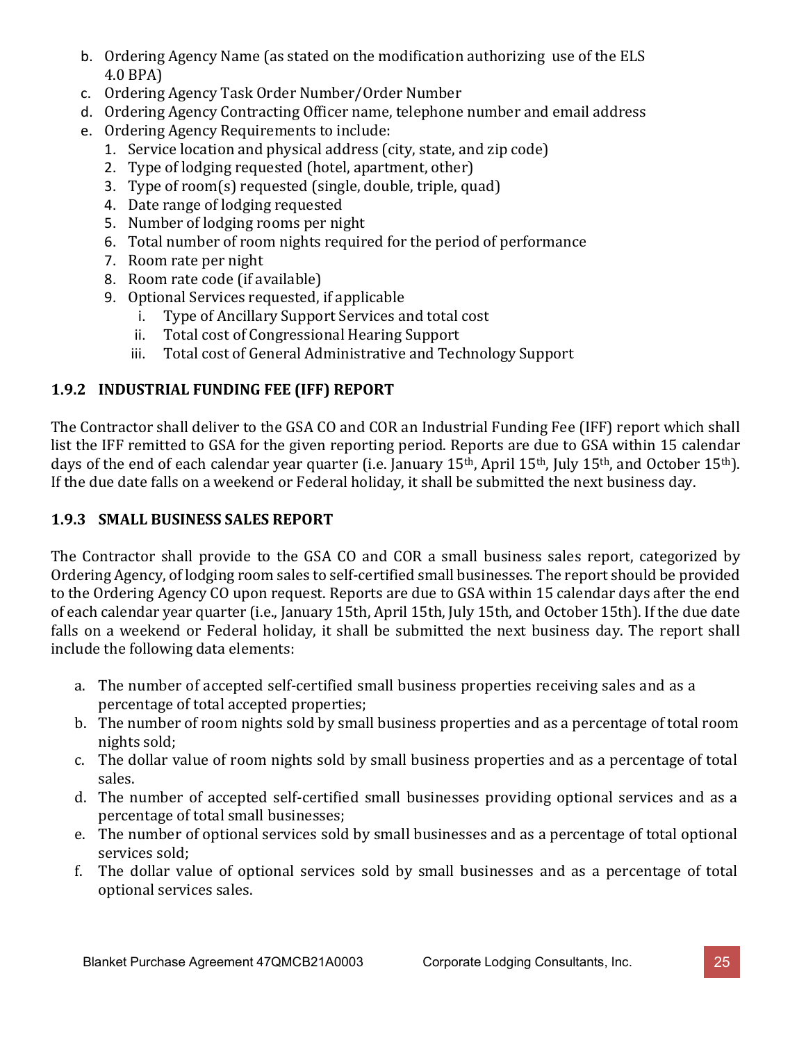b. Ordering Agency Name (as stated on the modification authorizing use of the ELS 4.0 BPA)
c. Ordering Agency Task Order Number/Order Number
d. Ordering Agency Contracting Officer name, telephone number and email address
e. Ordering Agency Requirements to include:
   1. Service location and physical address (city, state, and zip code)
   2. Type of lodging requested (hotel, apartment, other)
   3. Type of room(s) requested (single, double, triple, quad)
   4. Date range of lodging requested
   5. Number of lodging rooms per night
   6. Total number of room nights required for the period of performance
   7. Room rate per night
   8. Room rate code (if available)
   9. Optional Services requested, if applicable
      i. Type of Ancillary Support Services and total cost
      ii. Total cost of Congressional Hearing Support
      iii. Total cost of General Administrative and Technology Support

### 1.9.2 INDUSTRIAL FUNDING FEE (IFF) REPORT

The Contractor shall deliver to the GSA CO and COR an Industrial Funding Fee (IFF) report which shall list the IFF remitted to GSA for the given reporting period. Reports are due to GSA within 15 calendar days of the end of each calendar year quarter (i.e. January 15th, April 15th, July 15th, and October 15th). If the due date falls on a weekend or Federal holiday, it shall be submitted the next business day.

### 1.9.3 SMALL BUSINESS SALES REPORT

The Contractor shall provide to the GSA CO and COR a small business sales report, categorized by Ordering Agency, of lodging room sales to self-certified small businesses. The report should be provided to the Ordering Agency CO upon request. Reports are due to GSA within 15 calendar days after the end of each calendar year quarter (i.e., January 15th, April 15th, July 15th, and October 15th). If the due date falls on a weekend or Federal holiday, it shall be submitted the next business day. The report shall include the following data elements:

a. The number of accepted self-certified small business properties receiving sales and as a percentage of total accepted properties;
b. The number of room nights sold by small business properties and as a percentage of total room nights sold;
c. The dollar value of room nights sold by small business properties and as a percentage of total sales.
d. The number of accepted self-certified small businesses providing optional services and as a percentage of total small businesses;
e. The number of optional services sold by small businesses and as a percentage of total optional services sold;
f. The dollar value of optional services sold by small businesses and as a percentage of total optional services sales.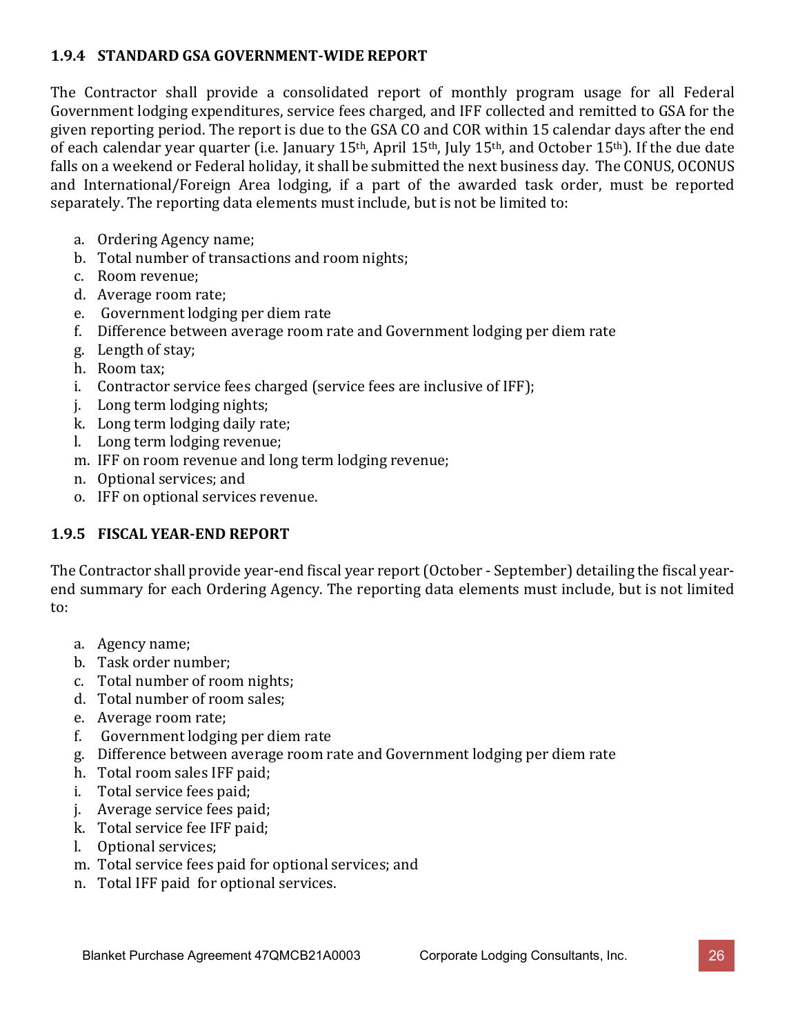### 1.9.4 STANDARD GSA GOVERNMENT-WIDE REPORT

The Contractor shall provide a consolidated report of monthly program usage for all Federal Government lodging expenditures, service fees charged, and IFF collected and remitted to GSA for the given reporting period. The report is due to the GSA CO and COR within 15 calendar days after the end of each calendar year quarter (i.e. January 15th, April 15th, July 15th, and October 15th). If the due date falls on a weekend or Federal holiday, it shall be submitted the next business day. The CONUS, OCONUS and International/Foreign Area lodging, if a part of the awarded task order, must be reported separately. The reporting data elements must include, but is not be limited to:

a. Ordering Agency name;
b. Total number of transactions and room nights;
c. Room revenue;
d. Average room rate;
e. Government lodging per diem rate
f. Difference between average room rate and Government lodging per diem rate
g. Length of stay;
h. Room tax;
i. Contractor service fees charged (service fees are inclusive of IFF);
j. Long term lodging nights;
k. Long term lodging daily rate;
l. Long term lodging revenue;
m. IFF on room revenue and long term lodging revenue;
n. Optional services; and
o. IFF on optional services revenue.

### 1.9.5 FISCAL YEAR-END REPORT

The Contractor shall provide year-end fiscal year report (October - September) detailing the fiscal year-end summary for each Ordering Agency. The reporting data elements must include, but is not limited to:

a. Agency name;
b. Task order number;
c. Total number of room nights;
d. Total number of room sales;
e. Average room rate;
f. Government lodging per diem rate
g. Difference between average room rate and Government lodging per diem rate
h. Total room sales IFF paid;
i. Total service fees paid;
j. Average service fees paid;
k. Total service fee IFF paid;
l. Optional services;
m. Total service fees paid for optional services; and
n. Total IFF paid for optional services.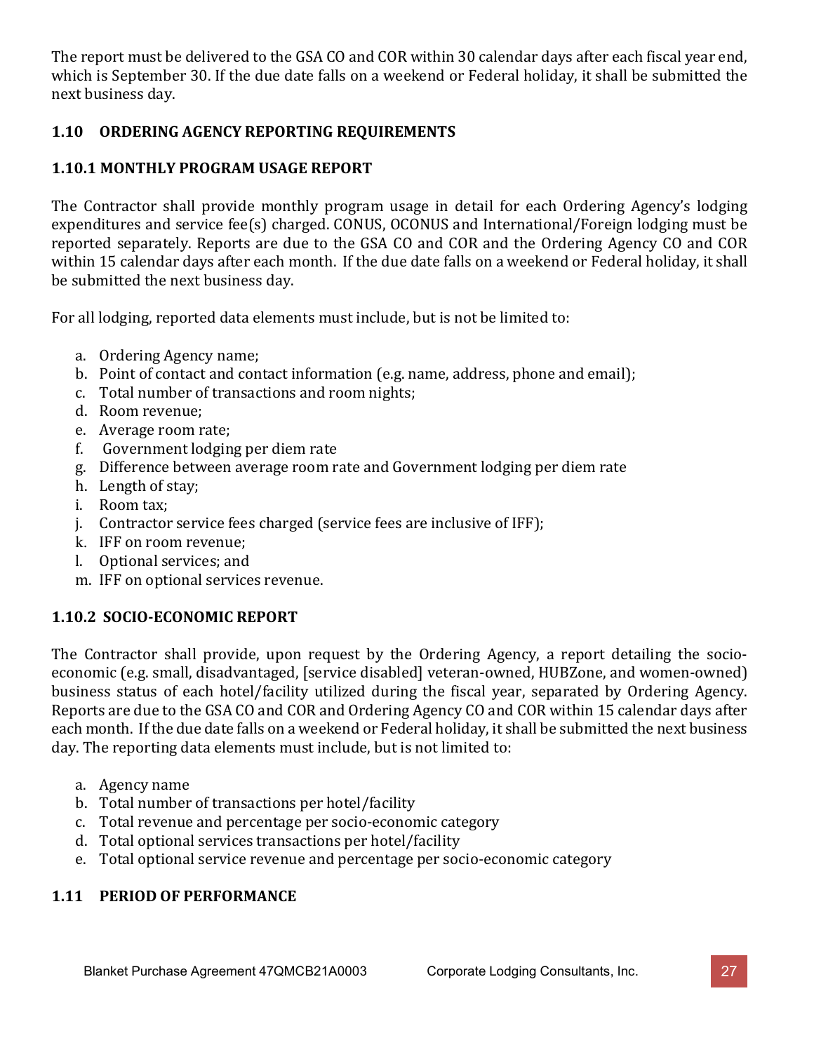The report must be delivered to the GSA CO and COR within 30 calendar days after each fiscal year end, which is September 30. If the due date falls on a weekend or Federal holiday, it shall be submitted the next business day.

### 1.10 ORDERING AGENCY REPORTING REQUIREMENTS

#### 1.10.1 MONTHLY PROGRAM USAGE REPORT

The Contractor shall provide monthly program usage in detail for each Ordering Agency's lodging expenditures and service fee(s) charged. CONUS, OCONUS and International/Foreign lodging must be reported separately. Reports are due to the GSA CO and COR and the Ordering Agency CO and COR within 15 calendar days after each month. If the due date falls on a weekend or Federal holiday, it shall be submitted the next business day.

For all lodging, reported data elements must include, but is not be limited to:

a. Ordering Agency name;
b. Point of contact and contact information (e.g. name, address, phone and email);
c. Total number of transactions and room nights;
d. Room revenue;
e. Average room rate;
f. Government lodging per diem rate
g. Difference between average room rate and Government lodging per diem rate
h. Length of stay;
i. Room tax;
j. Contractor service fees charged (service fees are inclusive of IFF);
k. IFF on room revenue;
l. Optional services; and
m. IFF on optional services revenue.

#### 1.10.2 SOCIO-ECONOMIC REPORT

The Contractor shall provide, upon request by the Ordering Agency, a report detailing the socio-economic (e.g. small, disadvantaged, [service disabled] veteran-owned, HUBZone, and women-owned) business status of each hotel/facility utilized during the fiscal year, separated by Ordering Agency. Reports are due to the GSA CO and COR and Ordering Agency CO and COR within 15 calendar days after each month. If the due date falls on a weekend or Federal holiday, it shall be submitted the next business day. The reporting data elements must include, but is not limited to:

a. Agency name
b. Total number of transactions per hotel/facility
c. Total revenue and percentage per socio-economic category
d. Total optional services transactions per hotel/facility
e. Total optional service revenue and percentage per socio-economic category

### 1.11 PERIOD OF PERFORMANCE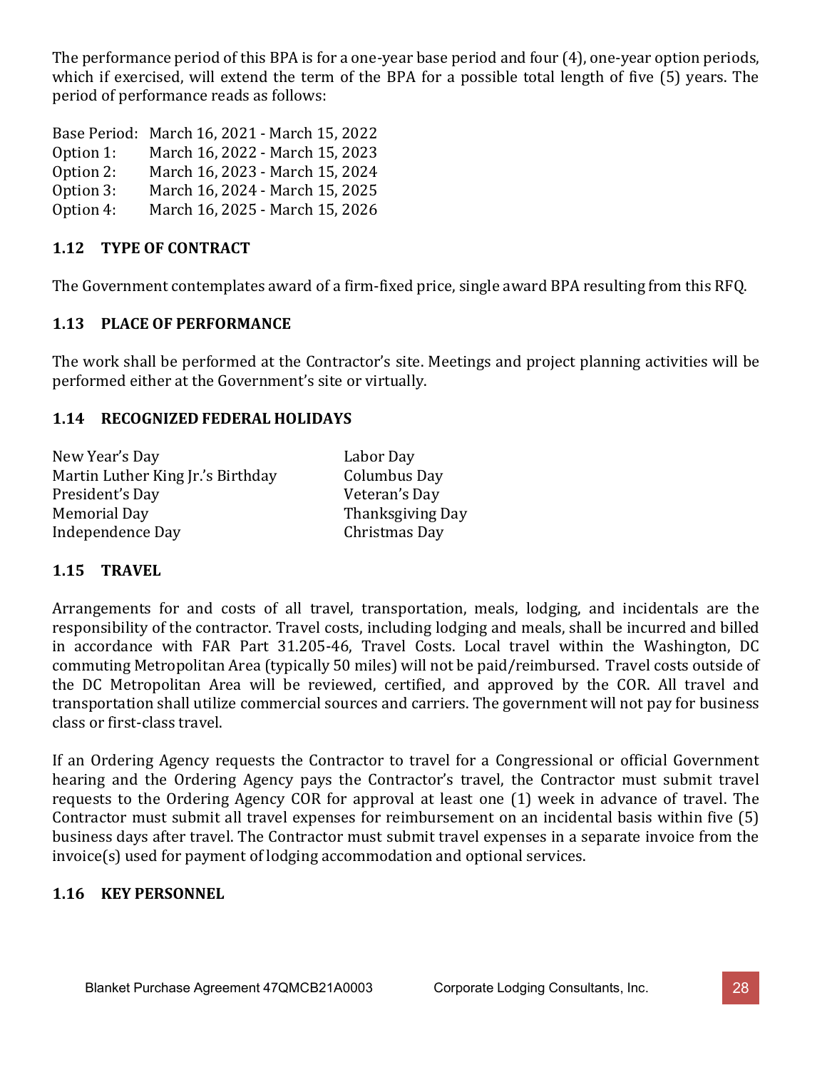The performance period of this BPA is for a one-year base period and four (4), one-year option periods, which if exercised, will extend the term of the BPA for a possible total length of five (5) years. The period of performance reads as follows:

| | |
|---|---|
| Base Period: | March 16, 2021 - March 15, 2022 |
| Option 1: | March 16, 2022 - March 15, 2023 |
| Option 2: | March 16, 2023 - March 15, 2024 |
| Option 3: | March 16, 2024 - March 15, 2025 |
| Option 4: | March 16, 2025 - March 15, 2026 |

### 1.12 TYPE OF CONTRACT

The Government contemplates award of a firm-fixed price, single award BPA resulting from this RFQ.

### 1.13 PLACE OF PERFORMANCE

The work shall be performed at the Contractor's site. Meetings and project planning activities will be performed either at the Government's site or virtually.

### 1.14 RECOGNIZED FEDERAL HOLIDAYS

| | |
|---|---|
| New Year's Day | Labor Day |
| Martin Luther King Jr.'s Birthday | Columbus Day |
| President's Day | Veteran's Day |
| Memorial Day | Thanksgiving Day |
| Independence Day | Christmas Day |

### 1.15 TRAVEL

Arrangements for and costs of all travel, transportation, meals, lodging, and incidentals are the responsibility of the contractor. Travel costs, including lodging and meals, shall be incurred and billed in accordance with FAR Part 31.205-46, Travel Costs. Local travel within the Washington, DC commuting Metropolitan Area (typically 50 miles) will not be paid/reimbursed. Travel costs outside of the DC Metropolitan Area will be reviewed, certified, and approved by the COR. All travel and transportation shall utilize commercial sources and carriers. The government will not pay for business class or first-class travel.

If an Ordering Agency requests the Contractor to travel for a Congressional or official Government hearing and the Ordering Agency pays the Contractor's travel, the Contractor must submit travel requests to the Ordering Agency COR for approval at least one (1) week in advance of travel. The Contractor must submit all travel expenses for reimbursement on an incidental basis within five (5) business days after travel. The Contractor must submit travel expenses in a separate invoice from the invoice(s) used for payment of lodging accommodation and optional services.

### 1.16 KEY PERSONNEL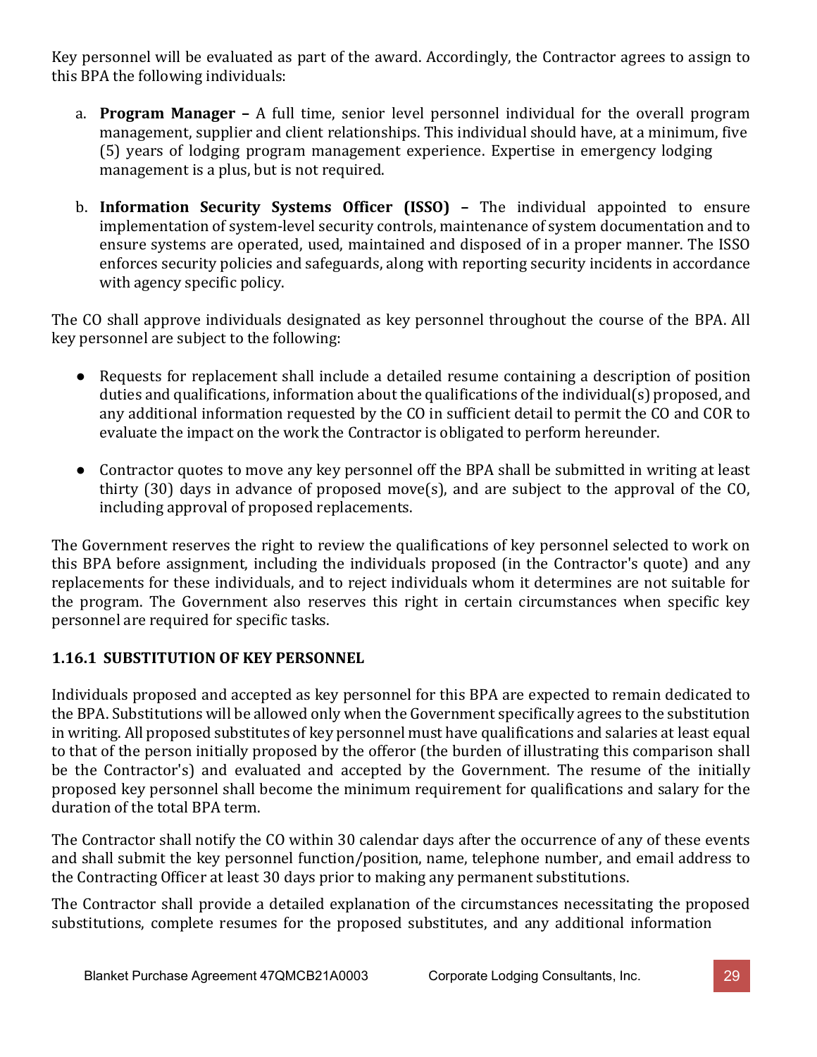Key personnel will be evaluated as part of the award. Accordingly, the Contractor agrees to assign to this BPA the following individuals:

a. **Program Manager –** A full time, senior level personnel individual for the overall program management, supplier and client relationships. This individual should have, at a minimum, five (5) years of lodging program management experience. Expertise in emergency lodging management is a plus, but is not required.

b. **Information Security Systems Officer (ISSO) –** The individual appointed to ensure implementation of system-level security controls, maintenance of system documentation and to ensure systems are operated, used, maintained and disposed of in a proper manner. The ISSO enforces security policies and safeguards, along with reporting security incidents in accordance with agency specific policy.

The CO shall approve individuals designated as key personnel throughout the course of the BPA. All key personnel are subject to the following:

- Requests for replacement shall include a detailed resume containing a description of position duties and qualifications, information about the qualifications of the individual(s) proposed, and any additional information requested by the CO in sufficient detail to permit the CO and COR to evaluate the impact on the work the Contractor is obligated to perform hereunder.
- Contractor quotes to move any key personnel off the BPA shall be submitted in writing at least thirty (30) days in advance of proposed move(s), and are subject to the approval of the CO, including approval of proposed replacements.

The Government reserves the right to review the qualifications of key personnel selected to work on this BPA before assignment, including the individuals proposed (in the Contractor's quote) and any replacements for these individuals, and to reject individuals whom it determines are not suitable for the program. The Government also reserves this right in certain circumstances when specific key personnel are required for specific tasks.

### 1.16.1 SUBSTITUTION OF KEY PERSONNEL

Individuals proposed and accepted as key personnel for this BPA are expected to remain dedicated to the BPA. Substitutions will be allowed only when the Government specifically agrees to the substitution in writing. All proposed substitutes of key personnel must have qualifications and salaries at least equal to that of the person initially proposed by the offeror (the burden of illustrating this comparison shall be the Contractor's) and evaluated and accepted by the Government. The resume of the initially proposed key personnel shall become the minimum requirement for qualifications and salary for the duration of the total BPA term.

The Contractor shall notify the CO within 30 calendar days after the occurrence of any of these events and shall submit the key personnel function/position, name, telephone number, and email address to the Contracting Officer at least 30 days prior to making any permanent substitutions.

The Contractor shall provide a detailed explanation of the circumstances necessitating the proposed substitutions, complete resumes for the proposed substitutes, and any additional information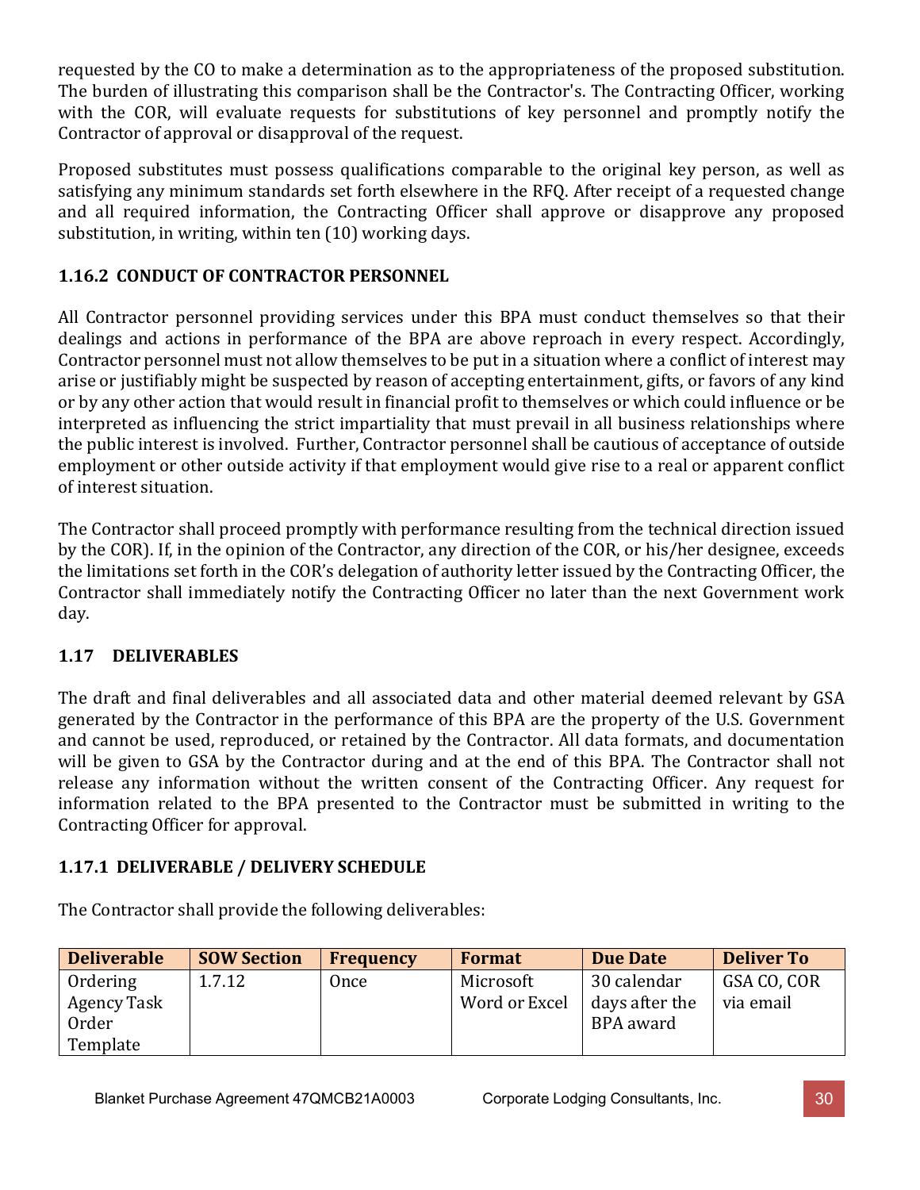requested by the CO to make a determination as to the appropriateness of the proposed substitution. The burden of illustrating this comparison shall be the Contractor's. The Contracting Officer, working with the COR, will evaluate requests for substitutions of key personnel and promptly notify the Contractor of approval or disapproval of the request.

Proposed substitutes must possess qualifications comparable to the original key person, as well as satisfying any minimum standards set forth elsewhere in the RFQ. After receipt of a requested change and all required information, the Contracting Officer shall approve or disapprove any proposed substitution, in writing, within ten (10) working days.

### 1.16.2 CONDUCT OF CONTRACTOR PERSONNEL

All Contractor personnel providing services under this BPA must conduct themselves so that their dealings and actions in performance of the BPA are above reproach in every respect. Accordingly, Contractor personnel must not allow themselves to be put in a situation where a conflict of interest may arise or justifiably might be suspected by reason of accepting entertainment, gifts, or favors of any kind or by any other action that would result in financial profit to themselves or which could influence or be interpreted as influencing the strict impartiality that must prevail in all business relationships where the public interest is involved. Further, Contractor personnel shall be cautious of acceptance of outside employment or other outside activity if that employment would give rise to a real or apparent conflict of interest situation.

The Contractor shall proceed promptly with performance resulting from the technical direction issued by the COR). If, in the opinion of the Contractor, any direction of the COR, or his/her designee, exceeds the limitations set forth in the COR's delegation of authority letter issued by the Contracting Officer, the Contractor shall immediately notify the Contracting Officer no later than the next Government work day.

## 1.17 DELIVERABLES

The draft and final deliverables and all associated data and other material deemed relevant by GSA generated by the Contractor in the performance of this BPA are the property of the U.S. Government and cannot be used, reproduced, or retained by the Contractor. All data formats, and documentation will be given to GSA by the Contractor during and at the end of this BPA. The Contractor shall not release any information without the written consent of the Contracting Officer. Any request for information related to the BPA presented to the Contractor must be submitted in writing to the Contracting Officer for approval.

### 1.17.1 DELIVERABLE / DELIVERY SCHEDULE

The Contractor shall provide the following deliverables:

| Deliverable | SOW Section | Frequency | Format | Due Date | Deliver To |
|---|---|---|---|---|---|
| Ordering Agency Task Order Template | 1.7.12 | Once | Microsoft Word or Excel | 30 calendar days after the BPA award | GSA CO, COR via email |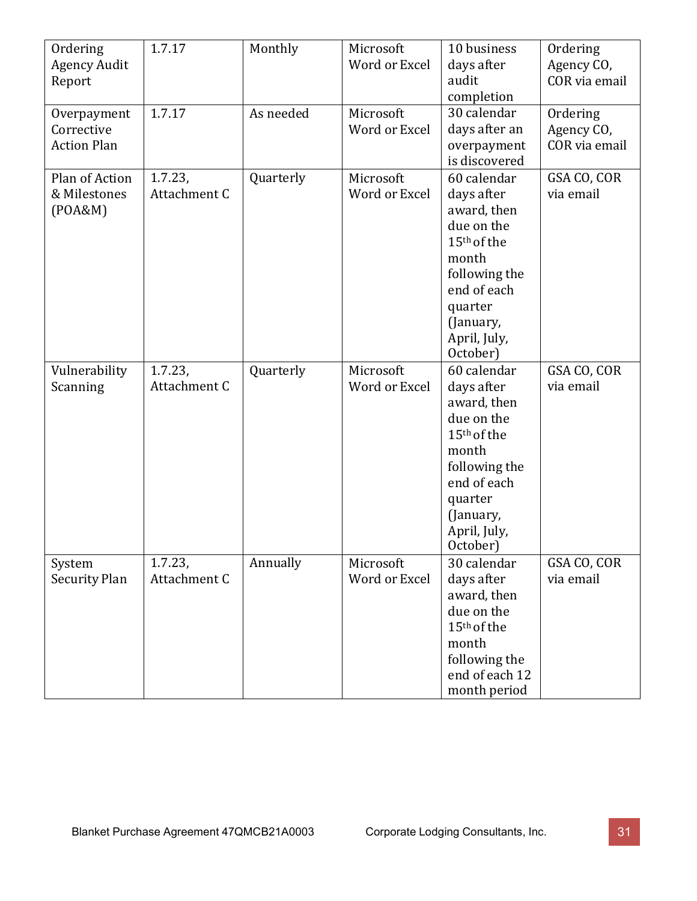| Ordering Agency Audit Report | 1.7.17 | Monthly | Microsoft Word or Excel | 10 business days after audit completion | Ordering Agency CO, COR via email |
|---|---|---|---|---|---|
| Overpayment Corrective Action Plan | 1.7.17 | As needed | Microsoft Word or Excel | 30 calendar days after an overpayment is discovered | Ordering Agency CO, COR via email |
| Plan of Action & Milestones (POA&M) | 1.7.23, Attachment C | Quarterly | Microsoft Word or Excel | 60 calendar days after award, then due on the 15th of the month following the end of each quarter (January, April, July, October) | GSA CO, COR via email |
| Vulnerability Scanning | 1.7.23, Attachment C | Quarterly | Microsoft Word or Excel | 60 calendar days after award, then due on the 15th of the month following the end of each quarter (January, April, July, October) | GSA CO, COR via email |
| System Security Plan | 1.7.23, Attachment C | Annually | Microsoft Word or Excel | 30 calendar days after award, then due on the 15th of the month following the end of each 12 month period | GSA CO, COR via email |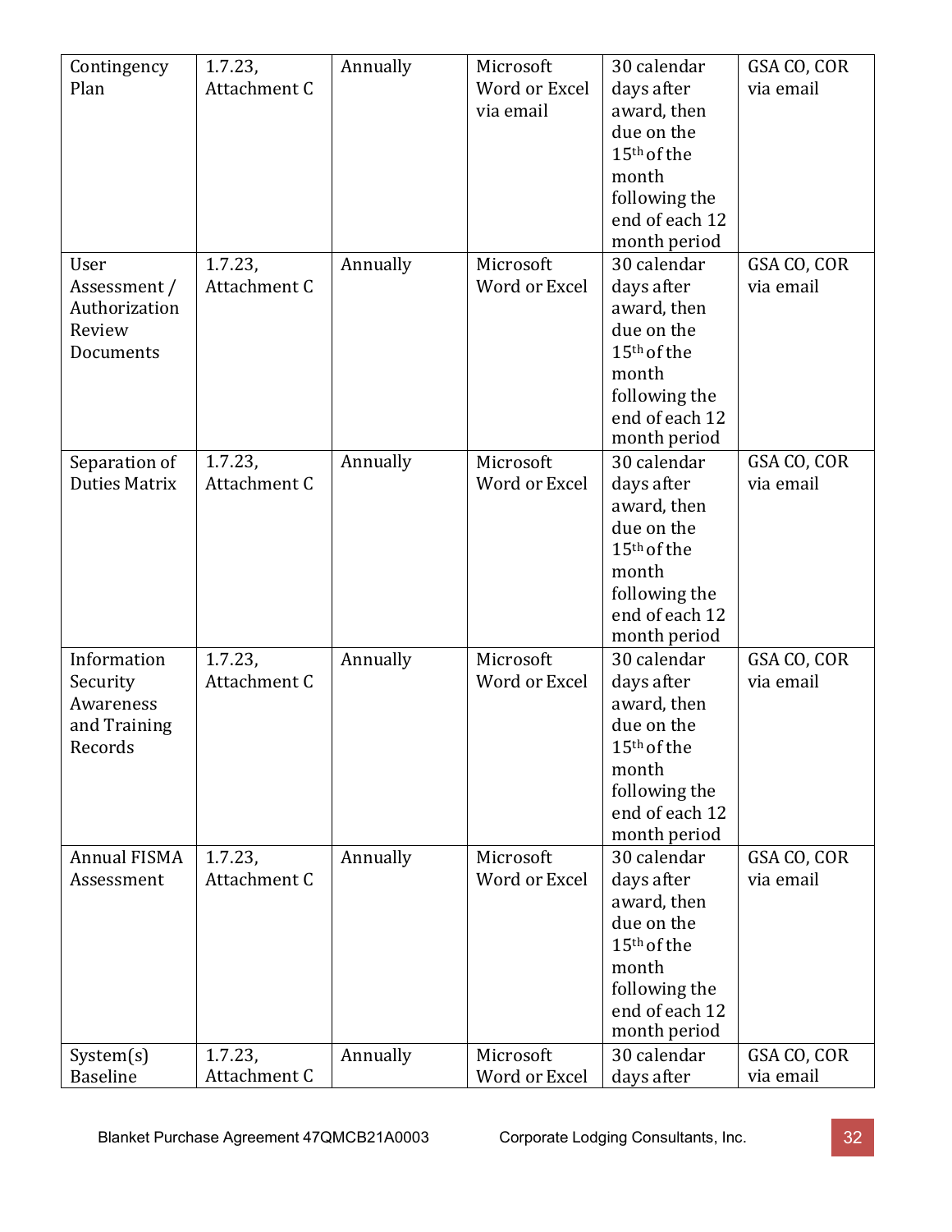| Contingency Plan | 1.7.23, Attachment C | Annually | Microsoft Word or Excel via email | 30 calendar days after award, then due on the 15th of the month following the end of each 12 month period | GSA CO, COR via email |
|---|---|---|---|---|---|
| User Assessment / Authorization Review Documents | 1.7.23, Attachment C | Annually | Microsoft Word or Excel | 30 calendar days after award, then due on the 15th of the month following the end of each 12 month period | GSA CO, COR via email |
| Separation of Duties Matrix | 1.7.23, Attachment C | Annually | Microsoft Word or Excel | 30 calendar days after award, then due on the 15th of the month following the end of each 12 month period | GSA CO, COR via email |
| Information Security Awareness and Training Records | 1.7.23, Attachment C | Annually | Microsoft Word or Excel | 30 calendar days after award, then due on the 15th of the month following the end of each 12 month period | GSA CO, COR via email |
| Annual FISMA Assessment | 1.7.23, Attachment C | Annually | Microsoft Word or Excel | 30 calendar days after award, then due on the 15th of the month following the end of each 12 month period | GSA CO, COR via email |
| System(s) Baseline | 1.7.23, Attachment C | Annually | Microsoft Word or Excel | 30 calendar days after | GSA CO, COR via email |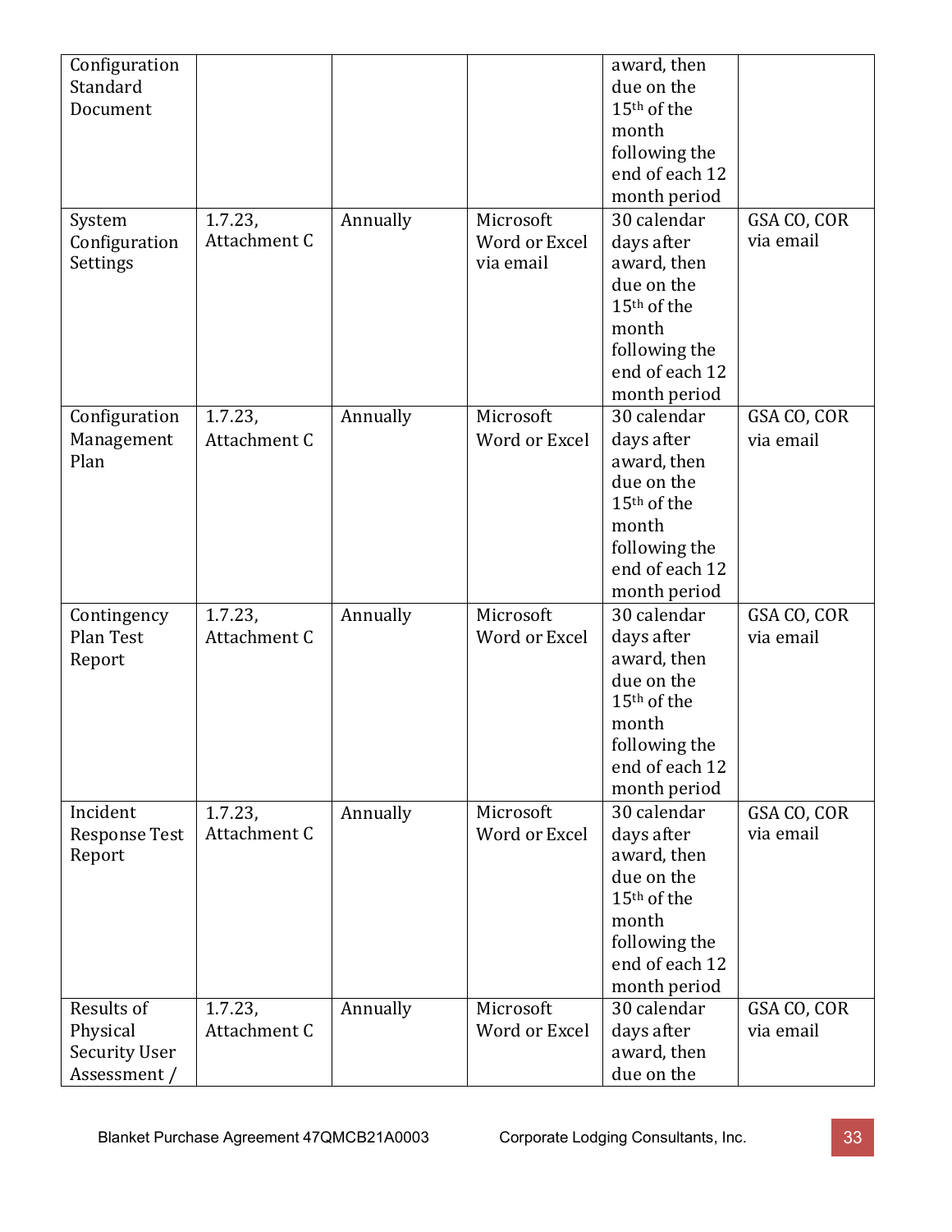| Configuration Standard Document | | | | award, then due on the 15th of the month following the end of each 12 month period | |
|---|---|---|---|---|---|
| System Configuration Settings | 1.7.23, Attachment C | Annually | Microsoft Word or Excel via email | 30 calendar days after award, then due on the 15th of the month following the end of each 12 month period | GSA CO, COR via email |
| Configuration Management Plan | 1.7.23, Attachment C | Annually | Microsoft Word or Excel | 30 calendar days after award, then due on the 15th of the month following the end of each 12 month period | GSA CO, COR via email |
| Contingency Plan Test Report | 1.7.23, Attachment C | Annually | Microsoft Word or Excel | 30 calendar days after award, then due on the 15th of the month following the end of each 12 month period | GSA CO, COR via email |
| Incident Response Test Report | 1.7.23, Attachment C | Annually | Microsoft Word or Excel | 30 calendar days after award, then due on the 15th of the month following the end of each 12 month period | GSA CO, COR via email |
| Results of Physical Security User Assessment / | 1.7.23, Attachment C | Annually | Microsoft Word or Excel | 30 calendar days after award, then due on the | GSA CO, COR via email |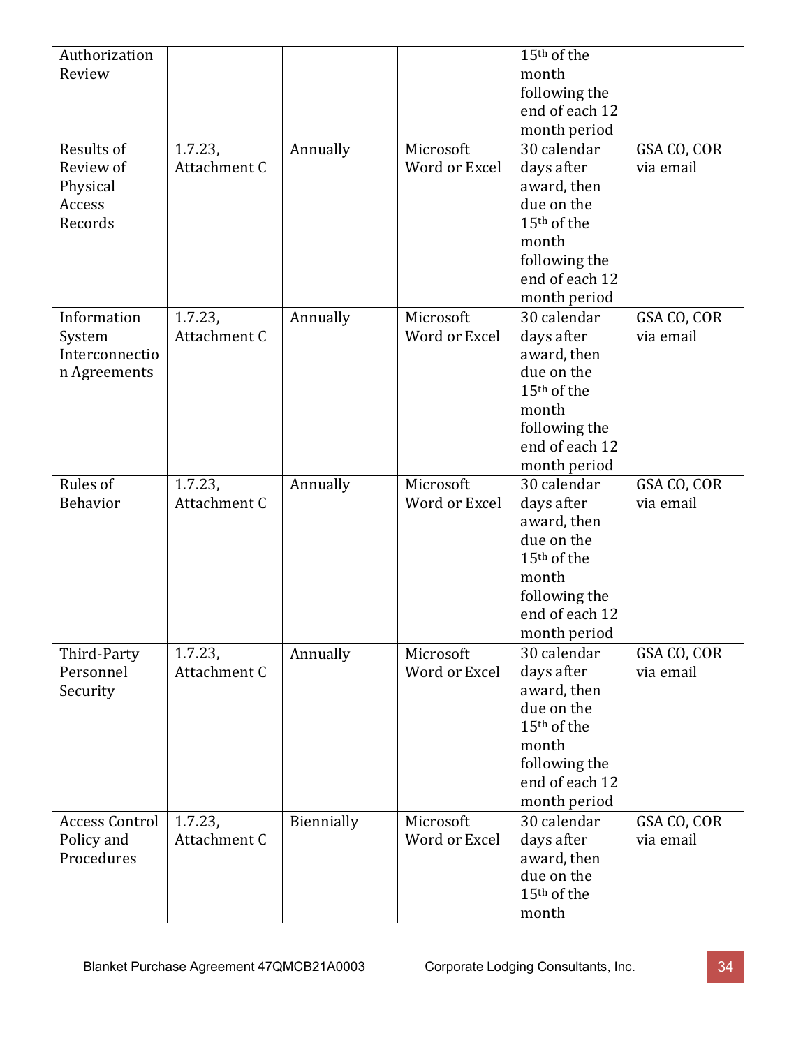| Authorization Review | | | | 15th of the month following the end of each 12 month period | |
|---|---|---|---|---|---|
| Results of Review of Physical Access Records | 1.7.23, Attachment C | Annually | Microsoft Word or Excel | 30 calendar days after award, then due on the 15th of the month following the end of each 12 month period | GSA CO, COR via email |
| Information System Interconnection Agreements | 1.7.23, Attachment C | Annually | Microsoft Word or Excel | 30 calendar days after award, then due on the 15th of the month following the end of each 12 month period | GSA CO, COR via email |
| Rules of Behavior | 1.7.23, Attachment C | Annually | Microsoft Word or Excel | 30 calendar days after award, then due on the 15th of the month following the end of each 12 month period | GSA CO, COR via email |
| Third-Party Personnel Security | 1.7.23, Attachment C | Annually | Microsoft Word or Excel | 30 calendar days after award, then due on the 15th of the month following the end of each 12 month period | GSA CO, COR via email |
| Access Control Policy and Procedures | 1.7.23, Attachment C | Biennially | Microsoft Word or Excel | 30 calendar days after award, then due on the 15th of the month | GSA CO, COR via email |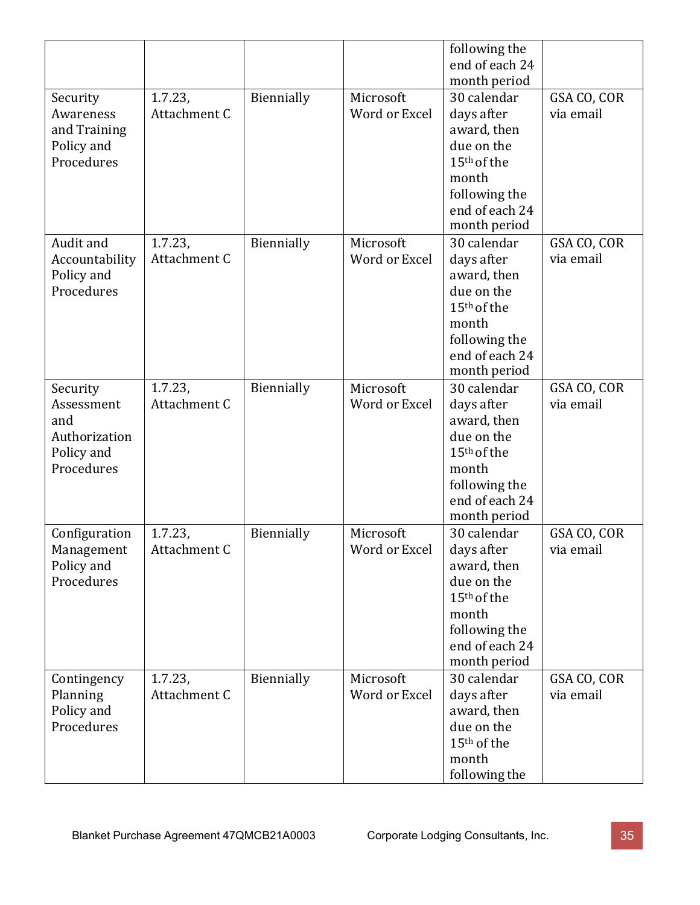| | | | | following the end of each 24 month period | |
|---|---|---|---|---|---|
| Security Awareness and Training Policy and Procedures | 1.7.23, Attachment C | Biennially | Microsoft Word or Excel | 30 calendar days after award, then due on the 15th of the month following the end of each 24 month period | GSA CO, COR via email |
| Audit and Accountability Policy and Procedures | 1.7.23, Attachment C | Biennially | Microsoft Word or Excel | 30 calendar days after award, then due on the 15th of the month following the end of each 24 month period | GSA CO, COR via email |
| Security Assessment and Authorization Policy and Procedures | 1.7.23, Attachment C | Biennially | Microsoft Word or Excel | 30 calendar days after award, then due on the 15th of the month following the end of each 24 month period | GSA CO, COR via email |
| Configuration Management Policy and Procedures | 1.7.23, Attachment C | Biennially | Microsoft Word or Excel | 30 calendar days after award, then due on the 15th of the month following the end of each 24 month period | GSA CO, COR via email |
| Contingency Planning Policy and Procedures | 1.7.23, Attachment C | Biennially | Microsoft Word or Excel | 30 calendar days after award, then due on the 15th of the month following the | GSA CO, COR via email |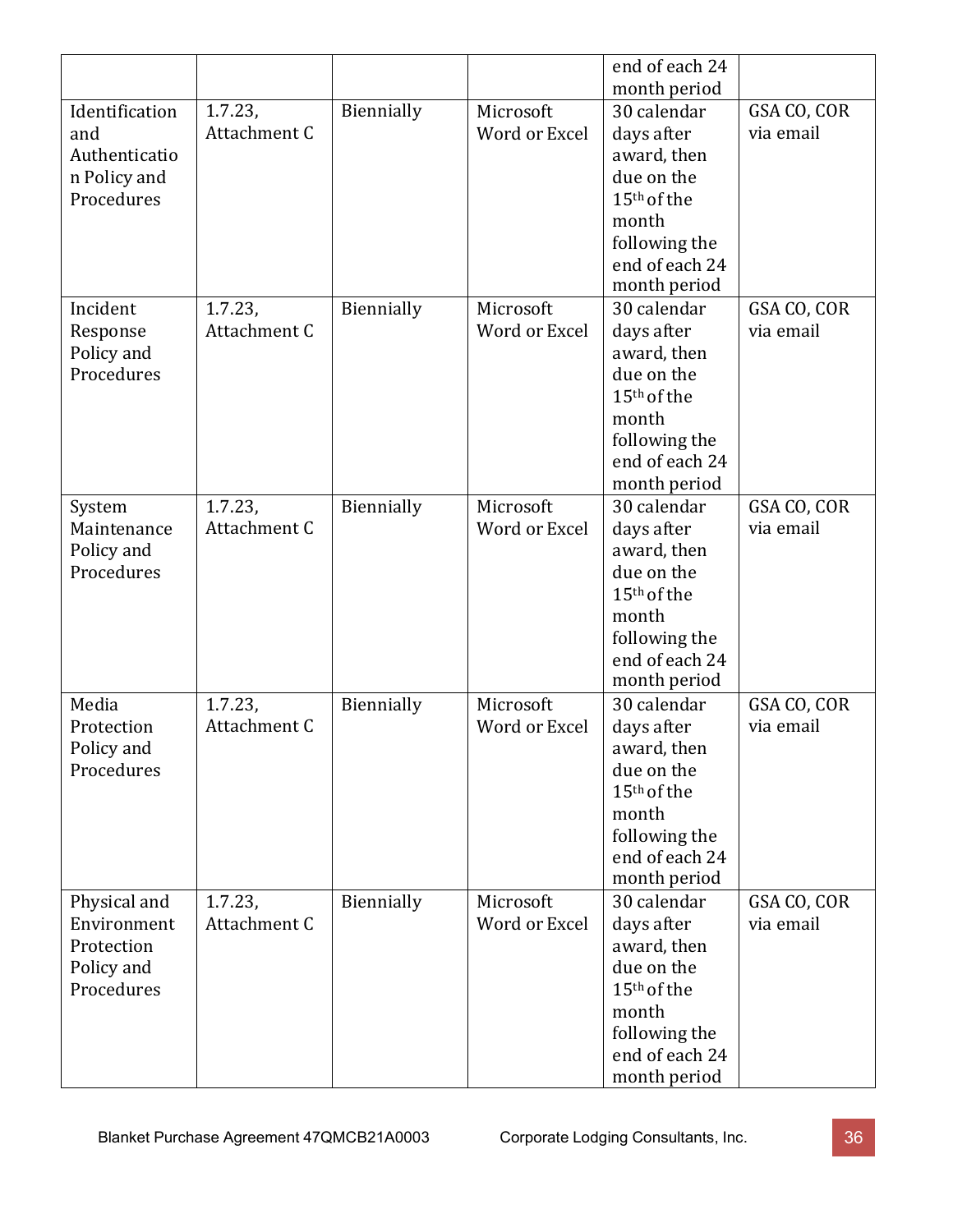| | | | | end of each 24 month period | |
|---|---|---|---|---|---|
| Identification and Authentication Policy and Procedures | 1.7.23, Attachment C | Biennially | Microsoft Word or Excel | 30 calendar days after award, then due on the 15th of the month following the end of each 24 month period | GSA CO, COR via email |
| Incident Response Policy and Procedures | 1.7.23, Attachment C | Biennially | Microsoft Word or Excel | 30 calendar days after award, then due on the 15th of the month following the end of each 24 month period | GSA CO, COR via email |
| System Maintenance Policy and Procedures | 1.7.23, Attachment C | Biennially | Microsoft Word or Excel | 30 calendar days after award, then due on the 15th of the month following the end of each 24 month period | GSA CO, COR via email |
| Media Protection Policy and Procedures | 1.7.23, Attachment C | Biennially | Microsoft Word or Excel | 30 calendar days after award, then due on the 15th of the month following the end of each 24 month period | GSA CO, COR via email |
| Physical and Environment Protection Policy and Procedures | 1.7.23, Attachment C | Biennially | Microsoft Word or Excel | 30 calendar days after award, then due on the 15th of the month following the end of each 24 month period | GSA CO, COR via email |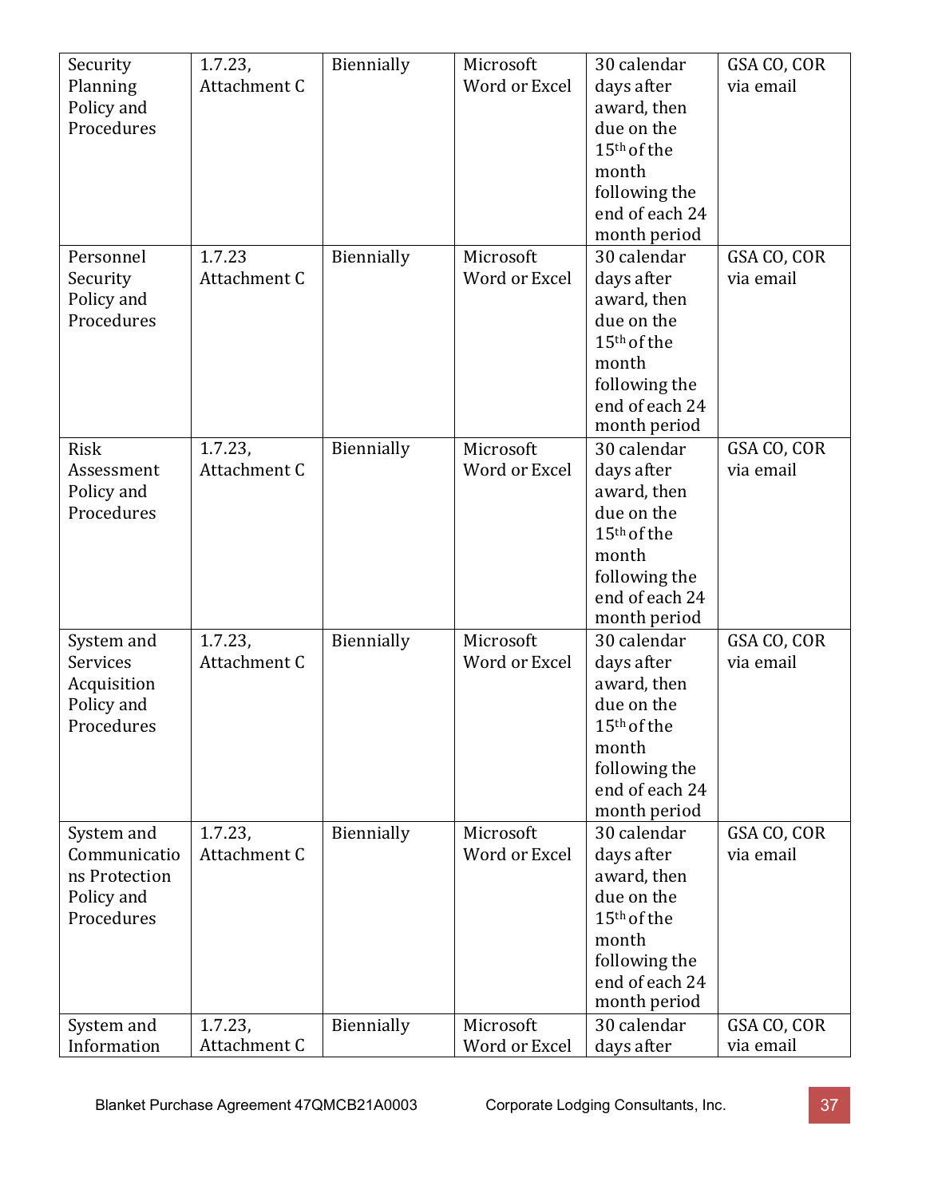| Security Planning Policy and Procedures | 1.7.23, Attachment C | Biennially | Microsoft Word or Excel | 30 calendar days after award, then due on the 15th of the month following the end of each 24 month period | GSA CO, COR via email |
|---|---|---|---|---|---|
| Personnel Security Policy and Procedures | 1.7.23 Attachment C | Biennially | Microsoft Word or Excel | 30 calendar days after award, then due on the 15th of the month following the end of each 24 month period | GSA CO, COR via email |
| Risk Assessment Policy and Procedures | 1.7.23, Attachment C | Biennially | Microsoft Word or Excel | 30 calendar days after award, then due on the 15th of the month following the end of each 24 month period | GSA CO, COR via email |
| System and Services Acquisition Policy and Procedures | 1.7.23, Attachment C | Biennially | Microsoft Word or Excel | 30 calendar days after award, then due on the 15th of the month following the end of each 24 month period | GSA CO, COR via email |
| System and Communications Protection Policy and Procedures | 1.7.23, Attachment C | Biennially | Microsoft Word or Excel | 30 calendar days after award, then due on the 15th of the month following the end of each 24 month period | GSA CO, COR via email |
| System and Information | 1.7.23, Attachment C | Biennially | Microsoft Word or Excel | 30 calendar days after | GSA CO, COR via email |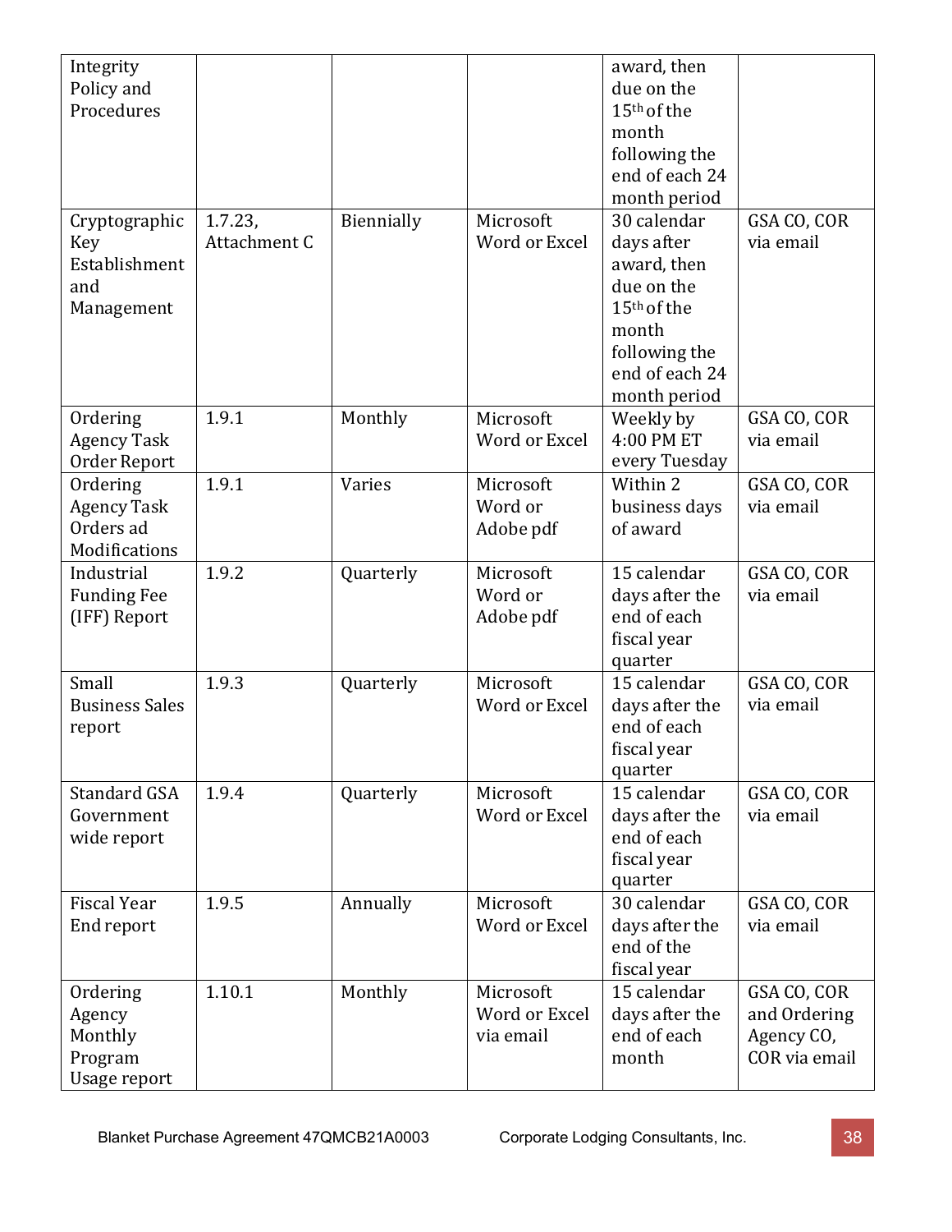| | | | | | |
|---|---|---|---|---|---|
| Integrity Policy and Procedures | | | | award, then due on the 15th of the month following the end of each 24 month period | |
| Cryptographic Key Establishment and Management | 1.7.23, Attachment C | Biennially | Microsoft Word or Excel | 30 calendar days after award, then due on the 15th of the month following the end of each 24 month period | GSA CO, COR via email |
| Ordering Agency Task Order Report | 1.9.1 | Monthly | Microsoft Word or Excel | Weekly by 4:00 PM ET every Tuesday | GSA CO, COR via email |
| Ordering Agency Task Orders ad Modifications | 1.9.1 | Varies | Microsoft Word or Adobe pdf | Within 2 business days of award | GSA CO, COR via email |
| Industrial Funding Fee (IFF) Report | 1.9.2 | Quarterly | Microsoft Word or Adobe pdf | 15 calendar days after the end of each fiscal year quarter | GSA CO, COR via email |
| Small Business Sales report | 1.9.3 | Quarterly | Microsoft Word or Excel | 15 calendar days after the end of each fiscal year quarter | GSA CO, COR via email |
| Standard GSA Government wide report | 1.9.4 | Quarterly | Microsoft Word or Excel | 15 calendar days after the end of each fiscal year quarter | GSA CO, COR via email |
| Fiscal Year End report | 1.9.5 | Annually | Microsoft Word or Excel | 30 calendar days after the end of the fiscal year | GSA CO, COR via email |
| Ordering Agency Monthly Program Usage report | 1.10.1 | Monthly | Microsoft Word or Excel via email | 15 calendar days after the end of each month | GSA CO, COR and Ordering Agency CO, COR via email |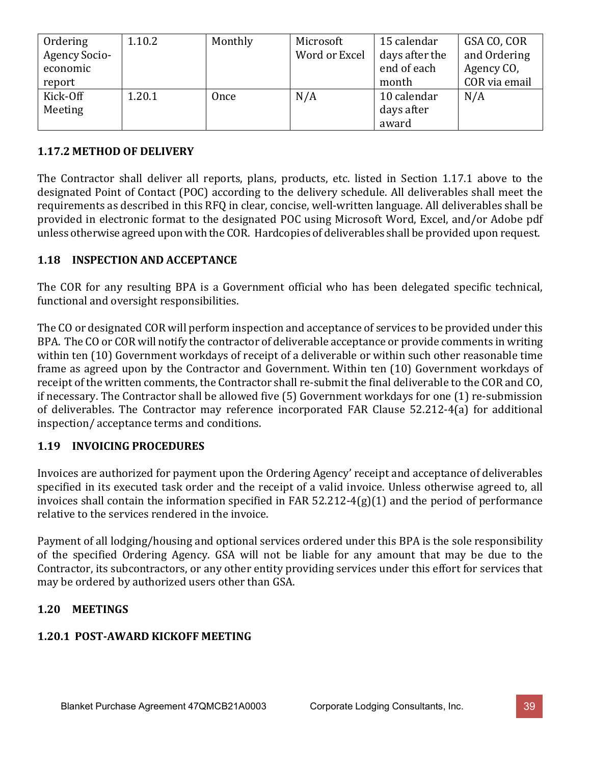| Ordering Agency Socio-economic report | 1.10.2 | Monthly | Microsoft Word or Excel | 15 calendar days after the end of each month | GSA CO, COR and Ordering Agency CO, COR via email |
|---|---|---|---|---|---|
| Kick-Off Meeting | 1.20.1 | Once | N/A | 10 calendar days after award | N/A |

### 1.17.2 METHOD OF DELIVERY

The Contractor shall deliver all reports, plans, products, etc. listed in Section 1.17.1 above to the designated Point of Contact (POC) according to the delivery schedule. All deliverables shall meet the requirements as described in this RFQ in clear, concise, well-written language. All deliverables shall be provided in electronic format to the designated POC using Microsoft Word, Excel, and/or Adobe pdf unless otherwise agreed upon with the COR. Hardcopies of deliverables shall be provided upon request.

## 1.18 INSPECTION AND ACCEPTANCE

The COR for any resulting BPA is a Government official who has been delegated specific technical, functional and oversight responsibilities.

The CO or designated COR will perform inspection and acceptance of services to be provided under this BPA. The CO or COR will notify the contractor of deliverable acceptance or provide comments in writing within ten (10) Government workdays of receipt of a deliverable or within such other reasonable time frame as agreed upon by the Contractor and Government. Within ten (10) Government workdays of receipt of the written comments, the Contractor shall re-submit the final deliverable to the COR and CO, if necessary. The Contractor shall be allowed five (5) Government workdays for one (1) re-submission of deliverables. The Contractor may reference incorporated FAR Clause 52.212-4(a) for additional inspection/ acceptance terms and conditions.

## 1.19 INVOICING PROCEDURES

Invoices are authorized for payment upon the Ordering Agency' receipt and acceptance of deliverables specified in its executed task order and the receipt of a valid invoice. Unless otherwise agreed to, all invoices shall contain the information specified in FAR 52.212-4(g)(1) and the period of performance relative to the services rendered in the invoice.

Payment of all lodging/housing and optional services ordered under this BPA is the sole responsibility of the specified Ordering Agency. GSA will not be liable for any amount that may be due to the Contractor, its subcontractors, or any other entity providing services under this effort for services that may be ordered by authorized users other than GSA.

## 1.20 MEETINGS

### 1.20.1 POST-AWARD KICKOFF MEETING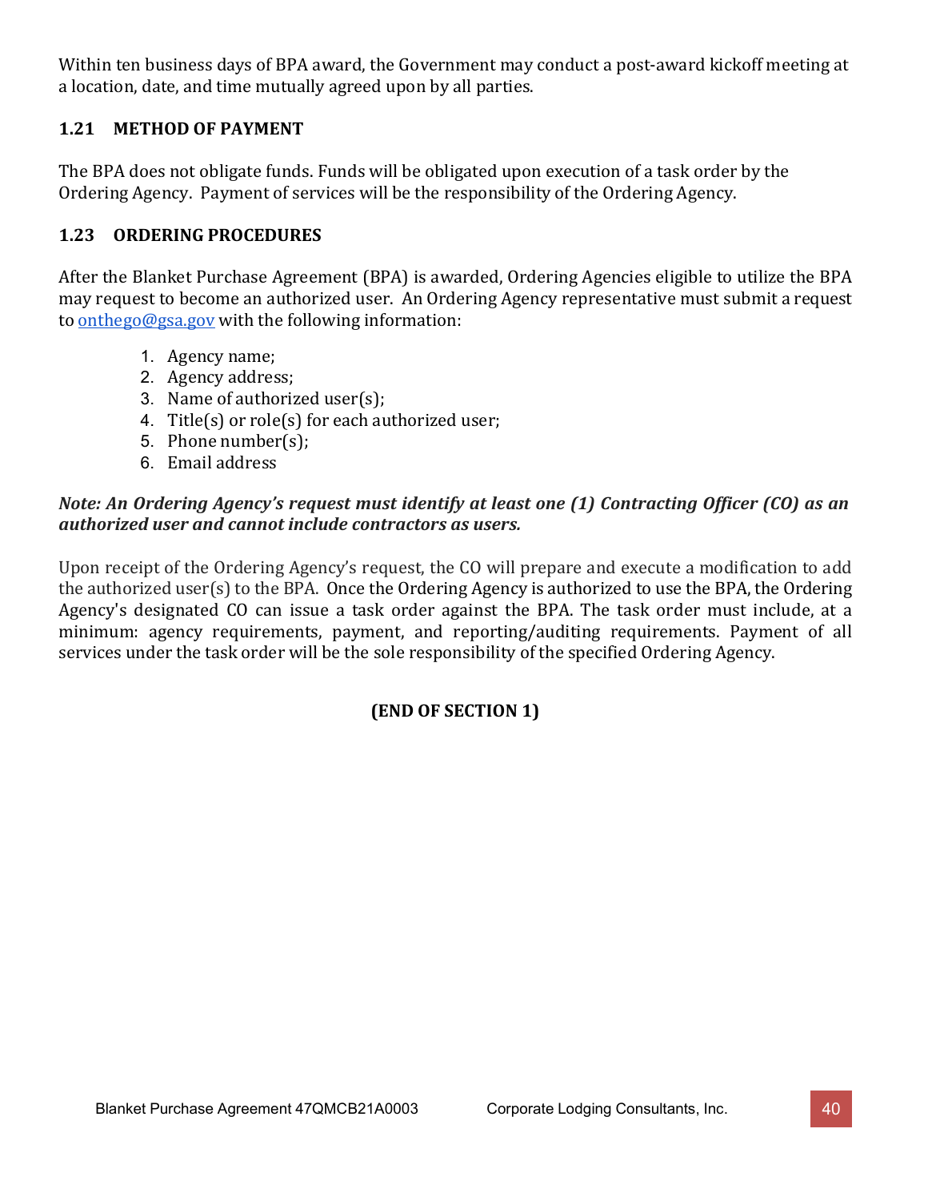Within ten business days of BPA award, the Government may conduct a post-award kickoff meeting at a location, date, and time mutually agreed upon by all parties.

### 1.21 METHOD OF PAYMENT

The BPA does not obligate funds. Funds will be obligated upon execution of a task order by the Ordering Agency. Payment of services will be the responsibility of the Ordering Agency.

### 1.23 ORDERING PROCEDURES

After the Blanket Purchase Agreement (BPA) is awarded, Ordering Agencies eligible to utilize the BPA may request to become an authorized user. An Ordering Agency representative must submit a request to onthego@gsa.gov with the following information:

1. Agency name;
2. Agency address;
3. Name of authorized user(s);
4. Title(s) or role(s) for each authorized user;
5. Phone number(s);
6. Email address

***Note: An Ordering Agency's request must identify at least one (1) Contracting Officer (CO) as an authorized user and cannot include contractors as users.***

Upon receipt of the Ordering Agency's request, the CO will prepare and execute a modification to add the authorized user(s) to the BPA. Once the Ordering Agency is authorized to use the BPA, the Ordering Agency's designated CO can issue a task order against the BPA. The task order must include, at a minimum: agency requirements, payment, and reporting/auditing requirements. Payment of all services under the task order will be the sole responsibility of the specified Ordering Agency.

**(END OF SECTION 1)**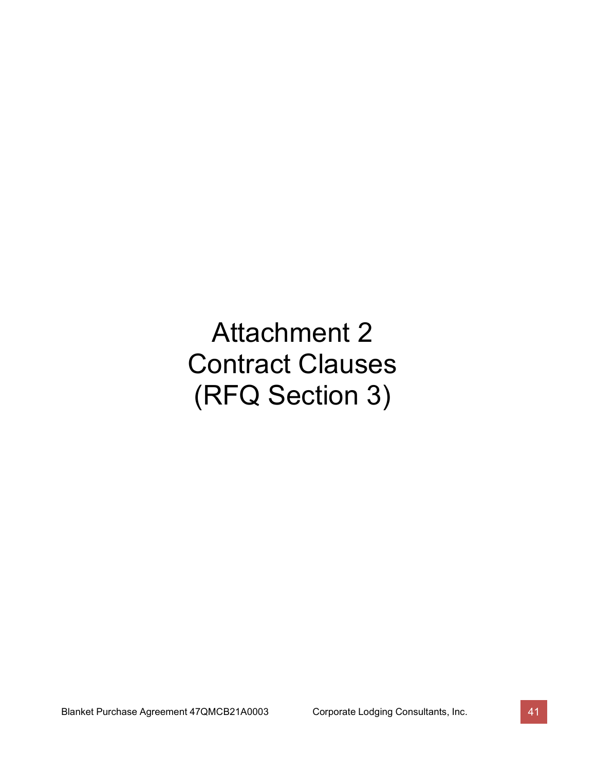# Attachment 2
# Contract Clauses
# (RFQ Section 3)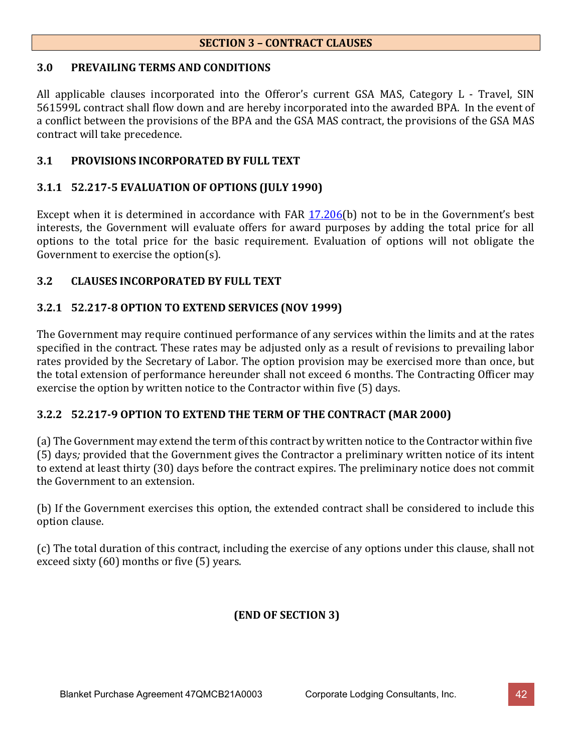## SECTION 3 – CONTRACT CLAUSES

### 3.0 PREVAILING TERMS AND CONDITIONS

All applicable clauses incorporated into the Offeror's current GSA MAS, Category L - Travel, SIN 561599L contract shall flow down and are hereby incorporated into the awarded BPA. In the event of a conflict between the provisions of the BPA and the GSA MAS contract, the provisions of the GSA MAS contract will take precedence.

### 3.1 PROVISIONS INCORPORATED BY FULL TEXT

#### 3.1.1 52.217-5 EVALUATION OF OPTIONS (JULY 1990)

Except when it is determined in accordance with FAR 17.206(b) not to be in the Government's best interests, the Government will evaluate offers for award purposes by adding the total price for all options to the total price for the basic requirement. Evaluation of options will not obligate the Government to exercise the option(s).

### 3.2 CLAUSES INCORPORATED BY FULL TEXT

#### 3.2.1 52.217-8 OPTION TO EXTEND SERVICES (NOV 1999)

The Government may require continued performance of any services within the limits and at the rates specified in the contract. These rates may be adjusted only as a result of revisions to prevailing labor rates provided by the Secretary of Labor. The option provision may be exercised more than once, but the total extension of performance hereunder shall not exceed 6 months. The Contracting Officer may exercise the option by written notice to the Contractor within five (5) days.

#### 3.2.2 52.217-9 OPTION TO EXTEND THE TERM OF THE CONTRACT (MAR 2000)

(a) The Government may extend the term of this contract by written notice to the Contractor within five (5) days*;* provided that the Government gives the Contractor a preliminary written notice of its intent to extend at least thirty (30) days before the contract expires. The preliminary notice does not commit the Government to an extension.

(b) If the Government exercises this option, the extended contract shall be considered to include this option clause.

(c) The total duration of this contract, including the exercise of any options under this clause, shall not exceed sixty (60) months or five (5) years.

**(END OF SECTION 3)**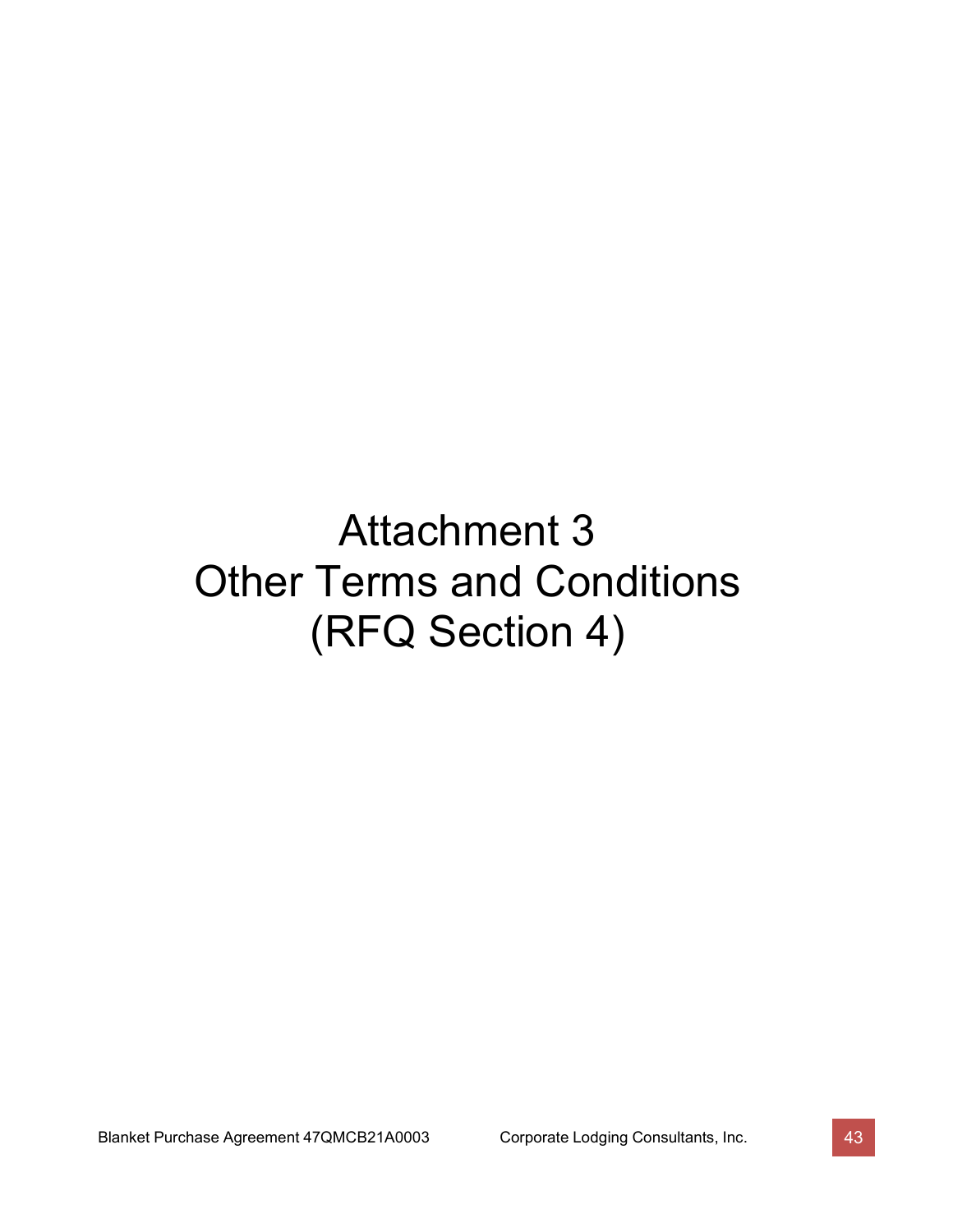# Attachment 3
# Other Terms and Conditions
# (RFQ Section 4)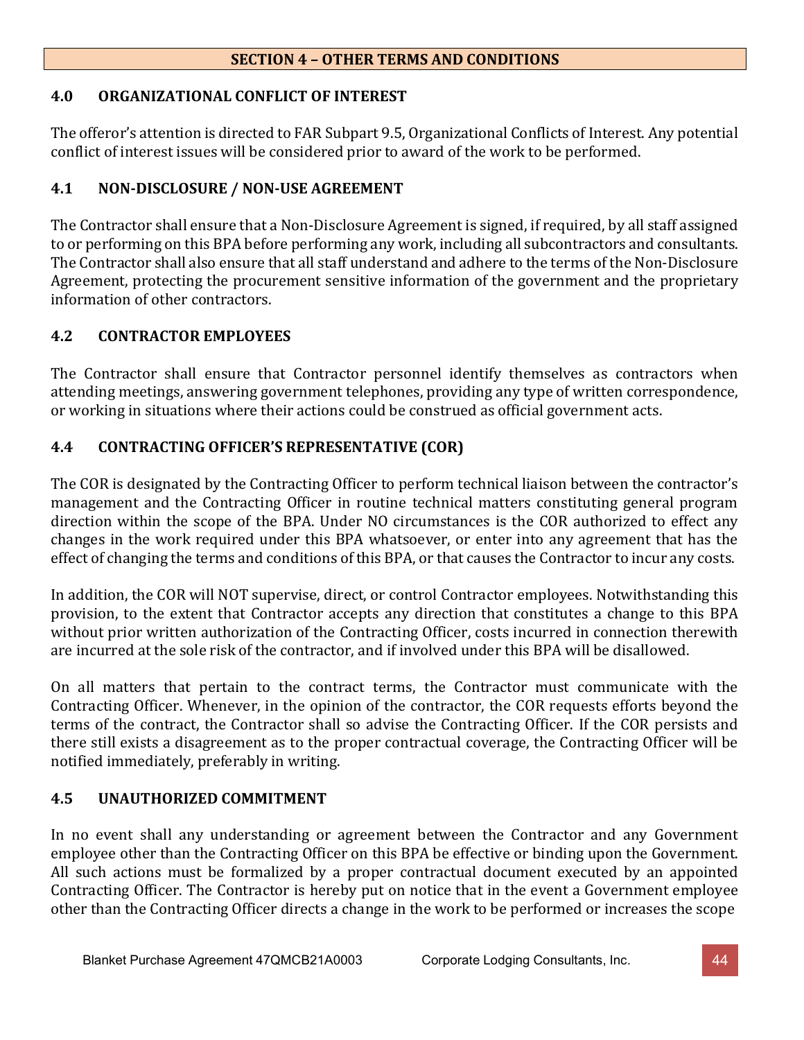## SECTION 4 – OTHER TERMS AND CONDITIONS

### 4.0 ORGANIZATIONAL CONFLICT OF INTEREST

The offeror's attention is directed to FAR Subpart 9.5, Organizational Conflicts of Interest. Any potential conflict of interest issues will be considered prior to award of the work to be performed.

### 4.1 NON-DISCLOSURE / NON-USE AGREEMENT

The Contractor shall ensure that a Non-Disclosure Agreement is signed, if required, by all staff assigned to or performing on this BPA before performing any work, including all subcontractors and consultants. The Contractor shall also ensure that all staff understand and adhere to the terms of the Non-Disclosure Agreement, protecting the procurement sensitive information of the government and the proprietary information of other contractors.

### 4.2 CONTRACTOR EMPLOYEES

The Contractor shall ensure that Contractor personnel identify themselves as contractors when attending meetings, answering government telephones, providing any type of written correspondence, or working in situations where their actions could be construed as official government acts.

### 4.4 CONTRACTING OFFICER'S REPRESENTATIVE (COR)

The COR is designated by the Contracting Officer to perform technical liaison between the contractor's management and the Contracting Officer in routine technical matters constituting general program direction within the scope of the BPA. Under NO circumstances is the COR authorized to effect any changes in the work required under this BPA whatsoever, or enter into any agreement that has the effect of changing the terms and conditions of this BPA, or that causes the Contractor to incur any costs.

In addition, the COR will NOT supervise, direct, or control Contractor employees. Notwithstanding this provision, to the extent that Contractor accepts any direction that constitutes a change to this BPA without prior written authorization of the Contracting Officer, costs incurred in connection therewith are incurred at the sole risk of the contractor, and if involved under this BPA will be disallowed.

On all matters that pertain to the contract terms, the Contractor must communicate with the Contracting Officer. Whenever, in the opinion of the contractor, the COR requests efforts beyond the terms of the contract, the Contractor shall so advise the Contracting Officer. If the COR persists and there still exists a disagreement as to the proper contractual coverage, the Contracting Officer will be notified immediately, preferably in writing.

### 4.5 UNAUTHORIZED COMMITMENT

In no event shall any understanding or agreement between the Contractor and any Government employee other than the Contracting Officer on this BPA be effective or binding upon the Government. All such actions must be formalized by a proper contractual document executed by an appointed Contracting Officer. The Contractor is hereby put on notice that in the event a Government employee other than the Contracting Officer directs a change in the work to be performed or increases the scope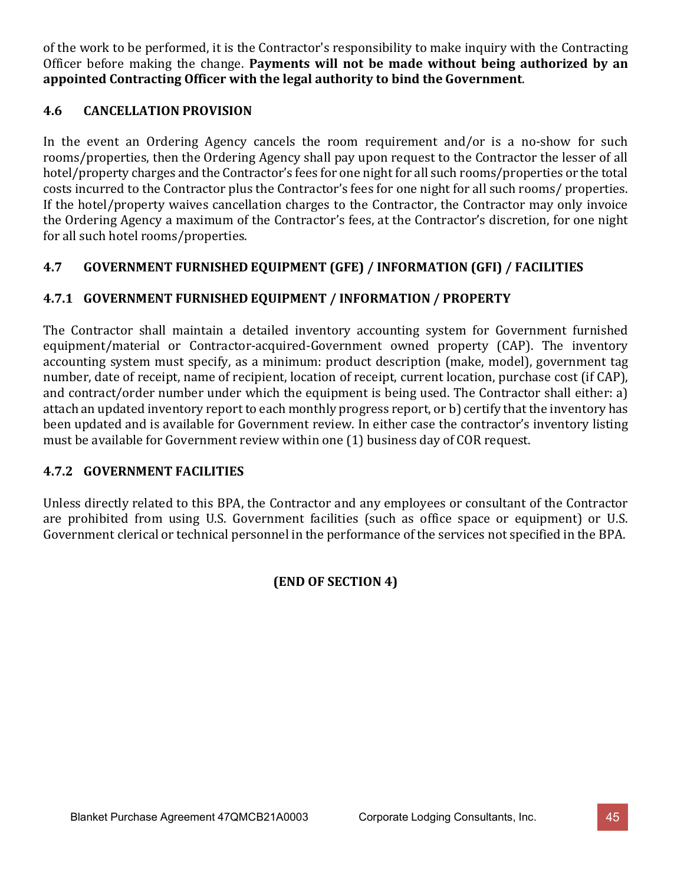of the work to be performed, it is the Contractor's responsibility to make inquiry with the Contracting Officer before making the change. **Payments will not be made without being authorized by an appointed Contracting Officer with the legal authority to bind the Government**.

### 4.6 CANCELLATION PROVISION

In the event an Ordering Agency cancels the room requirement and/or is a no-show for such rooms/properties, then the Ordering Agency shall pay upon request to the Contractor the lesser of all hotel/property charges and the Contractor's fees for one night for all such rooms/properties or the total costs incurred to the Contractor plus the Contractor's fees for one night for all such rooms/ properties. If the hotel/property waives cancellation charges to the Contractor, the Contractor may only invoice the Ordering Agency a maximum of the Contractor's fees, at the Contractor's discretion, for one night for all such hotel rooms/properties.

### 4.7 GOVERNMENT FURNISHED EQUIPMENT (GFE) / INFORMATION (GFI) / FACILITIES

#### 4.7.1 GOVERNMENT FURNISHED EQUIPMENT / INFORMATION / PROPERTY

The Contractor shall maintain a detailed inventory accounting system for Government furnished equipment/material or Contractor-acquired-Government owned property (CAP). The inventory accounting system must specify, as a minimum: product description (make, model), government tag number, date of receipt, name of recipient, location of receipt, current location, purchase cost (if CAP), and contract/order number under which the equipment is being used. The Contractor shall either: a) attach an updated inventory report to each monthly progress report, or b) certify that the inventory has been updated and is available for Government review. In either case the contractor's inventory listing must be available for Government review within one (1) business day of COR request.

#### 4.7.2 GOVERNMENT FACILITIES

Unless directly related to this BPA, the Contractor and any employees or consultant of the Contractor are prohibited from using U.S. Government facilities (such as office space or equipment) or U.S. Government clerical or technical personnel in the performance of the services not specified in the BPA.

**(END OF SECTION 4)**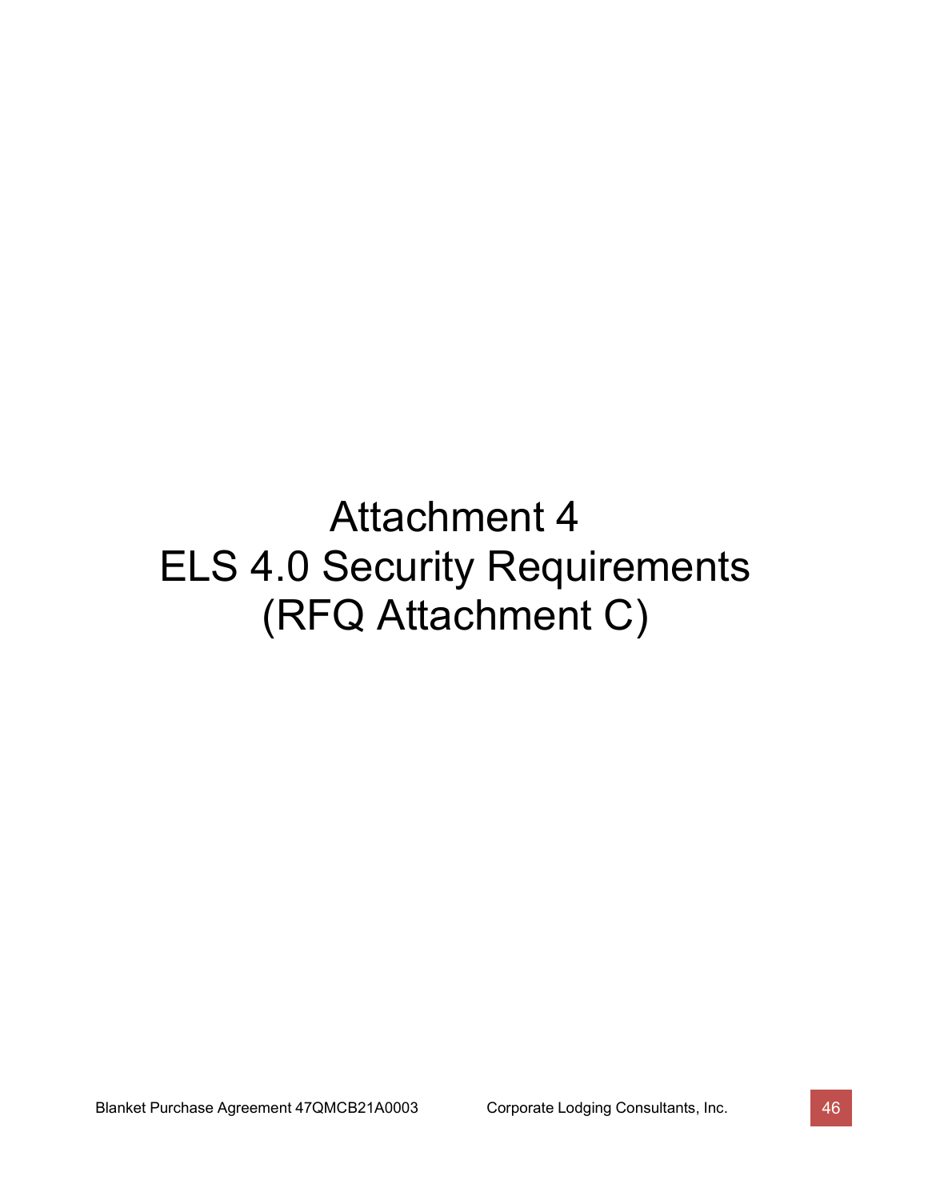# Attachment 4
# ELS 4.0 Security Requirements
# (RFQ Attachment C)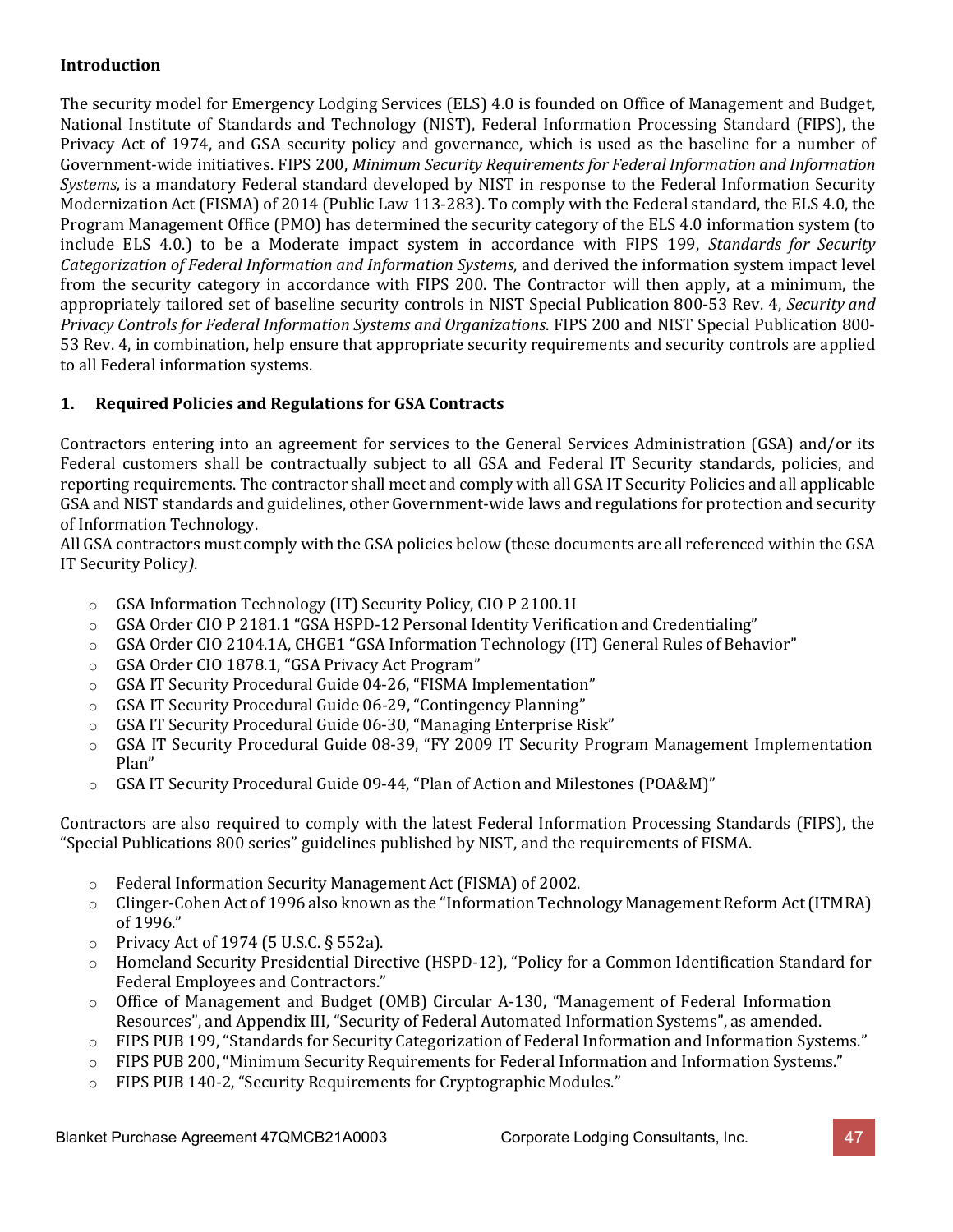**Introduction**

The security model for Emergency Lodging Services (ELS) 4.0 is founded on Office of Management and Budget, National Institute of Standards and Technology (NIST), Federal Information Processing Standard (FIPS), the Privacy Act of 1974, and GSA security policy and governance, which is used as the baseline for a number of Government-wide initiatives. FIPS 200, *Minimum Security Requirements for Federal Information and Information Systems,* is a mandatory Federal standard developed by NIST in response to the Federal Information Security Modernization Act (FISMA) of 2014 (Public Law 113-283). To comply with the Federal standard, the ELS 4.0, the Program Management Office (PMO) has determined the security category of the ELS 4.0 information system (to include ELS 4.0.) to be a Moderate impact system in accordance with FIPS 199, *Standards for Security Categorization of Federal Information and Information Systems*, and derived the information system impact level from the security category in accordance with FIPS 200. The Contractor will then apply, at a minimum, the appropriately tailored set of baseline security controls in NIST Special Publication 800-53 Rev. 4, *Security and Privacy Controls for Federal Information Systems and Organizations*. FIPS 200 and NIST Special Publication 800-53 Rev. 4, in combination, help ensure that appropriate security requirements and security controls are applied to all Federal information systems.

## 1. Required Policies and Regulations for GSA Contracts

Contractors entering into an agreement for services to the General Services Administration (GSA) and/or its Federal customers shall be contractually subject to all GSA and Federal IT Security standards, policies, and reporting requirements. The contractor shall meet and comply with all GSA IT Security Policies and all applicable GSA and NIST standards and guidelines, other Government-wide laws and regulations for protection and security of Information Technology.

All GSA contractors must comply with the GSA policies below (these documents are all referenced within the GSA IT Security Policy*)*.

- GSA Information Technology (IT) Security Policy, CIO P 2100.1I
- GSA Order CIO P 2181.1 "GSA HSPD-12 Personal Identity Verification and Credentialing"
- GSA Order CIO 2104.1A, CHGE1 "GSA Information Technology (IT) General Rules of Behavior"
- GSA Order CIO 1878.1, "GSA Privacy Act Program"
- GSA IT Security Procedural Guide 04-26, "FISMA Implementation"
- GSA IT Security Procedural Guide 06-29, "Contingency Planning"
- GSA IT Security Procedural Guide 06-30, "Managing Enterprise Risk"
- GSA IT Security Procedural Guide 08-39, "FY 2009 IT Security Program Management Implementation Plan"
- GSA IT Security Procedural Guide 09-44, "Plan of Action and Milestones (POA&M)"

Contractors are also required to comply with the latest Federal Information Processing Standards (FIPS), the "Special Publications 800 series" guidelines published by NIST, and the requirements of FISMA.

- Federal Information Security Management Act (FISMA) of 2002.
- Clinger-Cohen Act of 1996 also known as the "Information Technology Management Reform Act (ITMRA) of 1996."
- Privacy Act of 1974 (5 U.S.C. § 552a).
- Homeland Security Presidential Directive (HSPD-12), "Policy for a Common Identification Standard for Federal Employees and Contractors."
- Office of Management and Budget (OMB) Circular A-130, "Management of Federal Information Resources", and Appendix III, "Security of Federal Automated Information Systems", as amended.
- FIPS PUB 199, "Standards for Security Categorization of Federal Information and Information Systems."
- FIPS PUB 200, "Minimum Security Requirements for Federal Information and Information Systems."
- FIPS PUB 140-2, "Security Requirements for Cryptographic Modules."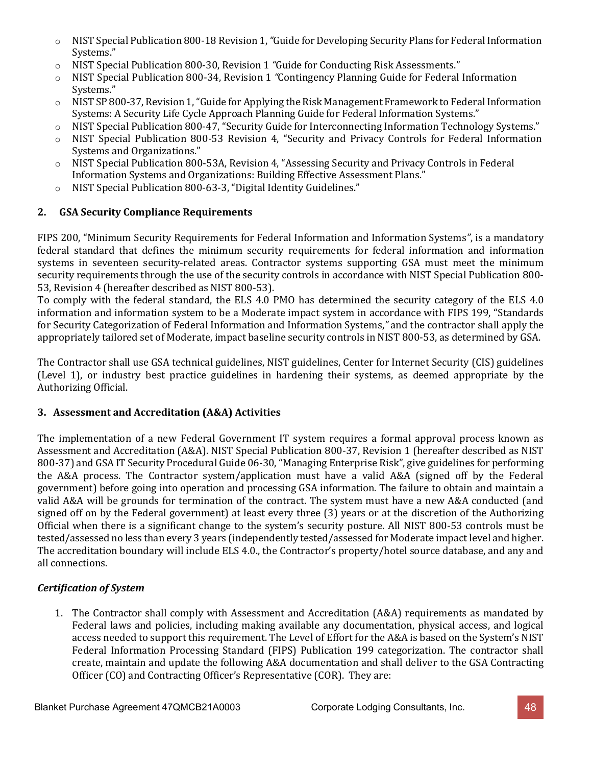- NIST Special Publication 800-18 Revision 1, "Guide for Developing Security Plans for Federal Information Systems."
- NIST Special Publication 800-30, Revision 1 "Guide for Conducting Risk Assessments."
- NIST Special Publication 800-34, Revision 1 "Contingency Planning Guide for Federal Information Systems."
- NIST SP 800-37, Revision 1, "Guide for Applying the Risk Management Framework to Federal Information Systems: A Security Life Cycle Approach Planning Guide for Federal Information Systems."
- NIST Special Publication 800-47, "Security Guide for Interconnecting Information Technology Systems."
- NIST Special Publication 800-53 Revision 4, "Security and Privacy Controls for Federal Information Systems and Organizations."
- NIST Special Publication 800-53A, Revision 4, "Assessing Security and Privacy Controls in Federal Information Systems and Organizations: Building Effective Assessment Plans."
- NIST Special Publication 800-63-3, "Digital Identity Guidelines."

### 2. GSA Security Compliance Requirements

FIPS 200, "Minimum Security Requirements for Federal Information and Information Systems", is a mandatory federal standard that defines the minimum security requirements for federal information and information systems in seventeen security-related areas. Contractor systems supporting GSA must meet the minimum security requirements through the use of the security controls in accordance with NIST Special Publication 800-53, Revision 4 (hereafter described as NIST 800-53).

To comply with the federal standard, the ELS 4.0 PMO has determined the security category of the ELS 4.0 information and information system to be a Moderate impact system in accordance with FIPS 199, "Standards for Security Categorization of Federal Information and Information Systems," and the contractor shall apply the appropriately tailored set of Moderate, impact baseline security controls in NIST 800-53, as determined by GSA.

The Contractor shall use GSA technical guidelines, NIST guidelines, Center for Internet Security (CIS) guidelines (Level 1), or industry best practice guidelines in hardening their systems, as deemed appropriate by the Authorizing Official.

### 3. Assessment and Accreditation (A&A) Activities

The implementation of a new Federal Government IT system requires a formal approval process known as Assessment and Accreditation (A&A). NIST Special Publication 800-37, Revision 1 (hereafter described as NIST 800-37) and GSA IT Security Procedural Guide 06-30, "Managing Enterprise Risk", give guidelines for performing the A&A process. The Contractor system/application must have a valid A&A (signed off by the Federal government) before going into operation and processing GSA information. The failure to obtain and maintain a valid A&A will be grounds for termination of the contract. The system must have a new A&A conducted (and signed off on by the Federal government) at least every three (3) years or at the discretion of the Authorizing Official when there is a significant change to the system's security posture. All NIST 800-53 controls must be tested/assessed no less than every 3 years (independently tested/assessed for Moderate impact level and higher. The accreditation boundary will include ELS 4.0., the Contractor's property/hotel source database, and any and all connections.

***Certification of System***

1. The Contractor shall comply with Assessment and Accreditation (A&A) requirements as mandated by Federal laws and policies, including making available any documentation, physical access, and logical access needed to support this requirement. The Level of Effort for the A&A is based on the System's NIST Federal Information Processing Standard (FIPS) Publication 199 categorization. The contractor shall create, maintain and update the following A&A documentation and shall deliver to the GSA Contracting Officer (CO) and Contracting Officer's Representative (COR). They are: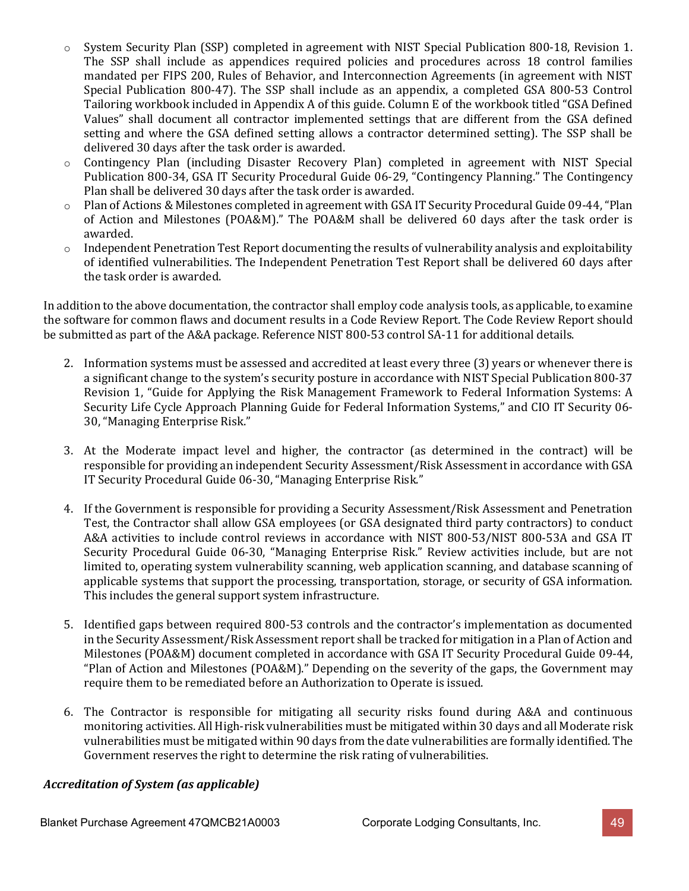- System Security Plan (SSP) completed in agreement with NIST Special Publication 800-18, Revision 1. The SSP shall include as appendices required policies and procedures across 18 control families mandated per FIPS 200, Rules of Behavior, and Interconnection Agreements (in agreement with NIST Special Publication 800-47). The SSP shall include as an appendix, a completed GSA 800-53 Control Tailoring workbook included in Appendix A of this guide. Column E of the workbook titled "GSA Defined Values" shall document all contractor implemented settings that are different from the GSA defined setting and where the GSA defined setting allows a contractor determined setting). The SSP shall be delivered 30 days after the task order is awarded.
- Contingency Plan (including Disaster Recovery Plan) completed in agreement with NIST Special Publication 800-34, GSA IT Security Procedural Guide 06-29, "Contingency Planning." The Contingency Plan shall be delivered 30 days after the task order is awarded.
- Plan of Actions & Milestones completed in agreement with GSA IT Security Procedural Guide 09-44, "Plan of Action and Milestones (POA&M)." The POA&M shall be delivered 60 days after the task order is awarded.
- Independent Penetration Test Report documenting the results of vulnerability analysis and exploitability of identified vulnerabilities. The Independent Penetration Test Report shall be delivered 60 days after the task order is awarded.

In addition to the above documentation, the contractor shall employ code analysis tools, as applicable, to examine the software for common flaws and document results in a Code Review Report. The Code Review Report should be submitted as part of the A&A package. Reference NIST 800-53 control SA-11 for additional details.

2. Information systems must be assessed and accredited at least every three (3) years or whenever there is a significant change to the system's security posture in accordance with NIST Special Publication 800-37 Revision 1, "Guide for Applying the Risk Management Framework to Federal Information Systems: A Security Life Cycle Approach Planning Guide for Federal Information Systems," and CIO IT Security 06-30, "Managing Enterprise Risk."

3. At the Moderate impact level and higher, the contractor (as determined in the contract) will be responsible for providing an independent Security Assessment/Risk Assessment in accordance with GSA IT Security Procedural Guide 06-30, "Managing Enterprise Risk."

4. If the Government is responsible for providing a Security Assessment/Risk Assessment and Penetration Test, the Contractor shall allow GSA employees (or GSA designated third party contractors) to conduct A&A activities to include control reviews in accordance with NIST 800-53/NIST 800-53A and GSA IT Security Procedural Guide 06-30, "Managing Enterprise Risk." Review activities include, but are not limited to, operating system vulnerability scanning, web application scanning, and database scanning of applicable systems that support the processing, transportation, storage, or security of GSA information. This includes the general support system infrastructure.

5. Identified gaps between required 800-53 controls and the contractor's implementation as documented in the Security Assessment/Risk Assessment report shall be tracked for mitigation in a Plan of Action and Milestones (POA&M) document completed in accordance with GSA IT Security Procedural Guide 09-44, "Plan of Action and Milestones (POA&M)." Depending on the severity of the gaps, the Government may require them to be remediated before an Authorization to Operate is issued.

6. The Contractor is responsible for mitigating all security risks found during A&A and continuous monitoring activities. All High-risk vulnerabilities must be mitigated within 30 days and all Moderate risk vulnerabilities must be mitigated within 90 days from the date vulnerabilities are formally identified. The Government reserves the right to determine the risk rating of vulnerabilities.

***Accreditation of System (as applicable)***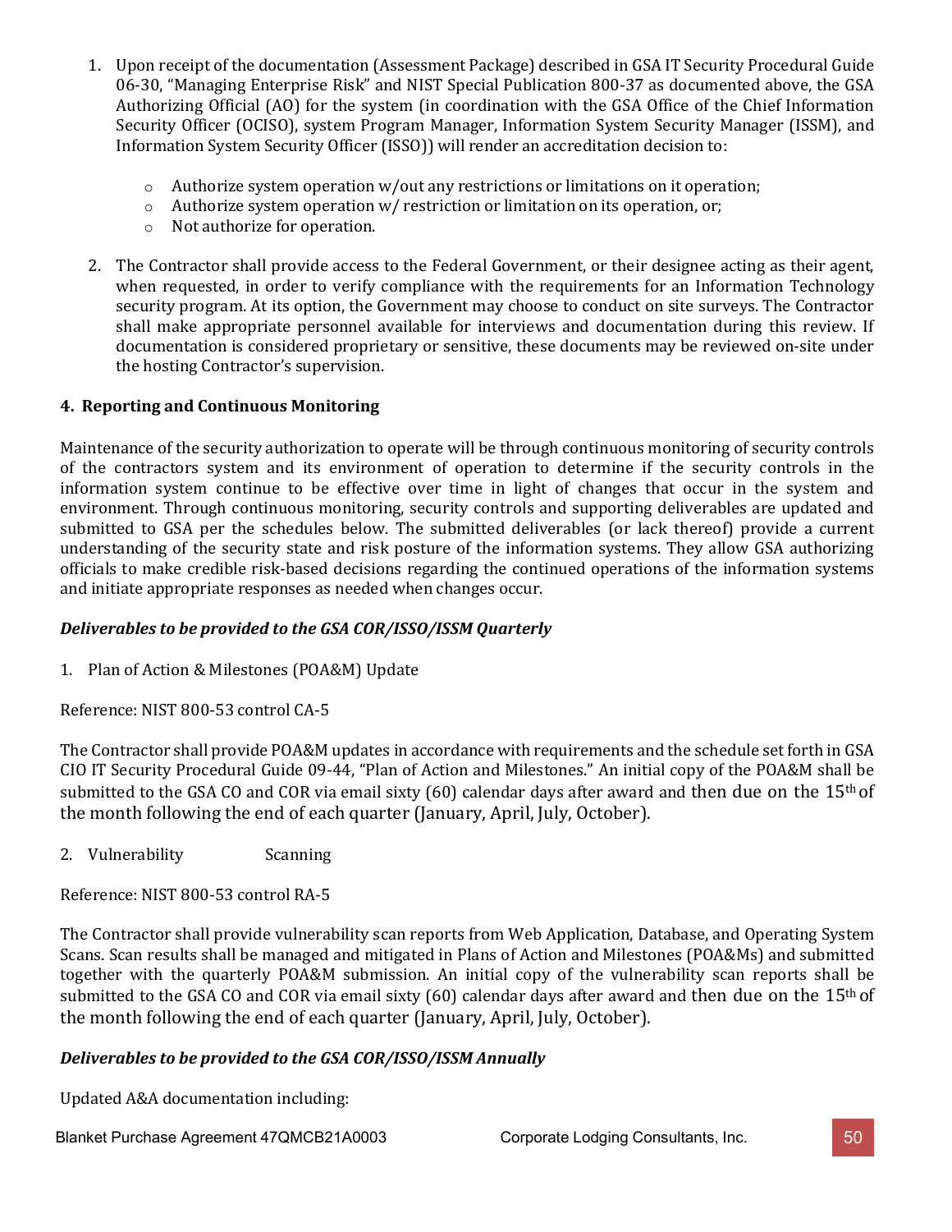1. Upon receipt of the documentation (Assessment Package) described in GSA IT Security Procedural Guide 06-30, "Managing Enterprise Risk" and NIST Special Publication 800-37 as documented above, the GSA Authorizing Official (AO) for the system (in coordination with the GSA Office of the Chief Information Security Officer (OCISO), system Program Manager, Information System Security Manager (ISSM), and Information System Security Officer (ISSO)) will render an accreditation decision to:

   - Authorize system operation w/out any restrictions or limitations on it operation;
   - Authorize system operation w/ restriction or limitation on its operation, or;
   - Not authorize for operation.

2. The Contractor shall provide access to the Federal Government, or their designee acting as their agent, when requested, in order to verify compliance with the requirements for an Information Technology security program. At its option, the Government may choose to conduct on site surveys. The Contractor shall make appropriate personnel available for interviews and documentation during this review. If documentation is considered proprietary or sensitive, these documents may be reviewed on-site under the hosting Contractor's supervision.

**4. Reporting and Continuous Monitoring**

Maintenance of the security authorization to operate will be through continuous monitoring of security controls of the contractors system and its environment of operation to determine if the security controls in the information system continue to be effective over time in light of changes that occur in the system and environment. Through continuous monitoring, security controls and supporting deliverables are updated and submitted to GSA per the schedules below. The submitted deliverables (or lack thereof) provide a current understanding of the security state and risk posture of the information systems. They allow GSA authorizing officials to make credible risk-based decisions regarding the continued operations of the information systems and initiate appropriate responses as needed when changes occur.

***Deliverables to be provided to the GSA COR/ISSO/ISSM Quarterly***

1. Plan of Action & Milestones (POA&M) Update

Reference: NIST 800-53 control CA-5

The Contractor shall provide POA&M updates in accordance with requirements and the schedule set forth in GSA CIO IT Security Procedural Guide 09-44, "Plan of Action and Milestones." An initial copy of the POA&M shall be submitted to the GSA CO and COR via email sixty (60) calendar days after award and then due on the 15th of the month following the end of each quarter (January, April, July, October).

2. Vulnerability Scanning

Reference: NIST 800-53 control RA-5

The Contractor shall provide vulnerability scan reports from Web Application, Database, and Operating System Scans. Scan results shall be managed and mitigated in Plans of Action and Milestones (POA&Ms) and submitted together with the quarterly POA&M submission. An initial copy of the vulnerability scan reports shall be submitted to the GSA CO and COR via email sixty (60) calendar days after award and then due on the 15th of the month following the end of each quarter (January, April, July, October).

***Deliverables to be provided to the GSA COR/ISSO/ISSM Annually***

Updated A&A documentation including: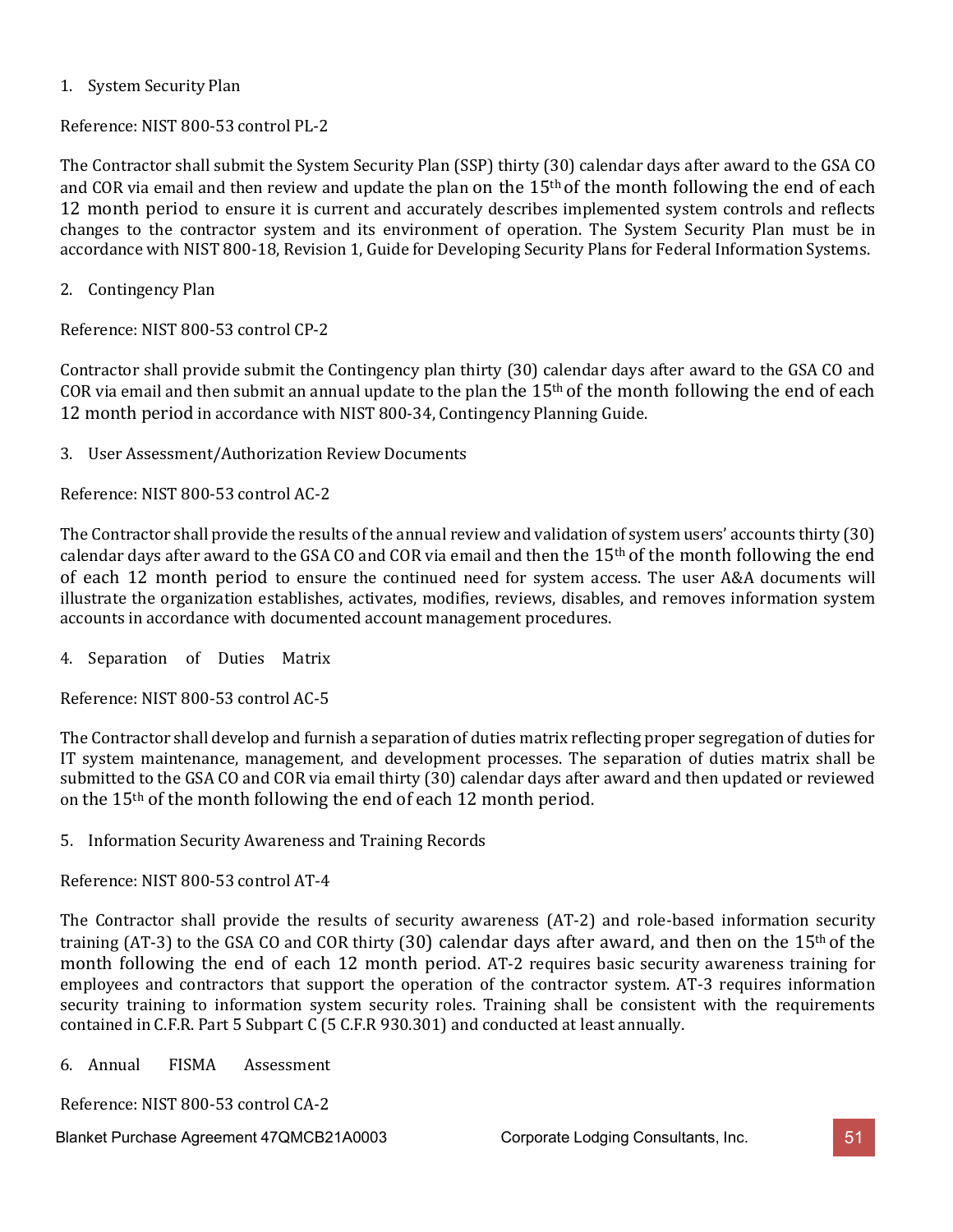1. System Security Plan

Reference: NIST 800-53 control PL-2

The Contractor shall submit the System Security Plan (SSP) thirty (30) calendar days after award to the GSA CO and COR via email and then review and update the plan on the 15th of the month following the end of each 12 month period to ensure it is current and accurately describes implemented system controls and reflects changes to the contractor system and its environment of operation. The System Security Plan must be in accordance with NIST 800-18, Revision 1, Guide for Developing Security Plans for Federal Information Systems.

2. Contingency Plan

Reference: NIST 800-53 control CP-2

Contractor shall provide submit the Contingency plan thirty (30) calendar days after award to the GSA CO and COR via email and then submit an annual update to the plan the 15th of the month following the end of each 12 month period in accordance with NIST 800-34, Contingency Planning Guide.

3. User Assessment/Authorization Review Documents

Reference: NIST 800-53 control AC-2

The Contractor shall provide the results of the annual review and validation of system users' accounts thirty (30) calendar days after award to the GSA CO and COR via email and then the 15th of the month following the end of each 12 month period to ensure the continued need for system access. The user A&A documents will illustrate the organization establishes, activates, modifies, reviews, disables, and removes information system accounts in accordance with documented account management procedures.

4. Separation of Duties Matrix

Reference: NIST 800-53 control AC-5

The Contractor shall develop and furnish a separation of duties matrix reflecting proper segregation of duties for IT system maintenance, management, and development processes. The separation of duties matrix shall be submitted to the GSA CO and COR via email thirty (30) calendar days after award and then updated or reviewed on the 15th of the month following the end of each 12 month period.

5. Information Security Awareness and Training Records

Reference: NIST 800-53 control AT-4

The Contractor shall provide the results of security awareness (AT-2) and role-based information security training (AT-3) to the GSA CO and COR thirty (30) calendar days after award, and then on the 15th of the month following the end of each 12 month period. AT-2 requires basic security awareness training for employees and contractors that support the operation of the contractor system. AT-3 requires information security training to information system security roles. Training shall be consistent with the requirements contained in C.F.R. Part 5 Subpart C (5 C.F.R 930.301) and conducted at least annually.

6. Annual FISMA Assessment

Reference: NIST 800-53 control CA-2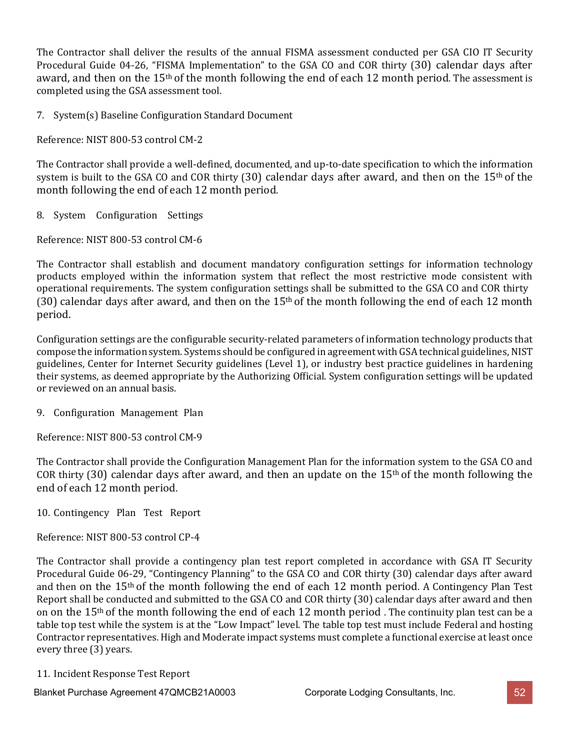The Contractor shall deliver the results of the annual FISMA assessment conducted per GSA CIO IT Security Procedural Guide 04-26, "FISMA Implementation" to the GSA CO and COR thirty (30) calendar days after award, and then on the 15th of the month following the end of each 12 month period. The assessment is completed using the GSA assessment tool.

7. System(s) Baseline Configuration Standard Document

Reference: NIST 800-53 control CM-2

The Contractor shall provide a well-defined, documented, and up-to-date specification to which the information system is built to the GSA CO and COR thirty (30) calendar days after award, and then on the 15th of the month following the end of each 12 month period.

8. System Configuration Settings

Reference: NIST 800-53 control CM-6

The Contractor shall establish and document mandatory configuration settings for information technology products employed within the information system that reflect the most restrictive mode consistent with operational requirements. The system configuration settings shall be submitted to the GSA CO and COR thirty (30) calendar days after award, and then on the 15th of the month following the end of each 12 month period.

Configuration settings are the configurable security-related parameters of information technology products that compose the information system. Systems should be configured in agreement with GSA technical guidelines, NIST guidelines, Center for Internet Security guidelines (Level 1), or industry best practice guidelines in hardening their systems, as deemed appropriate by the Authorizing Official. System configuration settings will be updated or reviewed on an annual basis.

9. Configuration Management Plan

Reference: NIST 800-53 control CM-9

The Contractor shall provide the Configuration Management Plan for the information system to the GSA CO and COR thirty (30) calendar days after award, and then an update on the 15th of the month following the end of each 12 month period.

10. Contingency Plan Test Report

Reference: NIST 800-53 control CP-4

The Contractor shall provide a contingency plan test report completed in accordance with GSA IT Security Procedural Guide 06-29, "Contingency Planning" to the GSA CO and COR thirty (30) calendar days after award and then on the 15th of the month following the end of each 12 month period. A Contingency Plan Test Report shall be conducted and submitted to the GSA CO and COR thirty (30) calendar days after award and then on on the 15th of the month following the end of each 12 month period . The continuity plan test can be a table top test while the system is at the "Low Impact" level. The table top test must include Federal and hosting Contractor representatives. High and Moderate impact systems must complete a functional exercise at least once every three (3) years.

11. Incident Response Test Report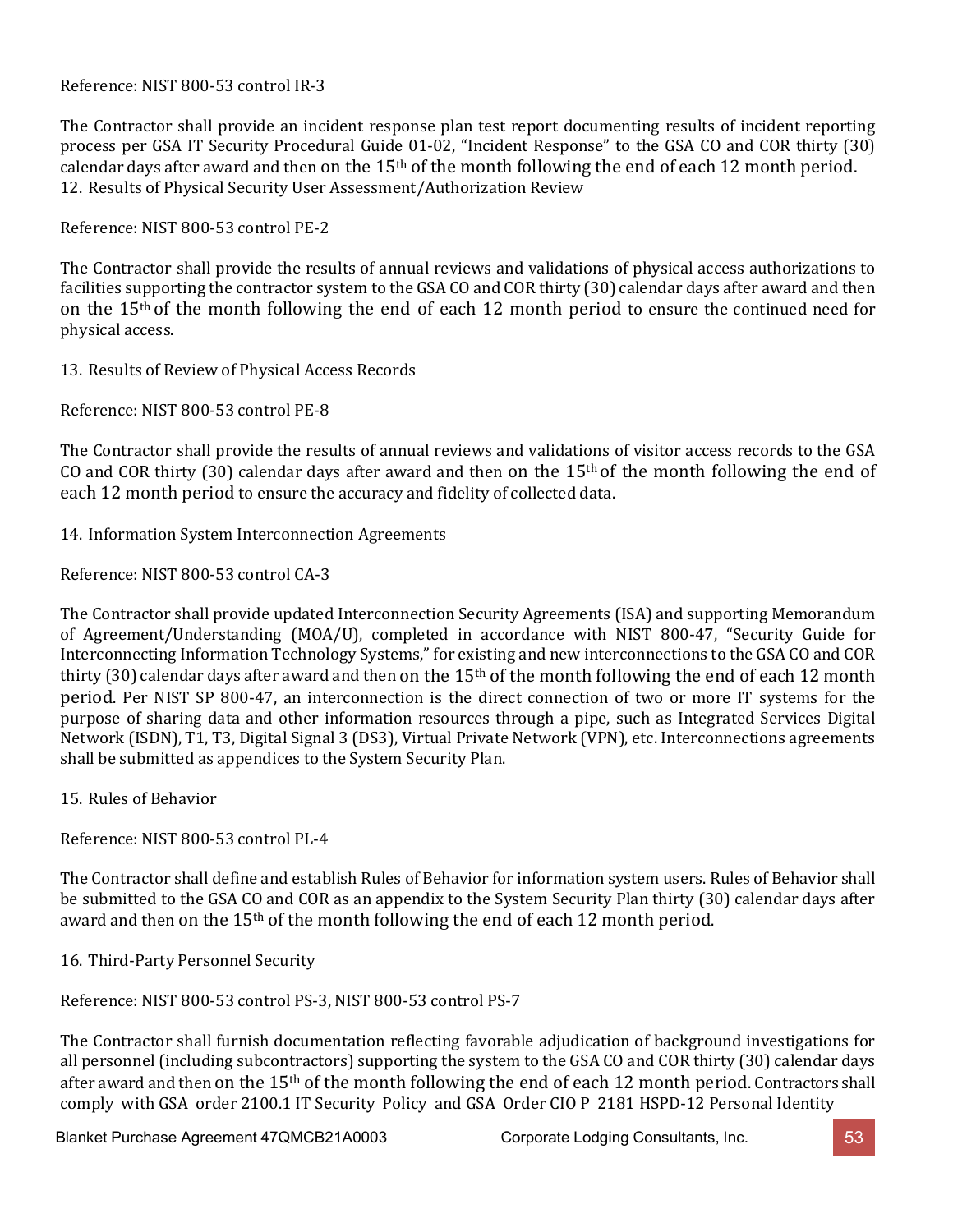Reference: NIST 800-53 control IR-3

The Contractor shall provide an incident response plan test report documenting results of incident reporting process per GSA IT Security Procedural Guide 01-02, "Incident Response" to the GSA CO and COR thirty (30) calendar days after award and then on the 15th of the month following the end of each 12 month period.

12. Results of Physical Security User Assessment/Authorization Review

Reference: NIST 800-53 control PE-2

The Contractor shall provide the results of annual reviews and validations of physical access authorizations to facilities supporting the contractor system to the GSA CO and COR thirty (30) calendar days after award and then on the 15th of the month following the end of each 12 month period to ensure the continued need for physical access.

13. Results of Review of Physical Access Records

Reference: NIST 800-53 control PE-8

The Contractor shall provide the results of annual reviews and validations of visitor access records to the GSA CO and COR thirty (30) calendar days after award and then on the 15th of the month following the end of each 12 month period to ensure the accuracy and fidelity of collected data.

14. Information System Interconnection Agreements

Reference: NIST 800-53 control CA-3

The Contractor shall provide updated Interconnection Security Agreements (ISA) and supporting Memorandum of Agreement/Understanding (MOA/U), completed in accordance with NIST 800-47, "Security Guide for Interconnecting Information Technology Systems," for existing and new interconnections to the GSA CO and COR thirty (30) calendar days after award and then on the 15th of the month following the end of each 12 month period. Per NIST SP 800-47, an interconnection is the direct connection of two or more IT systems for the purpose of sharing data and other information resources through a pipe, such as Integrated Services Digital Network (ISDN), T1, T3, Digital Signal 3 (DS3), Virtual Private Network (VPN), etc. Interconnections agreements shall be submitted as appendices to the System Security Plan.

15. Rules of Behavior

Reference: NIST 800-53 control PL-4

The Contractor shall define and establish Rules of Behavior for information system users. Rules of Behavior shall be submitted to the GSA CO and COR as an appendix to the System Security Plan thirty (30) calendar days after award and then on the 15th of the month following the end of each 12 month period.

16. Third-Party Personnel Security

Reference: NIST 800-53 control PS-3, NIST 800-53 control PS-7

The Contractor shall furnish documentation reflecting favorable adjudication of background investigations for all personnel (including subcontractors) supporting the system to the GSA CO and COR thirty (30) calendar days after award and then on the 15th of the month following the end of each 12 month period. Contractors shall comply with GSA order 2100.1 IT Security Policy and GSA Order CIO P 2181 HSPD-12 Personal Identity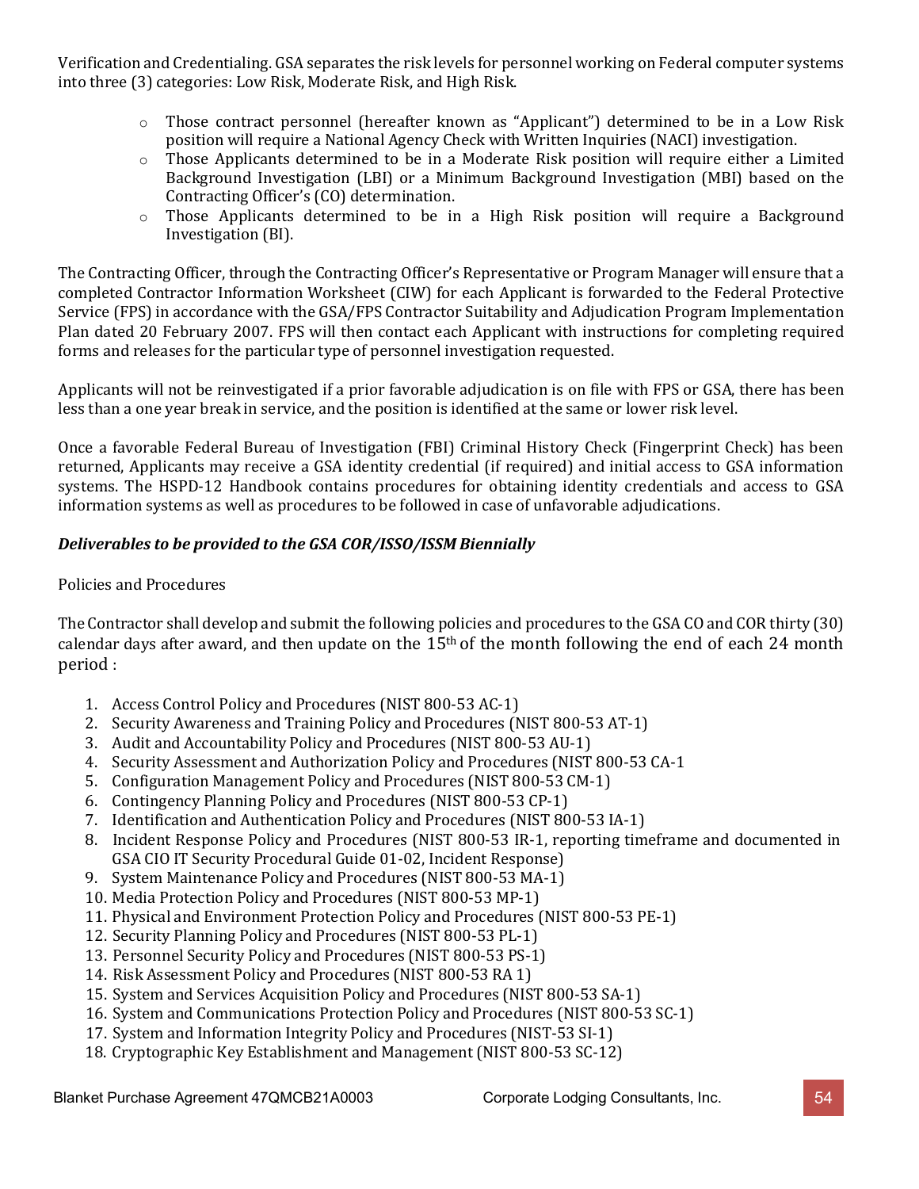Verification and Credentialing. GSA separates the risk levels for personnel working on Federal computer systems into three (3) categories: Low Risk, Moderate Risk, and High Risk.

- Those contract personnel (hereafter known as "Applicant") determined to be in a Low Risk position will require a National Agency Check with Written Inquiries (NACI) investigation.
- Those Applicants determined to be in a Moderate Risk position will require either a Limited Background Investigation (LBI) or a Minimum Background Investigation (MBI) based on the Contracting Officer's (CO) determination.
- Those Applicants determined to be in a High Risk position will require a Background Investigation (BI).

The Contracting Officer, through the Contracting Officer's Representative or Program Manager will ensure that a completed Contractor Information Worksheet (CIW) for each Applicant is forwarded to the Federal Protective Service (FPS) in accordance with the GSA/FPS Contractor Suitability and Adjudication Program Implementation Plan dated 20 February 2007. FPS will then contact each Applicant with instructions for completing required forms and releases for the particular type of personnel investigation requested.

Applicants will not be reinvestigated if a prior favorable adjudication is on file with FPS or GSA, there has been less than a one year break in service, and the position is identified at the same or lower risk level.

Once a favorable Federal Bureau of Investigation (FBI) Criminal History Check (Fingerprint Check) has been returned, Applicants may receive a GSA identity credential (if required) and initial access to GSA information systems. The HSPD-12 Handbook contains procedures for obtaining identity credentials and access to GSA information systems as well as procedures to be followed in case of unfavorable adjudications.

***Deliverables to be provided to the GSA COR/ISSO/ISSM Biennially***

Policies and Procedures

The Contractor shall develop and submit the following policies and procedures to the GSA CO and COR thirty (30) calendar days after award, and then update on the 15th of the month following the end of each 24 month period :

1. Access Control Policy and Procedures (NIST 800-53 AC-1)
2. Security Awareness and Training Policy and Procedures (NIST 800-53 AT-1)
3. Audit and Accountability Policy and Procedures (NIST 800-53 AU-1)
4. Security Assessment and Authorization Policy and Procedures (NIST 800-53 CA-1
5. Configuration Management Policy and Procedures (NIST 800-53 CM-1)
6. Contingency Planning Policy and Procedures (NIST 800-53 CP-1)
7. Identification and Authentication Policy and Procedures (NIST 800-53 IA-1)
8. Incident Response Policy and Procedures (NIST 800-53 IR-1, reporting timeframe and documented in GSA CIO IT Security Procedural Guide 01-02, Incident Response)
9. System Maintenance Policy and Procedures (NIST 800-53 MA-1)
10. Media Protection Policy and Procedures (NIST 800-53 MP-1)
11. Physical and Environment Protection Policy and Procedures (NIST 800-53 PE-1)
12. Security Planning Policy and Procedures (NIST 800-53 PL-1)
13. Personnel Security Policy and Procedures (NIST 800-53 PS-1)
14. Risk Assessment Policy and Procedures (NIST 800-53 RA 1)
15. System and Services Acquisition Policy and Procedures (NIST 800-53 SA-1)
16. System and Communications Protection Policy and Procedures (NIST 800-53 SC-1)
17. System and Information Integrity Policy and Procedures (NIST-53 SI-1)
18. Cryptographic Key Establishment and Management (NIST 800-53 SC-12)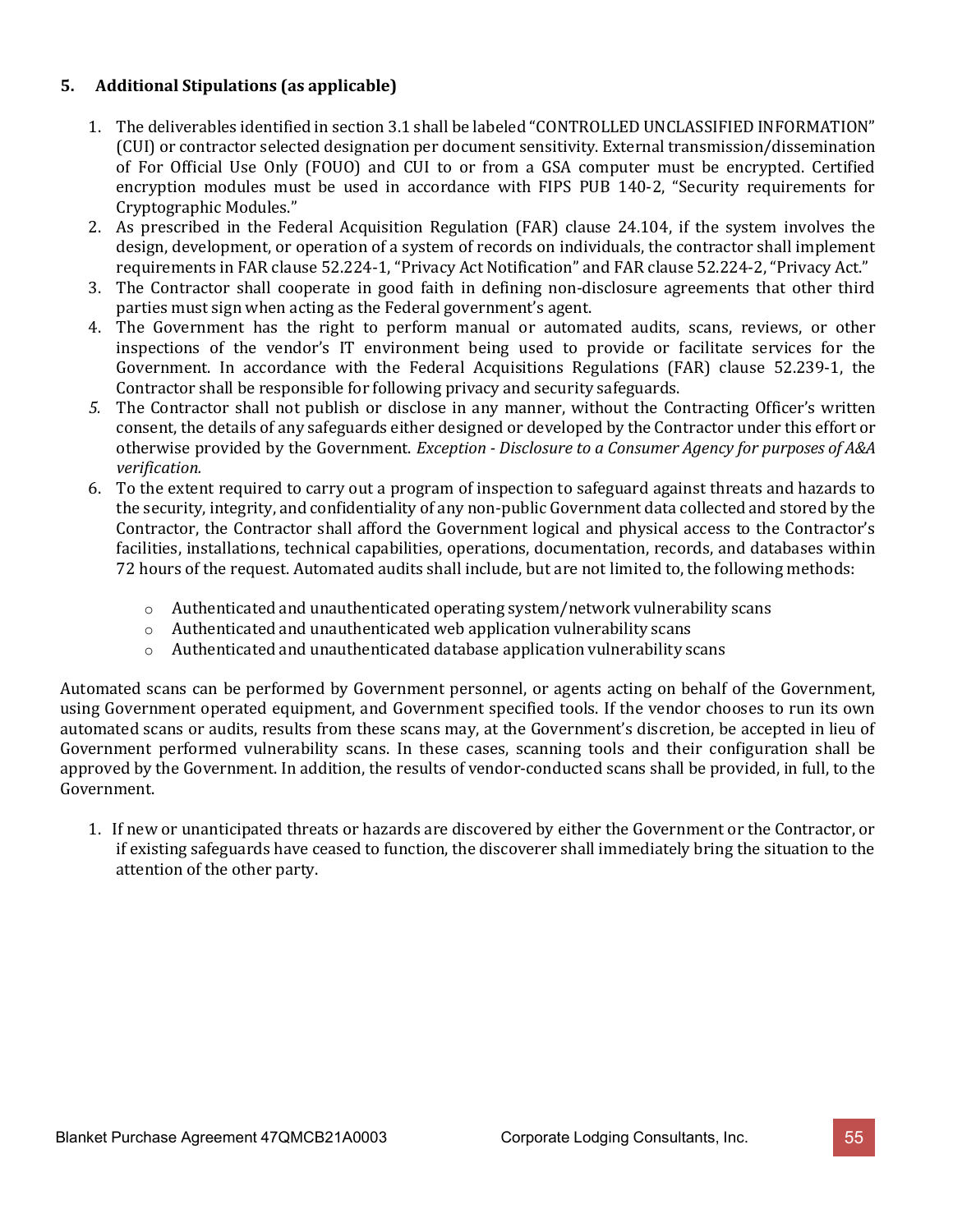## 5. Additional Stipulations (as applicable)

1. The deliverables identified in section 3.1 shall be labeled "CONTROLLED UNCLASSIFIED INFORMATION" (CUI) or contractor selected designation per document sensitivity. External transmission/dissemination of For Official Use Only (FOUO) and CUI to or from a GSA computer must be encrypted. Certified encryption modules must be used in accordance with FIPS PUB 140-2, "Security requirements for Cryptographic Modules."
2. As prescribed in the Federal Acquisition Regulation (FAR) clause 24.104, if the system involves the design, development, or operation of a system of records on individuals, the contractor shall implement requirements in FAR clause 52.224-1, "Privacy Act Notification" and FAR clause 52.224-2, "Privacy Act."
3. The Contractor shall cooperate in good faith in defining non-disclosure agreements that other third parties must sign when acting as the Federal government's agent.
4. The Government has the right to perform manual or automated audits, scans, reviews, or other inspections of the vendor's IT environment being used to provide or facilitate services for the Government. In accordance with the Federal Acquisitions Regulations (FAR) clause 52.239-1, the Contractor shall be responsible for following privacy and security safeguards.
5. The Contractor shall not publish or disclose in any manner, without the Contracting Officer's written consent, the details of any safeguards either designed or developed by the Contractor under this effort or otherwise provided by the Government. *Exception - Disclosure to a Consumer Agency for purposes of A&A verification.*
6. To the extent required to carry out a program of inspection to safeguard against threats and hazards to the security, integrity, and confidentiality of any non-public Government data collected and stored by the Contractor, the Contractor shall afford the Government logical and physical access to the Contractor's facilities, installations, technical capabilities, operations, documentation, records, and databases within 72 hours of the request. Automated audits shall include, but are not limited to, the following methods:
   - Authenticated and unauthenticated operating system/network vulnerability scans
   - Authenticated and unauthenticated web application vulnerability scans
   - Authenticated and unauthenticated database application vulnerability scans

Automated scans can be performed by Government personnel, or agents acting on behalf of the Government, using Government operated equipment, and Government specified tools. If the vendor chooses to run its own automated scans or audits, results from these scans may, at the Government's discretion, be accepted in lieu of Government performed vulnerability scans. In these cases, scanning tools and their configuration shall be approved by the Government. In addition, the results of vendor-conducted scans shall be provided, in full, to the Government.

1. If new or unanticipated threats or hazards are discovered by either the Government or the Contractor, or if existing safeguards have ceased to function, the discoverer shall immediately bring the situation to the attention of the other party.